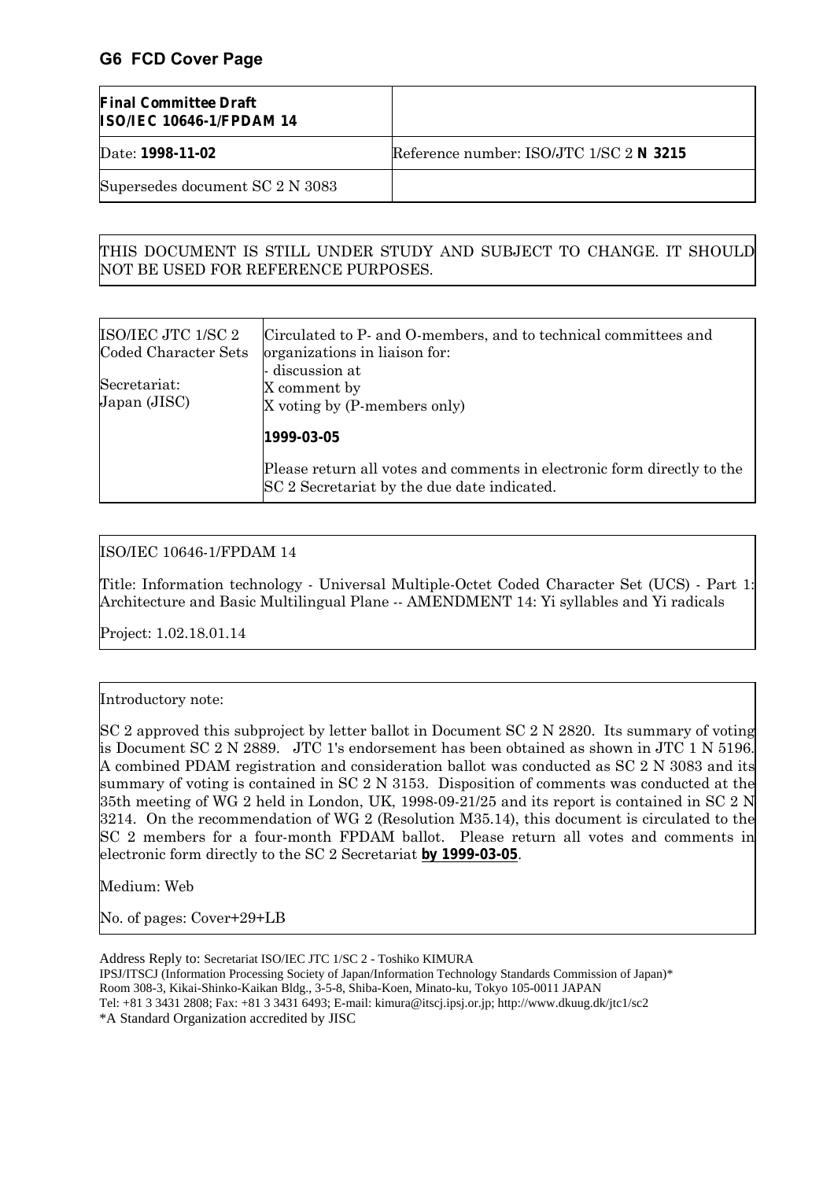## G6 FCD Cover Page

| **Final Committee Draft ISO/IEC 10646-1/FPDAM 14** | |
|---|---|
| Date: **1998-11-02** | Reference number: ISO/JTC 1/SC 2 **N 3215** |
| Supersedes document SC 2 N 3083 | |

THIS DOCUMENT IS STILL UNDER STUDY AND SUBJECT TO CHANGE. IT SHOULD NOT BE USED FOR REFERENCE PURPOSES.

| ISO/IEC JTC 1/SC 2 Coded Character Sets<br><br>Secretariat: Japan (JISC) | Circulated to P- and O-members, and to technical committees and organizations in liaison for:<br>- discussion at<br>X comment by<br>X voting by (P-members only)<br><br>**1999-03-05**<br><br>Please return all votes and comments in electronic form directly to the SC 2 Secretariat by the due date indicated. |
|---|---|

ISO/IEC 10646-1/FPDAM 14

Title: Information technology - Universal Multiple-Octet Coded Character Set (UCS) - Part 1: Architecture and Basic Multilingual Plane -- AMENDMENT 14: Yi syllables and Yi radicals

Project: 1.02.18.01.14

Introductory note:

SC 2 approved this subproject by letter ballot in Document SC 2 N 2820. Its summary of voting is Document SC 2 N 2889. JTC 1's endorsement has been obtained as shown in JTC 1 N 5196. A combined PDAM registration and consideration ballot was conducted as SC 2 N 3083 and its summary of voting is contained in SC 2 N 3153. Disposition of comments was conducted at the 35th meeting of WG 2 held in London, UK, 1998-09-21/25 and its report is contained in SC 2 N 3214. On the recommendation of WG 2 (Resolution M35.14), this document is circulated to the SC 2 members for a four-month FPDAM ballot. Please return all votes and comments in electronic form directly to the SC 2 Secretariat **by 1999-03-05**.

Medium: Web

No. of pages: Cover+29+LB

Address Reply to: Secretariat ISO/IEC JTC 1/SC 2 - Toshiko KIMURA
IPSJ/ITSCJ (Information Processing Society of Japan/Information Technology Standards Commission of Japan)*
Room 308-3, Kikai-Shinko-Kaikan Bldg., 3-5-8, Shiba-Koen, Minato-ku, Tokyo 105-0011 JAPAN
Tel: +81 3 3431 2808; Fax: +81 3 3431 6493; E-mail: kimura@itscj.ipsj.or.jp; http://www.dkuug.dk/jtc1/sc2
*A Standard Organization accredited by JISC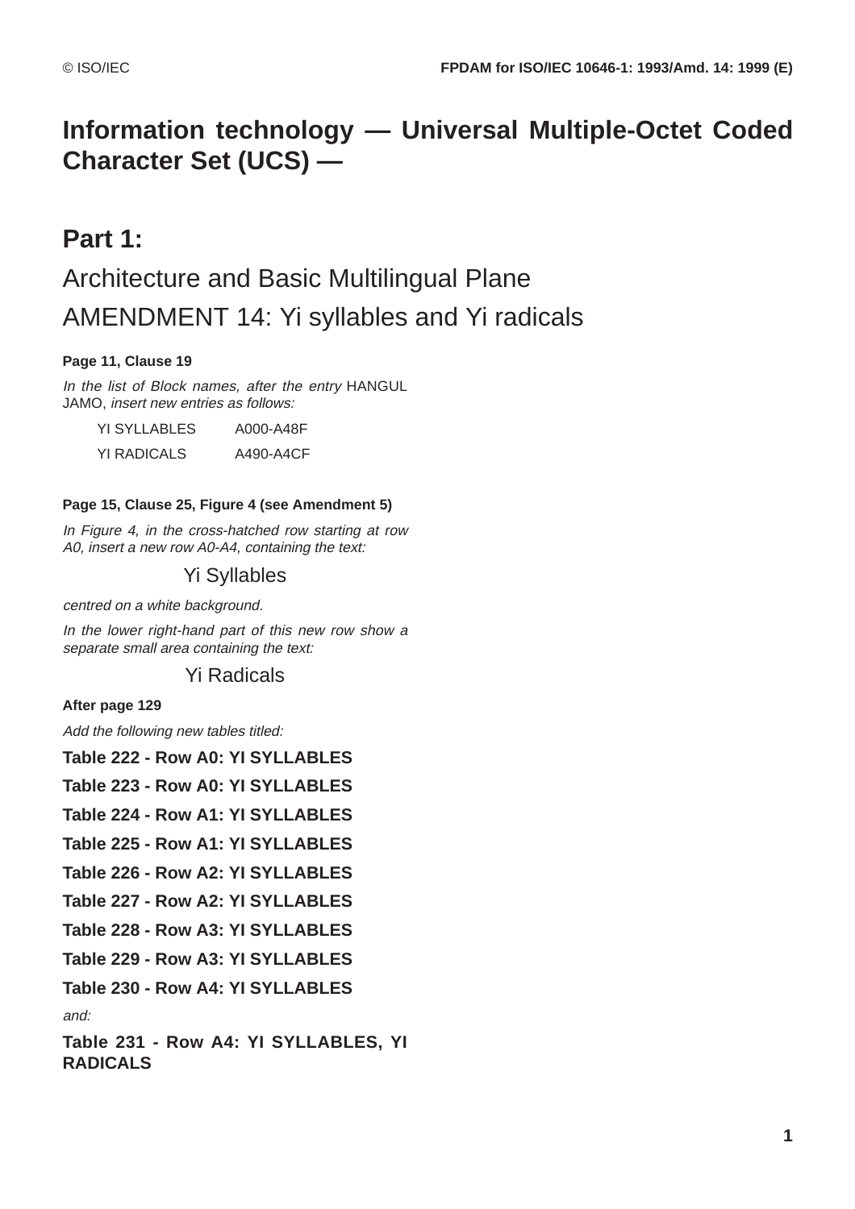# Information technology — Universal Multiple-Octet Coded Character Set (UCS) —

## Part 1:

## Architecture and Basic Multilingual Plane AMENDMENT 14: Yi syllables and Yi radicals

**Page 11, Clause 19**

*In the list of Block names, after the entry* HANGUL JAMO, *insert new entries as follows:*

| | |
|---|---|
| YI SYLLABLES | A000-A48F |
| YI RADICALS | A490-A4CF |

**Page 15, Clause 25, Figure 4 (see Amendment 5)**

*In Figure 4, in the cross-hatched row starting at row A0, insert a new row A0-A4, containing the text:*

Yi Syllables

*centred on a white background.*

*In the lower right-hand part of this new row show a separate small area containing the text:*

Yi Radicals

**After page 129**

*Add the following new tables titled:*

**Table 222 - Row A0: YI SYLLABLES**

**Table 223 - Row A0: YI SYLLABLES**

**Table 224 - Row A1: YI SYLLABLES**

**Table 225 - Row A1: YI SYLLABLES**

**Table 226 - Row A2: YI SYLLABLES**

**Table 227 - Row A2: YI SYLLABLES**

**Table 228 - Row A3: YI SYLLABLES**

**Table 229 - Row A3: YI SYLLABLES**

**Table 230 - Row A4: YI SYLLABLES**

*and:*

**Table 231 - Row A4: YI SYLLABLES, YI RADICALS**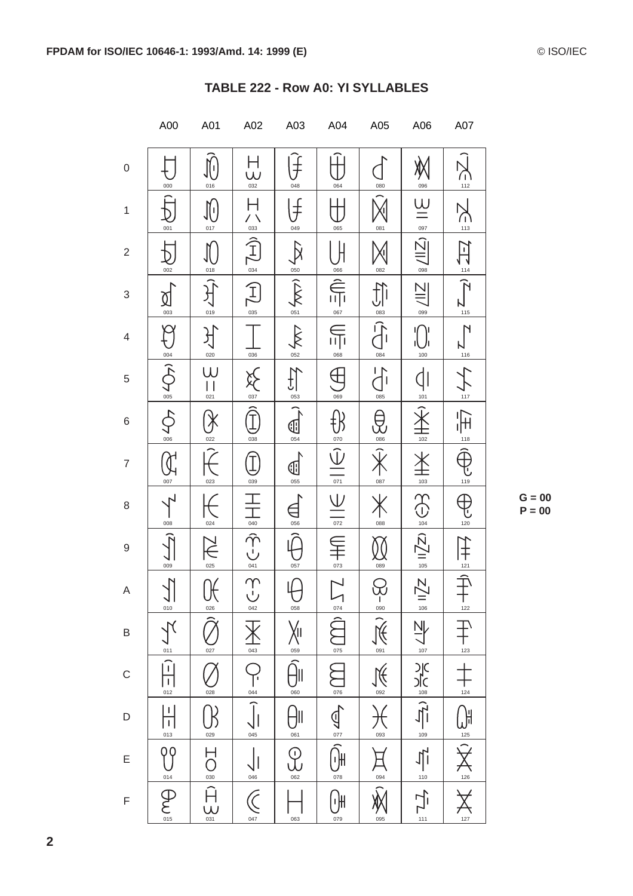## TABLE 222 - Row A0: YI SYLLABLES

|   | A00 | A01 | A02 | A03 | A04 | A05 | A06 | A07 |
|---|---|---|---|---|---|---|---|---|
| 0 | ꀀ 000 | ꀐ 016 | ꀠ 032 | ꀰ 048 | ꁀ 064 | ꁐ 080 | ꁠ 096 | ꁰ 112 |
| 1 | ꀁ 001 | ꀑ 017 | ꀡ 033 | ꀱ 049 | ꁁ 065 | ꁑ 081 | ꁡ 097 | ꁱ 113 |
| 2 | ꀂ 002 | ꀒ 018 | ꀢ 034 | ꀲ 050 | ꁂ 066 | ꁒ 082 | ꁢ 098 | ꁲ 114 |
| 3 | ꀃ 003 | ꀓ 019 | ꀣ 035 | ꀳ 051 | ꁃ 067 | ꁓ 083 | ꁣ 099 | ꁳ 115 |
| 4 | ꀄ 004 | ꀔ 020 | ꀤ 036 | ꀴ 052 | ꁄ 068 | ꁔ 084 | ꁤ 100 | ꁴ 116 |
| 5 | ꀅ 005 | ꀕ 021 | ꀥ 037 | ꀵ 053 | ꁅ 069 | ꁕ 085 | ꁥ 101 | ꁵ 117 |
| 6 | ꀆ 006 | ꀖ 022 | ꀦ 038 | ꀶ 054 | ꁆ 070 | ꁖ 086 | ꁦ 102 | ꁶ 118 |
| 7 | ꀇ 007 | ꀗ 023 | ꀧ 039 | ꀷ 055 | ꁇ 071 | ꁗ 087 | ꁧ 103 | ꁷ 119 |
| 8 | ꀈ 008 | ꀘ 024 | ꀨ 040 | ꀸ 056 | ꁈ 072 | ꁘ 088 | ꁨ 104 | ꁸ 120 |
| 9 | ꀉ 009 | ꀙ 025 | ꀩ 041 | ꀹ 057 | ꁉ 073 | ꁙ 089 | ꁩ 105 | ꁹ 121 |
| A | ꀊ 010 | ꀚ 026 | ꀪ 042 | ꀺ 058 | ꁊ 074 | ꁚ 090 | ꁪ 106 | ꁺ 122 |
| B | ꀋ 011 | ꀛ 027 | ꀫ 043 | ꀻ 059 | ꁋ 075 | ꁛ 091 | ꁫ 107 | ꁻ 123 |
| C | ꀌ 012 | ꀜ 028 | ꀬ 044 | ꀼ 060 | ꁌ 076 | ꁜ 092 | ꁬ 108 | ꁼ 124 |
| D | ꀍ 013 | ꀝ 029 | ꀭ 045 | ꀽ 061 | ꁍ 077 | ꁝ 093 | ꁭ 109 | ꁽ 125 |
| E | ꀎ 014 | ꀞ 030 | ꀮ 046 | ꀾ 062 | ꁎ 078 | ꁞ 094 | ꁮ 110 | ꁾ 126 |
| F | ꀏ 015 | ꀟ 031 | ꀯ 047 | ꀿ 063 | ꁏ 079 | ꁟ 095 | ꁯ 111 | ꁿ 127 |

G = 00
P = 00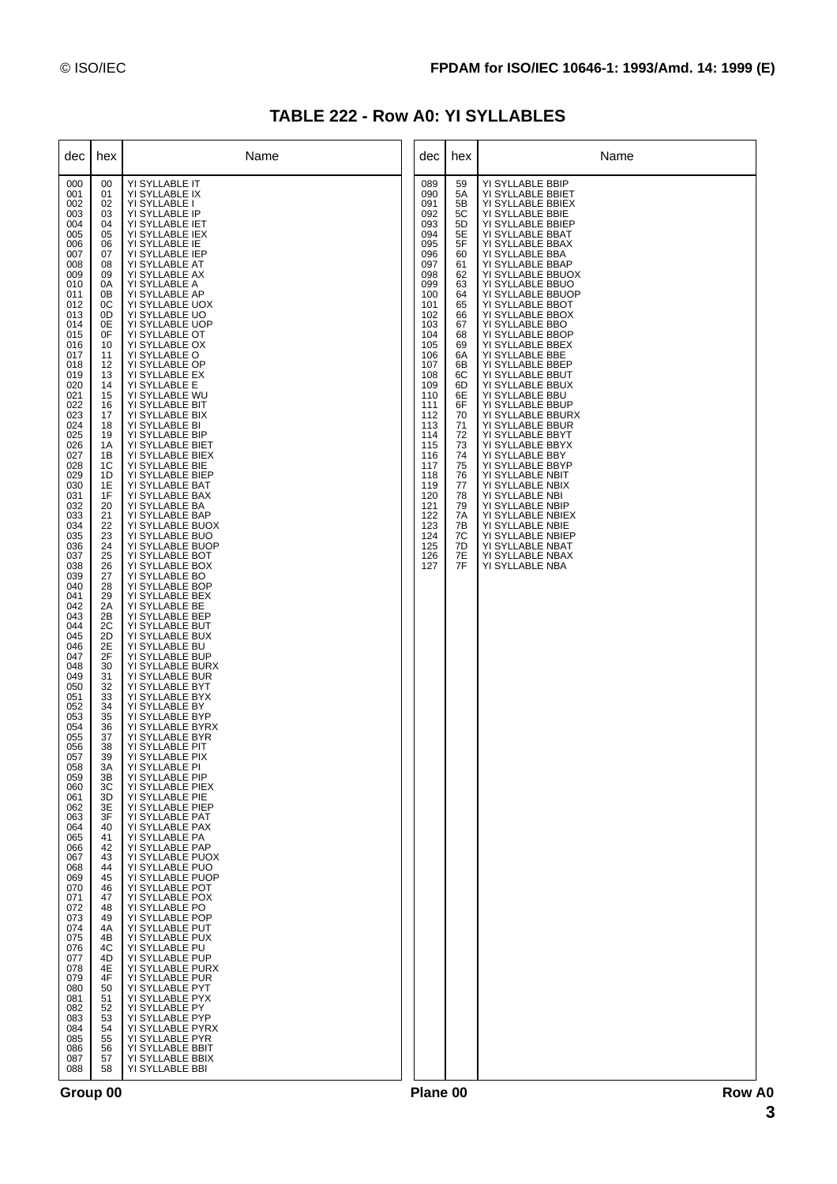# TABLE 222 - Row A0: YI SYLLABLES

| dec | hex | Name |
|---|---|---|
| 000 | 00 | YI SYLLABLE IT |
| 001 | 01 | YI SYLLABLE IX |
| 002 | 02 | YI SYLLABLE I |
| 003 | 03 | YI SYLLABLE IP |
| 004 | 04 | YI SYLLABLE IET |
| 005 | 05 | YI SYLLABLE IEX |
| 006 | 06 | YI SYLLABLE IE |
| 007 | 07 | YI SYLLABLE IEP |
| 008 | 08 | YI SYLLABLE AT |
| 009 | 09 | YI SYLLABLE AX |
| 010 | 0A | YI SYLLABLE A |
| 011 | 0B | YI SYLLABLE AP |
| 012 | 0C | YI SYLLABLE UOX |
| 013 | 0D | YI SYLLABLE UO |
| 014 | 0E | YI SYLLABLE UOP |
| 015 | 0F | YI SYLLABLE OT |
| 016 | 10 | YI SYLLABLE OX |
| 017 | 11 | YI SYLLABLE O |
| 018 | 12 | YI SYLLABLE OP |
| 019 | 13 | YI SYLLABLE EX |
| 020 | 14 | YI SYLLABLE E |
| 021 | 15 | YI SYLLABLE WU |
| 022 | 16 | YI SYLLABLE BIT |
| 023 | 17 | YI SYLLABLE BIX |
| 024 | 18 | YI SYLLABLE BI |
| 025 | 19 | YI SYLLABLE BIP |
| 026 | 1A | YI SYLLABLE BIET |
| 027 | 1B | YI SYLLABLE BIEX |
| 028 | 1C | YI SYLLABLE BIE |
| 029 | 1D | YI SYLLABLE BIEP |
| 030 | 1E | YI SYLLABLE BAT |
| 031 | 1F | YI SYLLABLE BAX |
| 032 | 20 | YI SYLLABLE BA |
| 033 | 21 | YI SYLLABLE BAP |
| 034 | 22 | YI SYLLABLE BUOX |
| 035 | 23 | YI SYLLABLE BUO |
| 036 | 24 | YI SYLLABLE BUOP |
| 037 | 25 | YI SYLLABLE BOT |
| 038 | 26 | YI SYLLABLE BOX |
| 039 | 27 | YI SYLLABLE BO |
| 040 | 28 | YI SYLLABLE BOP |
| 041 | 29 | YI SYLLABLE BEX |
| 042 | 2A | YI SYLLABLE BE |
| 043 | 2B | YI SYLLABLE BEP |
| 044 | 2C | YI SYLLABLE BUT |
| 045 | 2D | YI SYLLABLE BUX |
| 046 | 2E | YI SYLLABLE BU |
| 047 | 2F | YI SYLLABLE BUP |
| 048 | 30 | YI SYLLABLE BURX |
| 049 | 31 | YI SYLLABLE BUR |
| 050 | 32 | YI SYLLABLE BYT |
| 051 | 33 | YI SYLLABLE BYX |
| 052 | 34 | YI SYLLABLE BY |
| 053 | 35 | YI SYLLABLE BYP |
| 054 | 36 | YI SYLLABLE BYRX |
| 055 | 37 | YI SYLLABLE BYR |
| 056 | 38 | YI SYLLABLE PIT |
| 057 | 39 | YI SYLLABLE PIX |
| 058 | 3A | YI SYLLABLE PI |
| 059 | 3B | YI SYLLABLE PIP |
| 060 | 3C | YI SYLLABLE PIEX |
| 061 | 3D | YI SYLLABLE PIE |
| 062 | 3E | YI SYLLABLE PIEP |
| 063 | 3F | YI SYLLABLE PAT |
| 064 | 40 | YI SYLLABLE PAX |
| 065 | 41 | YI SYLLABLE PA |
| 066 | 42 | YI SYLLABLE PAP |
| 067 | 43 | YI SYLLABLE PUOX |
| 068 | 44 | YI SYLLABLE PUO |
| 069 | 45 | YI SYLLABLE PUOP |
| 070 | 46 | YI SYLLABLE POT |
| 071 | 47 | YI SYLLABLE POX |
| 072 | 48 | YI SYLLABLE PO |
| 073 | 49 | YI SYLLABLE POP |
| 074 | 4A | YI SYLLABLE PUT |
| 075 | 4B | YI SYLLABLE PUX |
| 076 | 4C | YI SYLLABLE PU |
| 077 | 4D | YI SYLLABLE PUP |
| 078 | 4E | YI SYLLABLE PURX |
| 079 | 4F | YI SYLLABLE PUR |
| 080 | 50 | YI SYLLABLE PYT |
| 081 | 51 | YI SYLLABLE PYX |
| 082 | 52 | YI SYLLABLE PY |
| 083 | 53 | YI SYLLABLE PYP |
| 084 | 54 | YI SYLLABLE PYRX |
| 085 | 55 | YI SYLLABLE PYR |
| 086 | 56 | YI SYLLABLE BBIT |
| 087 | 57 | YI SYLLABLE BBIX |
| 088 | 58 | YI SYLLABLE BBI |
| 089 | 59 | YI SYLLABLE BBIP |
| 090 | 5A | YI SYLLABLE BBIET |
| 091 | 5B | YI SYLLABLE BBIEX |
| 092 | 5C | YI SYLLABLE BBIE |
| 093 | 5D | YI SYLLABLE BBIEP |
| 094 | 5E | YI SYLLABLE BBAT |
| 095 | 5F | YI SYLLABLE BBAX |
| 096 | 60 | YI SYLLABLE BBA |
| 097 | 61 | YI SYLLABLE BBAP |
| 098 | 62 | YI SYLLABLE BBUOX |
| 099 | 63 | YI SYLLABLE BBUO |
| 100 | 64 | YI SYLLABLE BBUOP |
| 101 | 65 | YI SYLLABLE BBOT |
| 102 | 66 | YI SYLLABLE BBOX |
| 103 | 67 | YI SYLLABLE BBO |
| 104 | 68 | YI SYLLABLE BBOP |
| 105 | 69 | YI SYLLABLE BBEX |
| 106 | 6A | YI SYLLABLE BBE |
| 107 | 6B | YI SYLLABLE BBEP |
| 108 | 6C | YI SYLLABLE BBUT |
| 109 | 6D | YI SYLLABLE BBUX |
| 110 | 6E | YI SYLLABLE BBU |
| 111 | 6F | YI SYLLABLE BBUP |
| 112 | 70 | YI SYLLABLE BBURX |
| 113 | 71 | YI SYLLABLE BBUR |
| 114 | 72 | YI SYLLABLE BBYT |
| 115 | 73 | YI SYLLABLE BBYX |
| 116 | 74 | YI SYLLABLE BBY |
| 117 | 75 | YI SYLLABLE BBYP |
| 118 | 76 | YI SYLLABLE NBIT |
| 119 | 77 | YI SYLLABLE NBIX |
| 120 | 78 | YI SYLLABLE NBI |
| 121 | 79 | YI SYLLABLE NBIP |
| 122 | 7A | YI SYLLABLE NBIEX |
| 123 | 7B | YI SYLLABLE NBIE |
| 124 | 7C | YI SYLLABLE NBIEP |
| 125 | 7D | YI SYLLABLE NBAT |
| 126 | 7E | YI SYLLABLE NBAX |
| 127 | 7F | YI SYLLABLE NBA |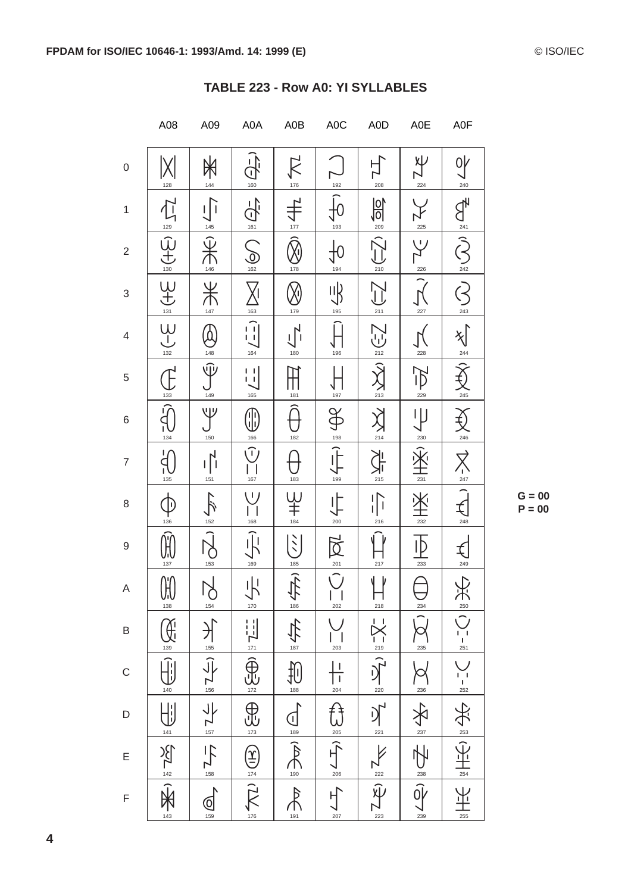## TABLE 223 - Row A0: YI SYLLABLES

|   | A08 | A09 | A0A | A0B | A0C | A0D | A0E | A0F |
|---|---|---|---|---|---|---|---|---|
| 0 | 128 | 144 | 160 | 176 | 192 | 208 | 224 | 240 |
| 1 | 129 | 145 | 161 | 177 | 193 | 209 | 225 | 241 |
| 2 | 130 | 146 | 162 | 178 | 194 | 210 | 226 | 242 |
| 3 | 131 | 147 | 163 | 179 | 195 | 211 | 227 | 243 |
| 4 | 132 | 148 | 164 | 180 | 196 | 212 | 228 | 244 |
| 5 | 133 | 149 | 165 | 181 | 197 | 213 | 229 | 245 |
| 6 | 134 | 150 | 166 | 182 | 198 | 214 | 230 | 246 |
| 7 | 135 | 151 | 167 | 183 | 199 | 215 | 231 | 247 |
| 8 | 136 | 152 | 168 | 184 | 200 | 216 | 232 | 248 |
| 9 | 137 | 153 | 169 | 185 | 201 | 217 | 233 | 249 |
| A | 138 | 154 | 170 | 186 | 202 | 218 | 234 | 250 |
| B | 139 | 155 | 171 | 187 | 203 | 219 | 235 | 251 |
| C | 140 | 156 | 172 | 188 | 204 | 220 | 236 | 252 |
| D | 141 | 157 | 173 | 189 | 205 | 221 | 237 | 253 |
| E | 142 | 158 | 174 | 190 | 206 | 222 | 238 | 254 |
| F | 143 | 159 | 176 | 191 | 207 | 223 | 239 | 255 |

G = 00
P = 00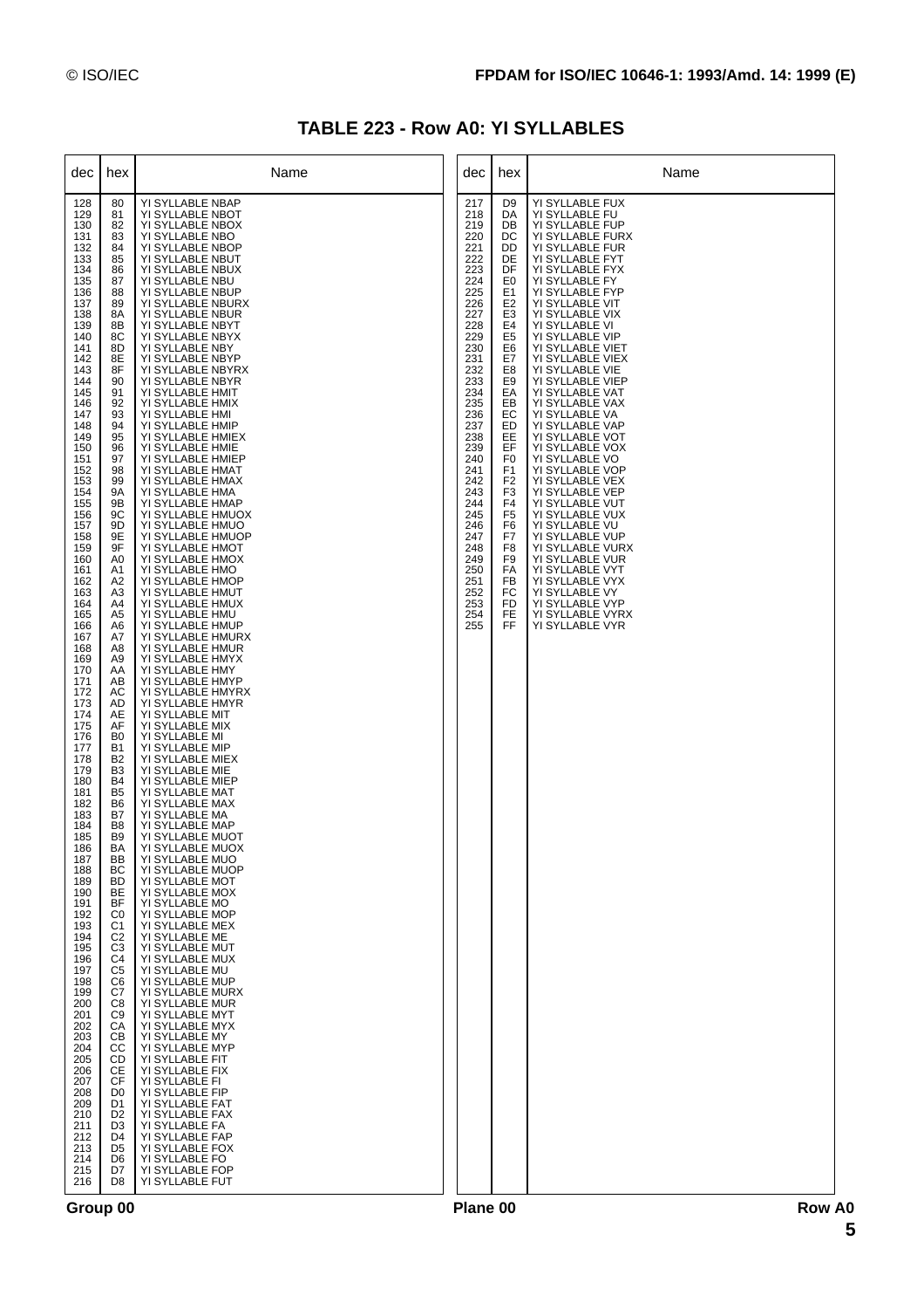# TABLE 223 - Row A0: YI SYLLABLES

| dec | hex | Name |
|---|---|---|
| 128 | 80 | YI SYLLABLE NBAP |
| 129 | 81 | YI SYLLABLE NBOT |
| 130 | 82 | YI SYLLABLE NBOX |
| 131 | 83 | YI SYLLABLE NBO |
| 132 | 84 | YI SYLLABLE NBOP |
| 133 | 85 | YI SYLLABLE NBUT |
| 134 | 86 | YI SYLLABLE NBUX |
| 135 | 87 | YI SYLLABLE NBU |
| 136 | 88 | YI SYLLABLE NBUP |
| 137 | 89 | YI SYLLABLE NBURX |
| 138 | 8A | YI SYLLABLE NBUR |
| 139 | 8B | YI SYLLABLE NBYT |
| 140 | 8C | YI SYLLABLE NBYX |
| 141 | 8D | YI SYLLABLE NBY |
| 142 | 8E | YI SYLLABLE NBYP |
| 143 | 8F | YI SYLLABLE NBYRX |
| 144 | 90 | YI SYLLABLE NBYR |
| 145 | 91 | YI SYLLABLE HMIT |
| 146 | 92 | YI SYLLABLE HMIX |
| 147 | 93 | YI SYLLABLE HMI |
| 148 | 94 | YI SYLLABLE HMIP |
| 149 | 95 | YI SYLLABLE HMIEX |
| 150 | 96 | YI SYLLABLE HMIE |
| 151 | 97 | YI SYLLABLE HMIEP |
| 152 | 98 | YI SYLLABLE HMAT |
| 153 | 99 | YI SYLLABLE HMAX |
| 154 | 9A | YI SYLLABLE HMA |
| 155 | 9B | YI SYLLABLE HMAP |
| 156 | 9C | YI SYLLABLE HMUOX |
| 157 | 9D | YI SYLLABLE HMUO |
| 158 | 9E | YI SYLLABLE HMUOP |
| 159 | 9F | YI SYLLABLE HMOT |
| 160 | A0 | YI SYLLABLE HMOX |
| 161 | A1 | YI SYLLABLE HMO |
| 162 | A2 | YI SYLLABLE HMOP |
| 163 | A3 | YI SYLLABLE HMUT |
| 164 | A4 | YI SYLLABLE HMUX |
| 165 | A5 | YI SYLLABLE HMU |
| 166 | A6 | YI SYLLABLE HMUP |
| 167 | A7 | YI SYLLABLE HMURX |
| 168 | A8 | YI SYLLABLE HMUR |
| 169 | A9 | YI SYLLABLE HMYX |
| 170 | AA | YI SYLLABLE HMY |
| 171 | AB | YI SYLLABLE HMYP |
| 172 | AC | YI SYLLABLE HMYRX |
| 173 | AD | YI SYLLABLE HMYR |
| 174 | AE | YI SYLLABLE MIT |
| 175 | AF | YI SYLLABLE MIX |
| 176 | B0 | YI SYLLABLE MI |
| 177 | B1 | YI SYLLABLE MIP |
| 178 | B2 | YI SYLLABLE MIEX |
| 179 | B3 | YI SYLLABLE MIE |
| 180 | B4 | YI SYLLABLE MIEP |
| 181 | B5 | YI SYLLABLE MAT |
| 182 | B6 | YI SYLLABLE MAX |
| 183 | B7 | YI SYLLABLE MA |
| 184 | B8 | YI SYLLABLE MAP |
| 185 | B9 | YI SYLLABLE MUOT |
| 186 | BA | YI SYLLABLE MUOX |
| 187 | BB | YI SYLLABLE MUO |
| 188 | BC | YI SYLLABLE MUOP |
| 189 | BD | YI SYLLABLE MOT |
| 190 | BE | YI SYLLABLE MOX |
| 191 | BF | YI SYLLABLE MO |
| 192 | C0 | YI SYLLABLE MOP |
| 193 | C1 | YI SYLLABLE MEX |
| 194 | C2 | YI SYLLABLE ME |
| 195 | C3 | YI SYLLABLE MUT |
| 196 | C4 | YI SYLLABLE MUX |
| 197 | C5 | YI SYLLABLE MU |
| 198 | C6 | YI SYLLABLE MUP |
| 199 | C7 | YI SYLLABLE MURX |
| 200 | C8 | YI SYLLABLE MUR |
| 201 | C9 | YI SYLLABLE MYT |
| 202 | CA | YI SYLLABLE MYX |
| 203 | CB | YI SYLLABLE MY |
| 204 | CC | YI SYLLABLE MYP |
| 205 | CD | YI SYLLABLE FIT |
| 206 | CE | YI SYLLABLE FIX |
| 207 | CF | YI SYLLABLE FI |
| 208 | D0 | YI SYLLABLE FIP |
| 209 | D1 | YI SYLLABLE FAT |
| 210 | D2 | YI SYLLABLE FAX |
| 211 | D3 | YI SYLLABLE FA |
| 212 | D4 | YI SYLLABLE FAP |
| 213 | D5 | YI SYLLABLE FOX |
| 214 | D6 | YI SYLLABLE FO |
| 215 | D7 | YI SYLLABLE FOP |
| 216 | D8 | YI SYLLABLE FUT |
| 217 | D9 | YI SYLLABLE FUX |
| 218 | DA | YI SYLLABLE FU |
| 219 | DB | YI SYLLABLE FUP |
| 220 | DC | YI SYLLABLE FURX |
| 221 | DD | YI SYLLABLE FUR |
| 222 | DE | YI SYLLABLE FYT |
| 223 | DF | YI SYLLABLE FYX |
| 224 | E0 | YI SYLLABLE FY |
| 225 | E1 | YI SYLLABLE FYP |
| 226 | E2 | YI SYLLABLE VIT |
| 227 | E3 | YI SYLLABLE VIX |
| 228 | E4 | YI SYLLABLE VI |
| 229 | E5 | YI SYLLABLE VIP |
| 230 | E6 | YI SYLLABLE VIET |
| 231 | E7 | YI SYLLABLE VIEX |
| 232 | E8 | YI SYLLABLE VIE |
| 233 | E9 | YI SYLLABLE VIEP |
| 234 | EA | YI SYLLABLE VAT |
| 235 | EB | YI SYLLABLE VAX |
| 236 | EC | YI SYLLABLE VA |
| 237 | ED | YI SYLLABLE VAP |
| 238 | EE | YI SYLLABLE VOT |
| 239 | EF | YI SYLLABLE VOX |
| 240 | F0 | YI SYLLABLE VO |
| 241 | F1 | YI SYLLABLE VOP |
| 242 | F2 | YI SYLLABLE VEX |
| 243 | F3 | YI SYLLABLE VEP |
| 244 | F4 | YI SYLLABLE VUT |
| 245 | F5 | YI SYLLABLE VUX |
| 246 | F6 | YI SYLLABLE VU |
| 247 | F7 | YI SYLLABLE VUP |
| 248 | F8 | YI SYLLABLE VURX |
| 249 | F9 | YI SYLLABLE VUR |
| 250 | FA | YI SYLLABLE VYT |
| 251 | FB | YI SYLLABLE VYX |
| 252 | FC | YI SYLLABLE VY |
| 253 | FD | YI SYLLABLE VYP |
| 254 | FE | YI SYLLABLE VYRX |
| 255 | FF | YI SYLLABLE VYR |

Group 00 Plane 00 Row A0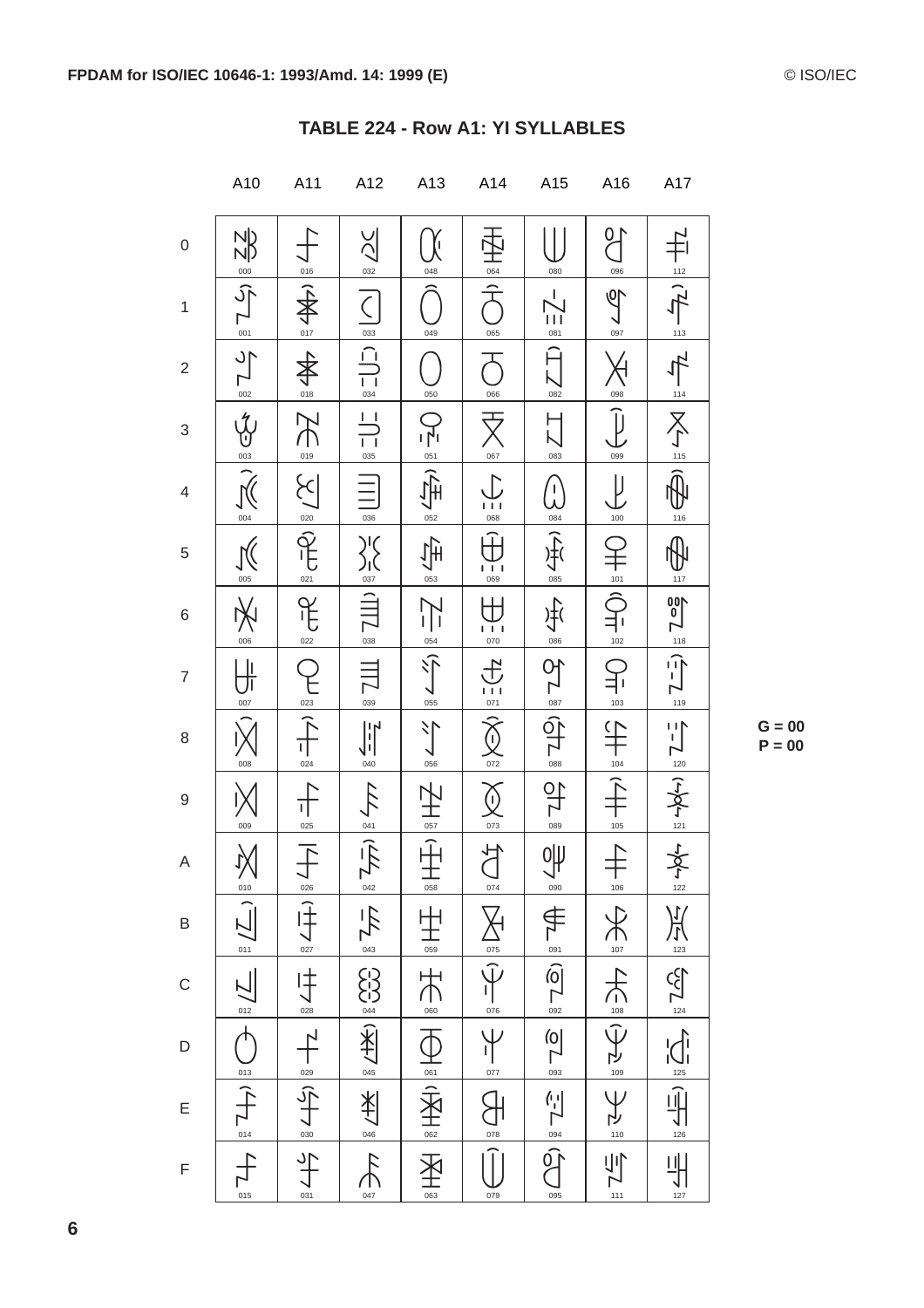## TABLE 224 - Row A1: YI SYLLABLES

| | A10 | A11 | A12 | A13 | A14 | A15 | A16 | A17 |
|---|---|---|---|---|---|---|---|---|
| 0 | ꀀ 000 | ꀐ 016 | ꀠ 032 | ꀰ 048 | ꁀ 064 | ꁐ 080 | ꁠ 096 | ꁰ 112 |
| 1 | ꀁ 001 | ꀑ 017 | ꀡ 033 | ꀱ 049 | ꁁ 065 | ꁑ 081 | ꁡ 097 | ꁱ 113 |
| 2 | ꀂ 002 | ꀒ 018 | ꀢ 034 | ꀲ 050 | ꁂ 066 | ꁒ 082 | ꁢ 098 | ꁲ 114 |
| 3 | ꀃ 003 | ꀓ 019 | ꀣ 035 | ꀳ 051 | ꁃ 067 | ꁓ 083 | ꁣ 099 | ꁳ 115 |
| 4 | ꀄ 004 | ꀔ 020 | ꀤ 036 | ꀴ 052 | ꁄ 068 | ꁔ 084 | ꁤ 100 | ꁴ 116 |
| 5 | ꀅ 005 | ꀕ 021 | ꀥ 037 | ꀵ 053 | ꁅ 069 | ꁕ 085 | ꁥ 101 | ꁵ 117 |
| 6 | ꀆ 006 | ꀖ 022 | ꀦ 038 | ꀶ 054 | ꁆ 070 | ꁖ 086 | ꁦ 102 | ꁶ 118 |
| 7 | ꀇ 007 | ꀗ 023 | ꀧ 039 | ꀷ 055 | ꁇ 071 | ꁗ 087 | ꁧ 103 | ꁷ 119 |
| 8 | ꀈ 008 | ꀘ 024 | ꀨ 040 | ꀸ 056 | ꁈ 072 | ꁘ 088 | ꁨ 104 | ꁸ 120 |
| 9 | ꀉ 009 | ꀙ 025 | ꀩ 041 | ꀹ 057 | ꁉ 073 | ꁙ 089 | ꁩ 105 | ꁹ 121 |
| A | ꀊ 010 | ꀚ 026 | ꀪ 042 | ꀺ 058 | ꁊ 074 | ꁚ 090 | ꁪ 106 | ꁺ 122 |
| B | ꀋ 011 | ꀛ 027 | ꀫ 043 | ꀻ 059 | ꁋ 075 | ꁛ 091 | ꁫ 107 | ꁻ 123 |
| C | ꀌ 012 | ꀜ 028 | ꀬ 044 | ꀼ 060 | ꁌ 076 | ꁜ 092 | ꁬ 108 | ꁼ 124 |
| D | ꀍ 013 | ꀝ 029 | ꀭ 045 | ꀽ 061 | ꁍ 077 | ꁝ 093 | ꁭ 109 | ꁽ 125 |
| E | ꀎ 014 | ꀞ 030 | ꀮ 046 | ꀾ 062 | ꁎ 078 | ꁞ 094 | ꁮ 110 | ꁾ 126 |
| F | ꀏ 015 | ꀟ 031 | ꀯ 047 | ꀿ 063 | ꁏ 079 | ꁟ 095 | ꁯ 111 | ꁿ 127 |

**G = 00**
**P = 00**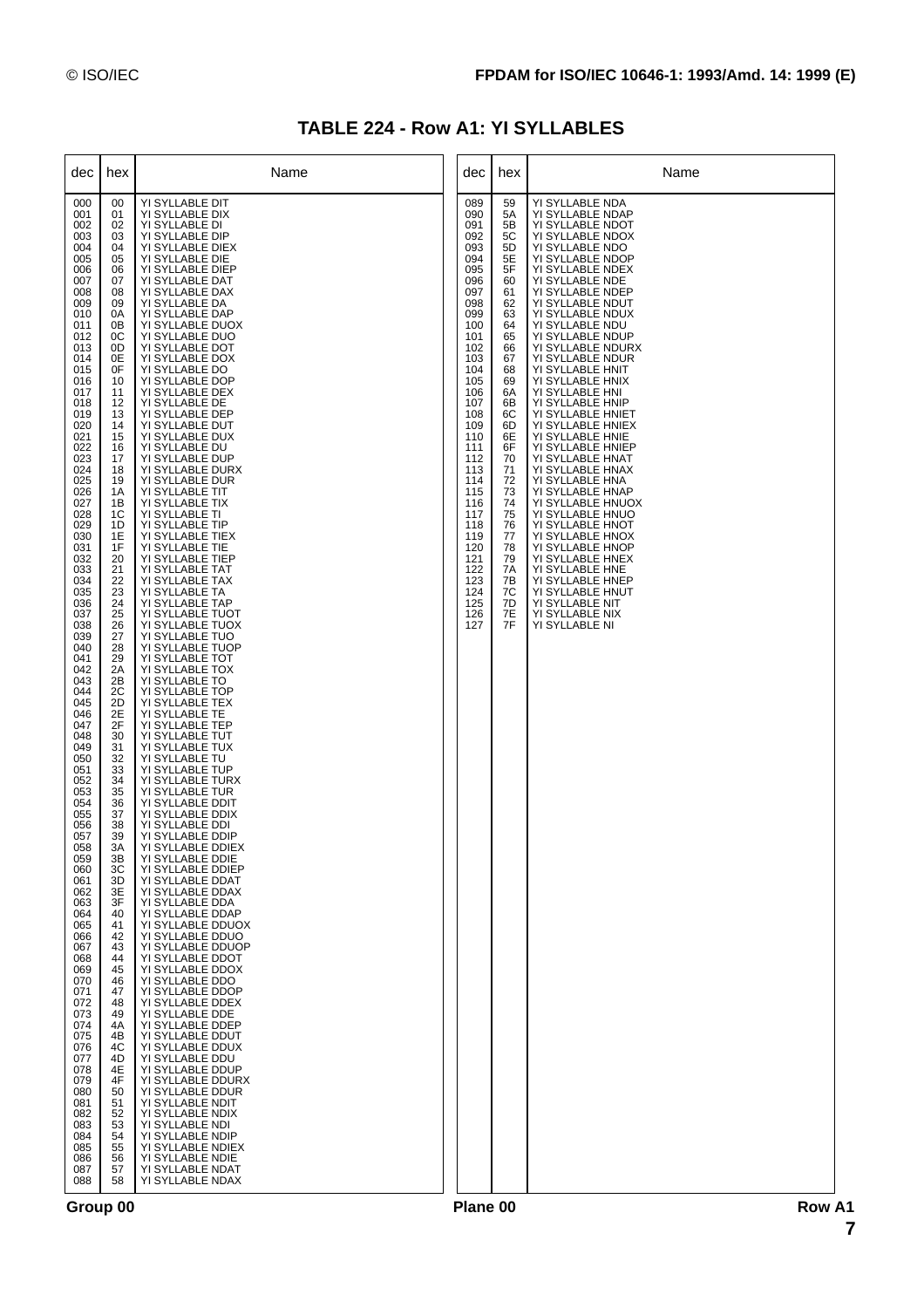# TABLE 224 - Row A1: YI SYLLABLES

| dec | hex | Name |
|---|---|---|
| 000 | 00 | YI SYLLABLE DIT |
| 001 | 01 | YI SYLLABLE DIX |
| 002 | 02 | YI SYLLABLE DI |
| 003 | 03 | YI SYLLABLE DIP |
| 004 | 04 | YI SYLLABLE DIEX |
| 005 | 05 | YI SYLLABLE DIE |
| 006 | 06 | YI SYLLABLE DIEP |
| 007 | 07 | YI SYLLABLE DAT |
| 008 | 08 | YI SYLLABLE DAX |
| 009 | 09 | YI SYLLABLE DA |
| 010 | 0A | YI SYLLABLE DAP |
| 011 | 0B | YI SYLLABLE DUOX |
| 012 | 0C | YI SYLLABLE DUO |
| 013 | 0D | YI SYLLABLE DOT |
| 014 | 0E | YI SYLLABLE DOX |
| 015 | 0F | YI SYLLABLE DO |
| 016 | 10 | YI SYLLABLE DOP |
| 017 | 11 | YI SYLLABLE DEX |
| 018 | 12 | YI SYLLABLE DE |
| 019 | 13 | YI SYLLABLE DEP |
| 020 | 14 | YI SYLLABLE DUT |
| 021 | 15 | YI SYLLABLE DUX |
| 022 | 16 | YI SYLLABLE DU |
| 023 | 17 | YI SYLLABLE DUP |
| 024 | 18 | YI SYLLABLE DURX |
| 025 | 19 | YI SYLLABLE DUR |
| 026 | 1A | YI SYLLABLE TIT |
| 027 | 1B | YI SYLLABLE TIX |
| 028 | 1C | YI SYLLABLE TI |
| 029 | 1D | YI SYLLABLE TIP |
| 030 | 1E | YI SYLLABLE TIEX |
| 031 | 1F | YI SYLLABLE TIE |
| 032 | 20 | YI SYLLABLE TIEP |
| 033 | 21 | YI SYLLABLE TAT |
| 034 | 22 | YI SYLLABLE TAX |
| 035 | 23 | YI SYLLABLE TA |
| 036 | 24 | YI SYLLABLE TAP |
| 037 | 25 | YI SYLLABLE TUOT |
| 038 | 26 | YI SYLLABLE TUOX |
| 039 | 27 | YI SYLLABLE TUO |
| 040 | 28 | YI SYLLABLE TUOP |
| 041 | 29 | YI SYLLABLE TOT |
| 042 | 2A | YI SYLLABLE TOX |
| 043 | 2B | YI SYLLABLE TO |
| 044 | 2C | YI SYLLABLE TOP |
| 045 | 2D | YI SYLLABLE TEX |
| 046 | 2E | YI SYLLABLE TE |
| 047 | 2F | YI SYLLABLE TEP |
| 048 | 30 | YI SYLLABLE TUT |
| 049 | 31 | YI SYLLABLE TUX |
| 050 | 32 | YI SYLLABLE TU |
| 051 | 33 | YI SYLLABLE TUP |
| 052 | 34 | YI SYLLABLE TURX |
| 053 | 35 | YI SYLLABLE TUR |
| 054 | 36 | YI SYLLABLE DDIT |
| 055 | 37 | YI SYLLABLE DDIX |
| 056 | 38 | YI SYLLABLE DDI |
| 057 | 39 | YI SYLLABLE DDIP |
| 058 | 3A | YI SYLLABLE DDIEX |
| 059 | 3B | YI SYLLABLE DDIE |
| 060 | 3C | YI SYLLABLE DDIEP |
| 061 | 3D | YI SYLLABLE DDAT |
| 062 | 3E | YI SYLLABLE DDAX |
| 063 | 3F | YI SYLLABLE DDA |
| 064 | 40 | YI SYLLABLE DDAP |
| 065 | 41 | YI SYLLABLE DDUOX |
| 066 | 42 | YI SYLLABLE DDUO |
| 067 | 43 | YI SYLLABLE DDUOP |
| 068 | 44 | YI SYLLABLE DDOT |
| 069 | 45 | YI SYLLABLE DDOX |
| 070 | 46 | YI SYLLABLE DDO |
| 071 | 47 | YI SYLLABLE DDOP |
| 072 | 48 | YI SYLLABLE DDEX |
| 073 | 49 | YI SYLLABLE DDE |
| 074 | 4A | YI SYLLABLE DDEP |
| 075 | 4B | YI SYLLABLE DDUT |
| 076 | 4C | YI SYLLABLE DDUX |
| 077 | 4D | YI SYLLABLE DDU |
| 078 | 4E | YI SYLLABLE DDUP |
| 079 | 4F | YI SYLLABLE DDURX |
| 080 | 50 | YI SYLLABLE DDUR |
| 081 | 51 | YI SYLLABLE NDIT |
| 082 | 52 | YI SYLLABLE NDIX |
| 083 | 53 | YI SYLLABLE NDI |
| 084 | 54 | YI SYLLABLE NDIP |
| 085 | 55 | YI SYLLABLE NDIEX |
| 086 | 56 | YI SYLLABLE NDIE |
| 087 | 57 | YI SYLLABLE NDAT |
| 088 | 58 | YI SYLLABLE NDAX |
| 089 | 59 | YI SYLLABLE NDA |
| 090 | 5A | YI SYLLABLE NDAP |
| 091 | 5B | YI SYLLABLE NDOT |
| 092 | 5C | YI SYLLABLE NDOX |
| 093 | 5D | YI SYLLABLE NDO |
| 094 | 5E | YI SYLLABLE NDOP |
| 095 | 5F | YI SYLLABLE NDEX |
| 096 | 60 | YI SYLLABLE NDE |
| 097 | 61 | YI SYLLABLE NDEP |
| 098 | 62 | YI SYLLABLE NDUT |
| 099 | 63 | YI SYLLABLE NDUX |
| 100 | 64 | YI SYLLABLE NDU |
| 101 | 65 | YI SYLLABLE NDUP |
| 102 | 66 | YI SYLLABLE NDURX |
| 103 | 67 | YI SYLLABLE NDUR |
| 104 | 68 | YI SYLLABLE HNIT |
| 105 | 69 | YI SYLLABLE HNIX |
| 106 | 6A | YI SYLLABLE HNI |
| 107 | 6B | YI SYLLABLE HNIP |
| 108 | 6C | YI SYLLABLE HNIET |
| 109 | 6D | YI SYLLABLE HNIEX |
| 110 | 6E | YI SYLLABLE HNIE |
| 111 | 6F | YI SYLLABLE HNIEP |
| 112 | 70 | YI SYLLABLE HNAT |
| 113 | 71 | YI SYLLABLE HNAX |
| 114 | 72 | YI SYLLABLE HNA |
| 115 | 73 | YI SYLLABLE HNAP |
| 116 | 74 | YI SYLLABLE HNUOX |
| 117 | 75 | YI SYLLABLE HNUO |
| 118 | 76 | YI SYLLABLE HNOT |
| 119 | 77 | YI SYLLABLE HNOX |
| 120 | 78 | YI SYLLABLE HNOP |
| 121 | 79 | YI SYLLABLE HNEX |
| 122 | 7A | YI SYLLABLE HNE |
| 123 | 7B | YI SYLLABLE HNEP |
| 124 | 7C | YI SYLLABLE HNUT |
| 125 | 7D | YI SYLLABLE NIT |
| 126 | 7E | YI SYLLABLE NIX |
| 127 | 7F | YI SYLLABLE NI |

Group 00 Plane 00 Row A1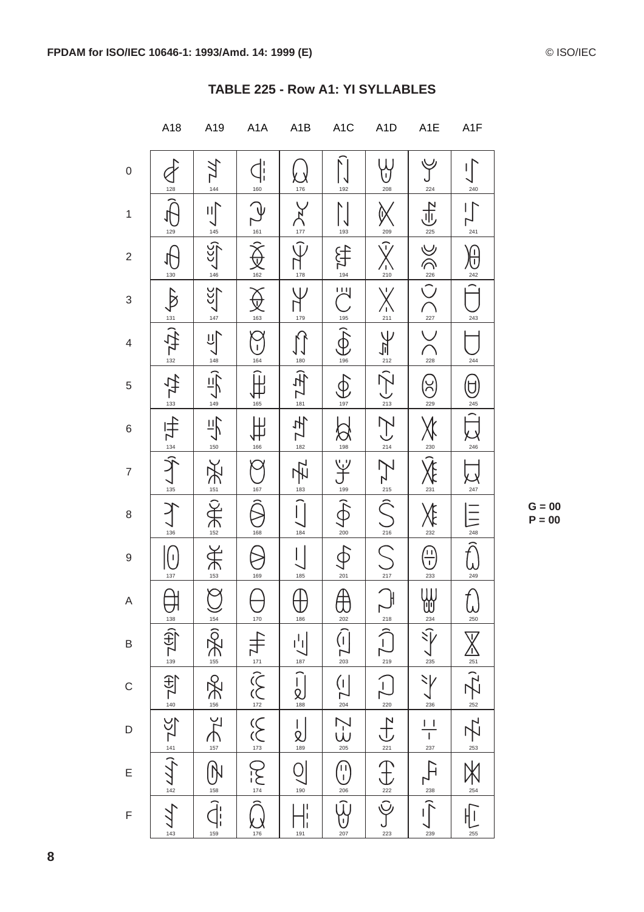## TABLE 225 - Row A1: YI SYLLABLES

| | A18 | A19 | A1A | A1B | A1C | A1D | A1E | A1F |
|---|---|---|---|---|---|---|---|---|
| 0 | 128 | 144 | 160 | 176 | 192 | 208 | 224 | 240 |
| 1 | 129 | 145 | 161 | 177 | 193 | 209 | 225 | 241 |
| 2 | 130 | 146 | 162 | 178 | 194 | 210 | 226 | 242 |
| 3 | 131 | 147 | 163 | 179 | 195 | 211 | 227 | 243 |
| 4 | 132 | 148 | 164 | 180 | 196 | 212 | 228 | 244 |
| 5 | 133 | 149 | 165 | 181 | 197 | 213 | 229 | 245 |
| 6 | 134 | 150 | 166 | 182 | 198 | 214 | 230 | 246 |
| 7 | 135 | 151 | 167 | 183 | 199 | 215 | 231 | 247 |
| 8 | 136 | 152 | 168 | 184 | 200 | 216 | 232 | 248 |
| 9 | 137 | 153 | 169 | 185 | 201 | 217 | 233 | 249 |
| A | 138 | 154 | 170 | 186 | 202 | 218 | 234 | 250 |
| B | 139 | 155 | 171 | 187 | 203 | 219 | 235 | 251 |
| C | 140 | 156 | 172 | 188 | 204 | 220 | 236 | 252 |
| D | 141 | 157 | 173 | 189 | 205 | 221 | 237 | 253 |
| E | 142 | 158 | 174 | 190 | 206 | 222 | 238 | 254 |
| F | 143 | 159 | 176 | 191 | 207 | 223 | 239 | 255 |

G = 00
P = 00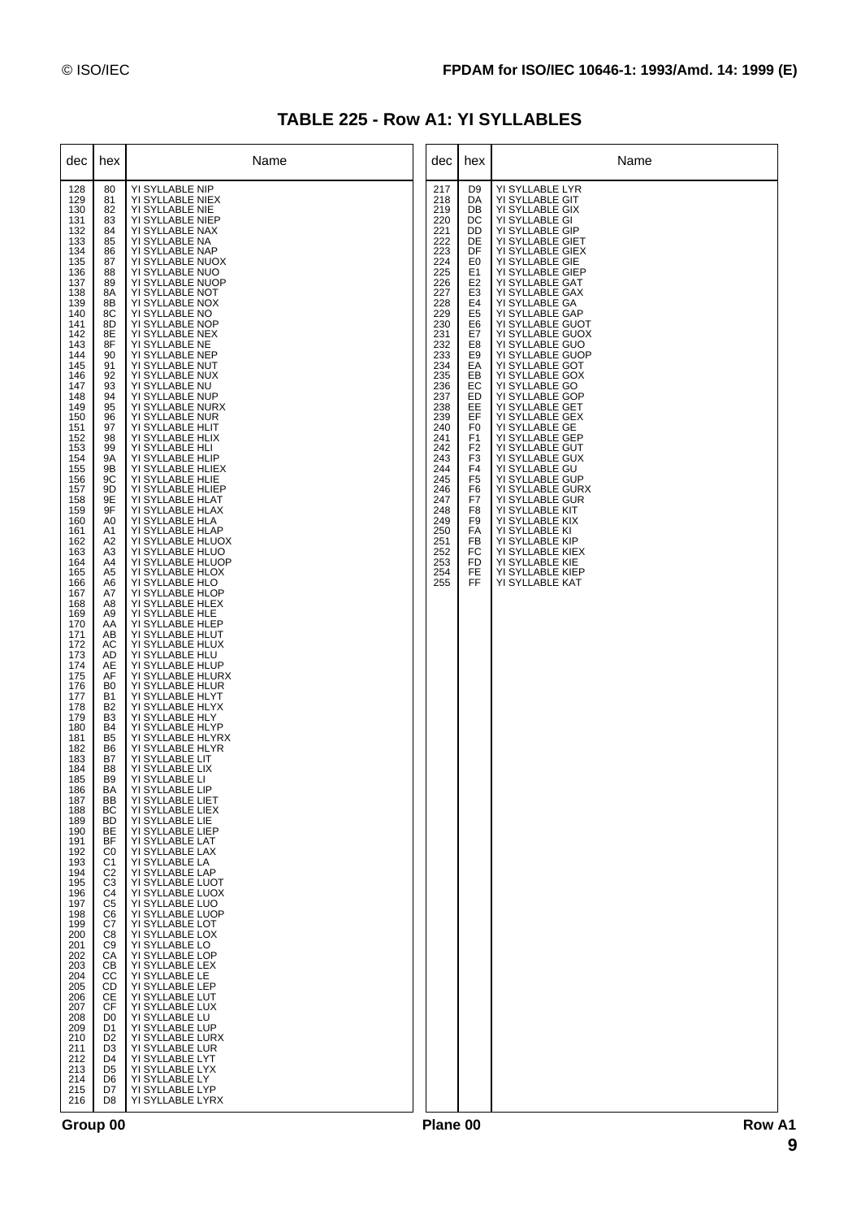## TABLE 225 - Row A1: YI SYLLABLES

| dec | hex | Name |
|---|---|---|
| 128 | 80 | YI SYLLABLE NIP |
| 129 | 81 | YI SYLLABLE NIEX |
| 130 | 82 | YI SYLLABLE NIE |
| 131 | 83 | YI SYLLABLE NIEP |
| 132 | 84 | YI SYLLABLE NAX |
| 133 | 85 | YI SYLLABLE NA |
| 134 | 86 | YI SYLLABLE NAP |
| 135 | 87 | YI SYLLABLE NUOX |
| 136 | 88 | YI SYLLABLE NUO |
| 137 | 89 | YI SYLLABLE NUOP |
| 138 | 8A | YI SYLLABLE NOT |
| 139 | 8B | YI SYLLABLE NOX |
| 140 | 8C | YI SYLLABLE NO |
| 141 | 8D | YI SYLLABLE NOP |
| 142 | 8E | YI SYLLABLE NEX |
| 143 | 8F | YI SYLLABLE NE |
| 144 | 90 | YI SYLLABLE NEP |
| 145 | 91 | YI SYLLABLE NUT |
| 146 | 92 | YI SYLLABLE NUX |
| 147 | 93 | YI SYLLABLE NU |
| 148 | 94 | YI SYLLABLE NUP |
| 149 | 95 | YI SYLLABLE NURX |
| 150 | 96 | YI SYLLABLE NUR |
| 151 | 97 | YI SYLLABLE HLIT |
| 152 | 98 | YI SYLLABLE HLIX |
| 153 | 99 | YI SYLLABLE HLI |
| 154 | 9A | YI SYLLABLE HLIP |
| 155 | 9B | YI SYLLABLE HLIEX |
| 156 | 9C | YI SYLLABLE HLIE |
| 157 | 9D | YI SYLLABLE HLIEP |
| 158 | 9E | YI SYLLABLE HLAT |
| 159 | 9F | YI SYLLABLE HLAX |
| 160 | A0 | YI SYLLABLE HLA |
| 161 | A1 | YI SYLLABLE HLAP |
| 162 | A2 | YI SYLLABLE HLUOX |
| 163 | A3 | YI SYLLABLE HLUO |
| 164 | A4 | YI SYLLABLE HLUOP |
| 165 | A5 | YI SYLLABLE HLOX |
| 166 | A6 | YI SYLLABLE HLO |
| 167 | A7 | YI SYLLABLE HLOP |
| 168 | A8 | YI SYLLABLE HLEX |
| 169 | A9 | YI SYLLABLE HLE |
| 170 | AA | YI SYLLABLE HLEP |
| 171 | AB | YI SYLLABLE HLUT |
| 172 | AC | YI SYLLABLE HLUX |
| 173 | AD | YI SYLLABLE HLU |
| 174 | AE | YI SYLLABLE HLUP |
| 175 | AF | YI SYLLABLE HLURX |
| 176 | B0 | YI SYLLABLE HLUR |
| 177 | B1 | YI SYLLABLE HLYT |
| 178 | B2 | YI SYLLABLE HLYX |
| 179 | B3 | YI SYLLABLE HLY |
| 180 | B4 | YI SYLLABLE HLYP |
| 181 | B5 | YI SYLLABLE HLYRX |
| 182 | B6 | YI SYLLABLE HLYR |
| 183 | B7 | YI SYLLABLE LIT |
| 184 | B8 | YI SYLLABLE LIX |
| 185 | B9 | YI SYLLABLE LI |
| 186 | BA | YI SYLLABLE LIP |
| 187 | BB | YI SYLLABLE LIET |
| 188 | BC | YI SYLLABLE LIEX |
| 189 | BD | YI SYLLABLE LIE |
| 190 | BE | YI SYLLABLE LIEP |
| 191 | BF | YI SYLLABLE LAT |
| 192 | C0 | YI SYLLABLE LAX |
| 193 | C1 | YI SYLLABLE LA |
| 194 | C2 | YI SYLLABLE LAP |
| 195 | C3 | YI SYLLABLE LUOT |
| 196 | C4 | YI SYLLABLE LUOX |
| 197 | C5 | YI SYLLABLE LUO |
| 198 | C6 | YI SYLLABLE LUOP |
| 199 | C7 | YI SYLLABLE LOT |
| 200 | C8 | YI SYLLABLE LOX |
| 201 | C9 | YI SYLLABLE LO |
| 202 | CA | YI SYLLABLE LOP |
| 203 | CB | YI SYLLABLE LEX |
| 204 | CC | YI SYLLABLE LE |
| 205 | CD | YI SYLLABLE LEP |
| 206 | CE | YI SYLLABLE LUT |
| 207 | CF | YI SYLLABLE LUX |
| 208 | D0 | YI SYLLABLE LU |
| 209 | D1 | YI SYLLABLE LUP |
| 210 | D2 | YI SYLLABLE LURX |
| 211 | D3 | YI SYLLABLE LUR |
| 212 | D4 | YI SYLLABLE LYT |
| 213 | D5 | YI SYLLABLE LYX |
| 214 | D6 | YI SYLLABLE LY |
| 215 | D7 | YI SYLLABLE LYP |
| 216 | D8 | YI SYLLABLE LYRX |
| 217 | D9 | YI SYLLABLE LYR |
| 218 | DA | YI SYLLABLE GIT |
| 219 | DB | YI SYLLABLE GIX |
| 220 | DC | YI SYLLABLE GI |
| 221 | DD | YI SYLLABLE GIP |
| 222 | DE | YI SYLLABLE GIET |
| 223 | DF | YI SYLLABLE GIEX |
| 224 | E0 | YI SYLLABLE GIE |
| 225 | E1 | YI SYLLABLE GIEP |
| 226 | E2 | YI SYLLABLE GAT |
| 227 | E3 | YI SYLLABLE GAX |
| 228 | E4 | YI SYLLABLE GA |
| 229 | E5 | YI SYLLABLE GAP |
| 230 | E6 | YI SYLLABLE GUOT |
| 231 | E7 | YI SYLLABLE GUOX |
| 232 | E8 | YI SYLLABLE GUO |
| 233 | E9 | YI SYLLABLE GUOP |
| 234 | EA | YI SYLLABLE GOT |
| 235 | EB | YI SYLLABLE GOX |
| 236 | EC | YI SYLLABLE GO |
| 237 | ED | YI SYLLABLE GOP |
| 238 | EE | YI SYLLABLE GET |
| 239 | EF | YI SYLLABLE GEX |
| 240 | F0 | YI SYLLABLE GE |
| 241 | F1 | YI SYLLABLE GEP |
| 242 | F2 | YI SYLLABLE GUT |
| 243 | F3 | YI SYLLABLE GUX |
| 244 | F4 | YI SYLLABLE GU |
| 245 | F5 | YI SYLLABLE GUP |
| 246 | F6 | YI SYLLABLE GURX |
| 247 | F7 | YI SYLLABLE GUR |
| 248 | F8 | YI SYLLABLE KIT |
| 249 | F9 | YI SYLLABLE KIX |
| 250 | FA | YI SYLLABLE KI |
| 251 | FB | YI SYLLABLE KIP |
| 252 | FC | YI SYLLABLE KIEX |
| 253 | FD | YI SYLLABLE KIE |
| 254 | FE | YI SYLLABLE KIEP |
| 255 | FF | YI SYLLABLE KAT |

Group 00 Plane 00 Row A1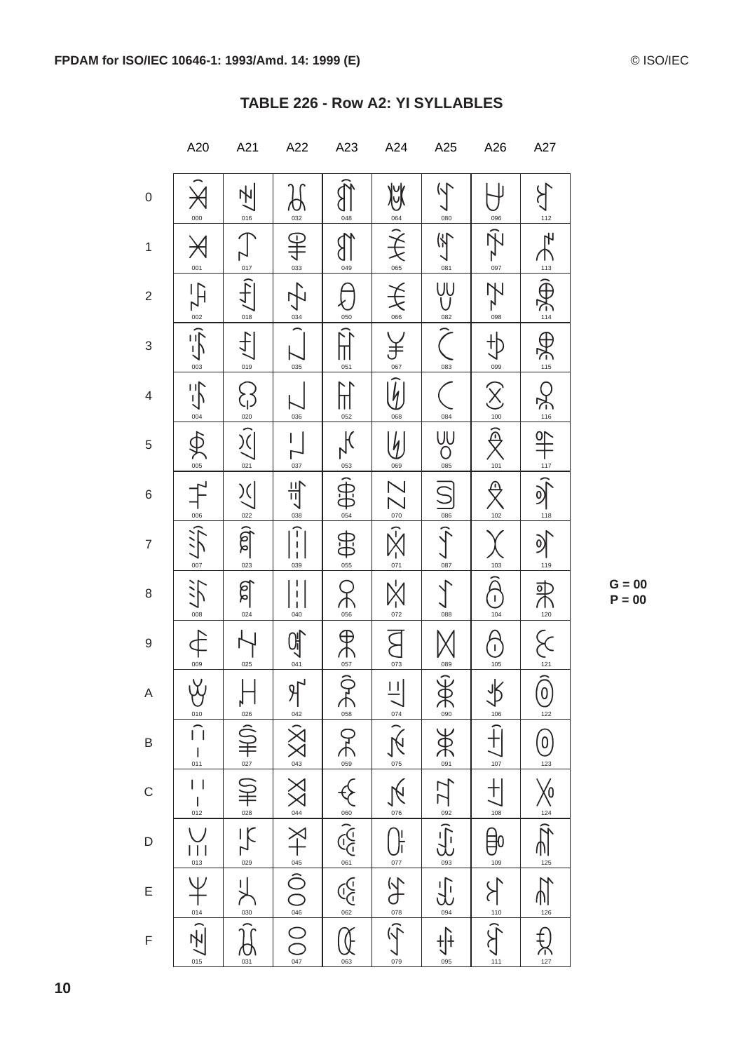## TABLE 226 - Row A2: YI SYLLABLES

| | A20 | A21 | A22 | A23 | A24 | A25 | A26 | A27 |
|---|---|---|---|---|---|---|---|---|
| 0 | ꈀ 000 | ꈐ 016 | ꈠ 032 | ꈰ 048 | ꉀ 064 | ꉐ 080 | ꉠ 096 | ꉰ 112 |
| 1 | ꈁ 001 | ꈑ 017 | ꈡ 033 | ꈱ 049 | ꉁ 065 | ꉑ 081 | ꉡ 097 | ꉱ 113 |
| 2 | ꈂ 002 | ꈒ 018 | ꈢ 034 | ꈲ 050 | ꉂ 066 | ꉒ 082 | ꉢ 098 | ꉲ 114 |
| 3 | ꈃ 003 | ꈓ 019 | ꈣ 035 | ꈳ 051 | ꉃ 067 | ꉓ 083 | ꉣ 099 | ꉳ 115 |
| 4 | ꈄ 004 | ꈔ 020 | ꈤ 036 | ꈴ 052 | ꉄ 068 | ꉔ 084 | ꉤ 100 | ꉴ 116 |
| 5 | ꈅ 005 | ꈕ 021 | ꈥ 037 | ꈵ 053 | ꉅ 069 | ꉕ 085 | ꉥ 101 | ꉵ 117 |
| 6 | ꈆ 006 | ꈖ 022 | ꈦ 038 | ꈶ 054 | ꉆ 070 | ꉖ 086 | ꉦ 102 | ꉶ 118 |
| 7 | ꈇ 007 | ꈗ 023 | ꈧ 039 | ꈷ 055 | ꉇ 071 | ꉗ 087 | ꉧ 103 | ꉷ 119 |
| 8 | ꈈ 008 | ꈘ 024 | ꈨ 040 | ꈸ 056 | ꉈ 072 | ꉘ 088 | ꉨ 104 | ꉸ 120 |
| 9 | ꈉ 009 | ꈙ 025 | ꈩ 041 | ꈹ 057 | ꉉ 073 | ꉙ 089 | ꉩ 105 | ꉹ 121 |
| A | ꈊ 010 | ꈚ 026 | ꈪ 042 | ꈺ 058 | ꉊ 074 | ꉚ 090 | ꉪ 106 | ꉺ 122 |
| B | ꈋ 011 | ꈛ 027 | ꈫ 043 | ꈻ 059 | ꉋ 075 | ꉛ 091 | ꉫ 107 | ꉻ 123 |
| C | ꈌ 012 | ꈜ 028 | ꈬ 044 | ꈼ 060 | ꉌ 076 | ꉜ 092 | ꉬ 108 | ꉼ 124 |
| D | ꈍ 013 | ꈝ 029 | ꈭ 045 | ꈽ 061 | ꉍ 077 | ꉝ 093 | ꉭ 109 | ꉽ 125 |
| E | ꈎ 014 | ꈞ 030 | ꈮ 046 | ꈾ 062 | ꉎ 078 | ꉞ 094 | ꉮ 110 | ꉾ 126 |
| F | ꈏ 015 | ꈟ 031 | ꈯ 047 | ꈿ 063 | ꉏ 079 | ꉟ 095 | ꉯ 111 | ꉿ 127 |

G = 00
P = 00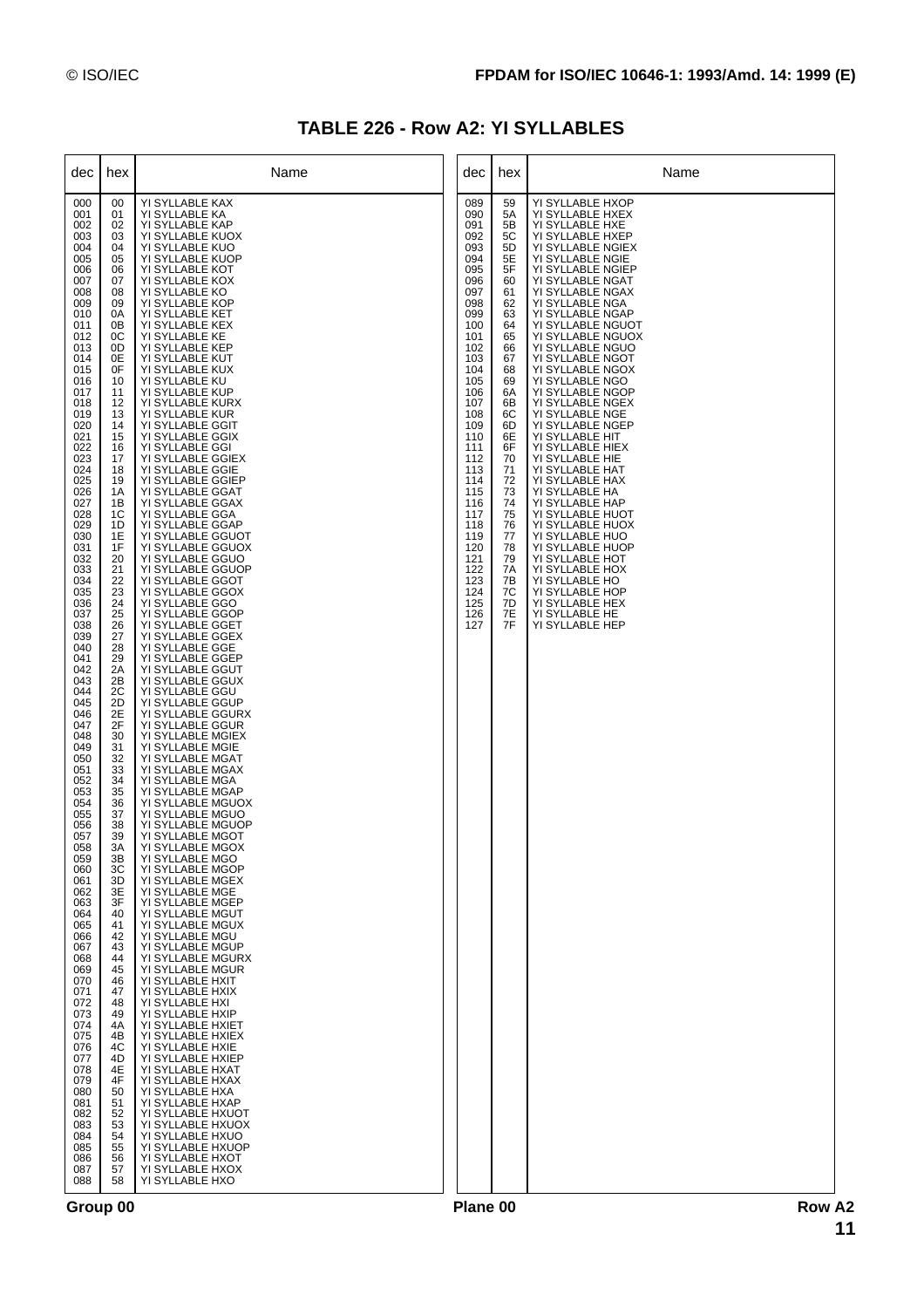## TABLE 226 - Row A2: YI SYLLABLES

| dec | hex | Name |
|---|---|---|
| 000 | 00 | YI SYLLABLE KAX |
| 001 | 01 | YI SYLLABLE KA |
| 002 | 02 | YI SYLLABLE KAP |
| 003 | 03 | YI SYLLABLE KUOX |
| 004 | 04 | YI SYLLABLE KUO |
| 005 | 05 | YI SYLLABLE KUOP |
| 006 | 06 | YI SYLLABLE KOT |
| 007 | 07 | YI SYLLABLE KOX |
| 008 | 08 | YI SYLLABLE KO |
| 009 | 09 | YI SYLLABLE KOP |
| 010 | 0A | YI SYLLABLE KET |
| 011 | 0B | YI SYLLABLE KEX |
| 012 | 0C | YI SYLLABLE KE |
| 013 | 0D | YI SYLLABLE KEP |
| 014 | 0E | YI SYLLABLE KUT |
| 015 | 0F | YI SYLLABLE KUX |
| 016 | 10 | YI SYLLABLE KU |
| 017 | 11 | YI SYLLABLE KUP |
| 018 | 12 | YI SYLLABLE KURX |
| 019 | 13 | YI SYLLABLE KUR |
| 020 | 14 | YI SYLLABLE GGIT |
| 021 | 15 | YI SYLLABLE GGIX |
| 022 | 16 | YI SYLLABLE GGI |
| 023 | 17 | YI SYLLABLE GGIEX |
| 024 | 18 | YI SYLLABLE GGIE |
| 025 | 19 | YI SYLLABLE GGIEP |
| 026 | 1A | YI SYLLABLE GGAT |
| 027 | 1B | YI SYLLABLE GGAX |
| 028 | 1C | YI SYLLABLE GGA |
| 029 | 1D | YI SYLLABLE GGAP |
| 030 | 1E | YI SYLLABLE GGUOT |
| 031 | 1F | YI SYLLABLE GGUOX |
| 032 | 20 | YI SYLLABLE GGUO |
| 033 | 21 | YI SYLLABLE GGUOP |
| 034 | 22 | YI SYLLABLE GGOT |
| 035 | 23 | YI SYLLABLE GGOX |
| 036 | 24 | YI SYLLABLE GGO |
| 037 | 25 | YI SYLLABLE GGOP |
| 038 | 26 | YI SYLLABLE GGET |
| 039 | 27 | YI SYLLABLE GGEX |
| 040 | 28 | YI SYLLABLE GGE |
| 041 | 29 | YI SYLLABLE GGEP |
| 042 | 2A | YI SYLLABLE GGUT |
| 043 | 2B | YI SYLLABLE GGUX |
| 044 | 2C | YI SYLLABLE GGU |
| 045 | 2D | YI SYLLABLE GGUP |
| 046 | 2E | YI SYLLABLE GGURX |
| 047 | 2F | YI SYLLABLE GGUR |
| 048 | 30 | YI SYLLABLE MGIEX |
| 049 | 31 | YI SYLLABLE MGIE |
| 050 | 32 | YI SYLLABLE MGAT |
| 051 | 33 | YI SYLLABLE MGAX |
| 052 | 34 | YI SYLLABLE MGA |
| 053 | 35 | YI SYLLABLE MGAP |
| 054 | 36 | YI SYLLABLE MGUOX |
| 055 | 37 | YI SYLLABLE MGUO |
| 056 | 38 | YI SYLLABLE MGUOP |
| 057 | 39 | YI SYLLABLE MGOT |
| 058 | 3A | YI SYLLABLE MGOX |
| 059 | 3B | YI SYLLABLE MGO |
| 060 | 3C | YI SYLLABLE MGOP |
| 061 | 3D | YI SYLLABLE MGEX |
| 062 | 3E | YI SYLLABLE MGE |
| 063 | 3F | YI SYLLABLE MGEP |
| 064 | 40 | YI SYLLABLE MGUT |
| 065 | 41 | YI SYLLABLE MGUX |
| 066 | 42 | YI SYLLABLE MGU |
| 067 | 43 | YI SYLLABLE MGUP |
| 068 | 44 | YI SYLLABLE MGURX |
| 069 | 45 | YI SYLLABLE MGUR |
| 070 | 46 | YI SYLLABLE HXIT |
| 071 | 47 | YI SYLLABLE HXIX |
| 072 | 48 | YI SYLLABLE HXI |
| 073 | 49 | YI SYLLABLE HXIP |
| 074 | 4A | YI SYLLABLE HXIET |
| 075 | 4B | YI SYLLABLE HXIEX |
| 076 | 4C | YI SYLLABLE HXIE |
| 077 | 4D | YI SYLLABLE HXIEP |
| 078 | 4E | YI SYLLABLE HXAT |
| 079 | 4F | YI SYLLABLE HXAX |
| 080 | 50 | YI SYLLABLE HXA |
| 081 | 51 | YI SYLLABLE HXAP |
| 082 | 52 | YI SYLLABLE HXUOT |
| 083 | 53 | YI SYLLABLE HXUOX |
| 084 | 54 | YI SYLLABLE HXUO |
| 085 | 55 | YI SYLLABLE HXUOP |
| 086 | 56 | YI SYLLABLE HXOT |
| 087 | 57 | YI SYLLABLE HXOX |
| 088 | 58 | YI SYLLABLE HXO |
| 089 | 59 | YI SYLLABLE HXOP |
| 090 | 5A | YI SYLLABLE HXEX |
| 091 | 5B | YI SYLLABLE HXE |
| 092 | 5C | YI SYLLABLE HXEP |
| 093 | 5D | YI SYLLABLE NGIEX |
| 094 | 5E | YI SYLLABLE NGIE |
| 095 | 5F | YI SYLLABLE NGIEP |
| 096 | 60 | YI SYLLABLE NGAT |
| 097 | 61 | YI SYLLABLE NGAX |
| 098 | 62 | YI SYLLABLE NGA |
| 099 | 63 | YI SYLLABLE NGAP |
| 100 | 64 | YI SYLLABLE NGUOT |
| 101 | 65 | YI SYLLABLE NGUOX |
| 102 | 66 | YI SYLLABLE NGUO |
| 103 | 67 | YI SYLLABLE NGOT |
| 104 | 68 | YI SYLLABLE NGOX |
| 105 | 69 | YI SYLLABLE NGO |
| 106 | 6A | YI SYLLABLE NGOP |
| 107 | 6B | YI SYLLABLE NGEX |
| 108 | 6C | YI SYLLABLE NGE |
| 109 | 6D | YI SYLLABLE NGEP |
| 110 | 6E | YI SYLLABLE HIT |
| 111 | 6F | YI SYLLABLE HIEX |
| 112 | 70 | YI SYLLABLE HIE |
| 113 | 71 | YI SYLLABLE HAT |
| 114 | 72 | YI SYLLABLE HAX |
| 115 | 73 | YI SYLLABLE HA |
| 116 | 74 | YI SYLLABLE HAP |
| 117 | 75 | YI SYLLABLE HUOT |
| 118 | 76 | YI SYLLABLE HUOX |
| 119 | 77 | YI SYLLABLE HUO |
| 120 | 78 | YI SYLLABLE HUOP |
| 121 | 79 | YI SYLLABLE HOT |
| 122 | 7A | YI SYLLABLE HOX |
| 123 | 7B | YI SYLLABLE HO |
| 124 | 7C | YI SYLLABLE HOP |
| 125 | 7D | YI SYLLABLE HEX |
| 126 | 7E | YI SYLLABLE HE |
| 127 | 7F | YI SYLLABLE HEP |

Group 00 Plane 00 Row A2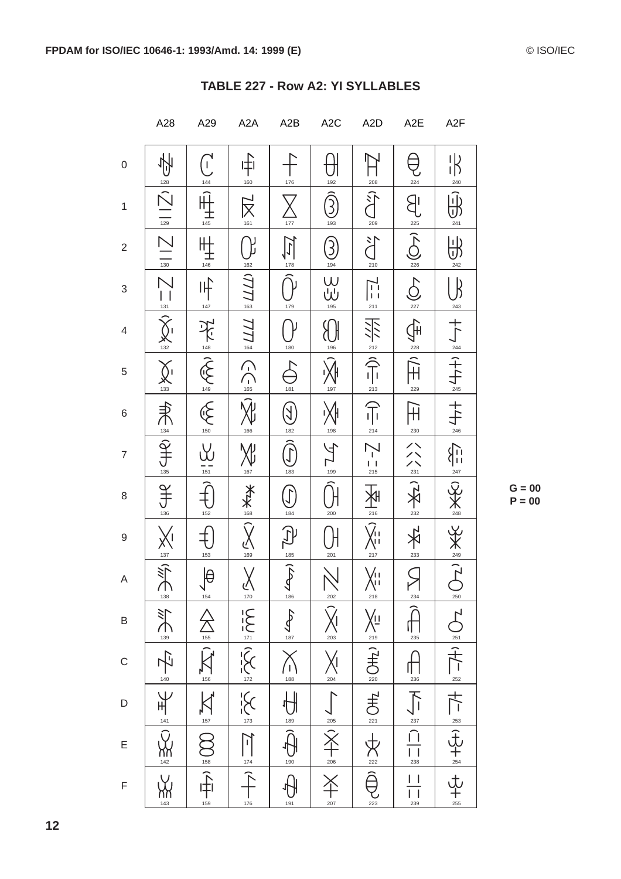# TABLE 227 - Row A2: YI SYLLABLES

|   | A28 | A29 | A2A | A2B | A2C | A2D | A2E | A2F |
|---|---|---|---|---|---|---|---|---|
| 0 | 128 | 144 | 160 | 176 | 192 | 208 | 224 | 240 |
| 1 | 129 | 145 | 161 | 177 | 193 | 209 | 225 | 241 |
| 2 | 130 | 146 | 162 | 178 | 194 | 210 | 226 | 242 |
| 3 | 131 | 147 | 163 | 179 | 195 | 211 | 227 | 243 |
| 4 | 132 | 148 | 164 | 180 | 196 | 212 | 228 | 244 |
| 5 | 133 | 149 | 165 | 181 | 197 | 213 | 229 | 245 |
| 6 | 134 | 150 | 166 | 182 | 198 | 214 | 230 | 246 |
| 7 | 135 | 151 | 167 | 183 | 199 | 215 | 231 | 247 |
| 8 | 136 | 152 | 168 | 184 | 200 | 216 | 232 | 248 |
| 9 | 137 | 153 | 169 | 185 | 201 | 217 | 233 | 249 |
| A | 138 | 154 | 170 | 186 | 202 | 218 | 234 | 250 |
| B | 139 | 155 | 171 | 187 | 203 | 219 | 235 | 251 |
| C | 140 | 156 | 172 | 188 | 204 | 220 | 236 | 252 |
| D | 141 | 157 | 173 | 189 | 205 | 221 | 237 | 253 |
| E | 142 | 158 | 174 | 190 | 206 | 222 | 238 | 254 |
| F | 143 | 159 | 176 | 191 | 207 | 223 | 239 | 255 |

G = 00
P = 00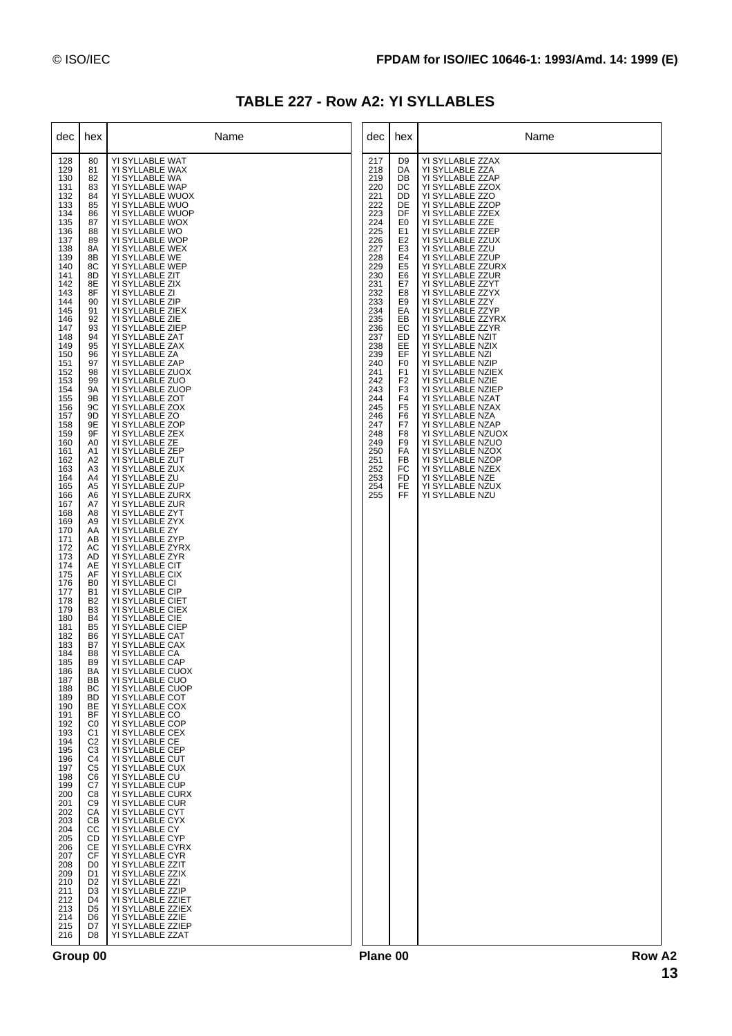# TABLE 227 - Row A2: YI SYLLABLES

| dec | hex | Name |
|---|---|---|
| 128 | 80 | YI SYLLABLE WAT |
| 129 | 81 | YI SYLLABLE WAX |
| 130 | 82 | YI SYLLABLE WA |
| 131 | 83 | YI SYLLABLE WAP |
| 132 | 84 | YI SYLLABLE WUOX |
| 133 | 85 | YI SYLLABLE WUO |
| 134 | 86 | YI SYLLABLE WUOP |
| 135 | 87 | YI SYLLABLE WOX |
| 136 | 88 | YI SYLLABLE WO |
| 137 | 89 | YI SYLLABLE WOP |
| 138 | 8A | YI SYLLABLE WEX |
| 139 | 8B | YI SYLLABLE WE |
| 140 | 8C | YI SYLLABLE WEP |
| 141 | 8D | YI SYLLABLE ZIT |
| 142 | 8E | YI SYLLABLE ZIX |
| 143 | 8F | YI SYLLABLE ZI |
| 144 | 90 | YI SYLLABLE ZIP |
| 145 | 91 | YI SYLLABLE ZIEX |
| 146 | 92 | YI SYLLABLE ZIE |
| 147 | 93 | YI SYLLABLE ZIEP |
| 148 | 94 | YI SYLLABLE ZAT |
| 149 | 95 | YI SYLLABLE ZAX |
| 150 | 96 | YI SYLLABLE ZA |
| 151 | 97 | YI SYLLABLE ZAP |
| 152 | 98 | YI SYLLABLE ZUOX |
| 153 | 99 | YI SYLLABLE ZUO |
| 154 | 9A | YI SYLLABLE ZUOP |
| 155 | 9B | YI SYLLABLE ZOT |
| 156 | 9C | YI SYLLABLE ZOX |
| 157 | 9D | YI SYLLABLE ZO |
| 158 | 9E | YI SYLLABLE ZOP |
| 159 | 9F | YI SYLLABLE ZEX |
| 160 | A0 | YI SYLLABLE ZE |
| 161 | A1 | YI SYLLABLE ZEP |
| 162 | A2 | YI SYLLABLE ZUT |
| 163 | A3 | YI SYLLABLE ZUX |
| 164 | A4 | YI SYLLABLE ZU |
| 165 | A5 | YI SYLLABLE ZUP |
| 166 | A6 | YI SYLLABLE ZURX |
| 167 | A7 | YI SYLLABLE ZUR |
| 168 | A8 | YI SYLLABLE ZYT |
| 169 | A9 | YI SYLLABLE ZYX |
| 170 | AA | YI SYLLABLE ZY |
| 171 | AB | YI SYLLABLE ZYP |
| 172 | AC | YI SYLLABLE ZYRX |
| 173 | AD | YI SYLLABLE ZYR |
| 174 | AE | YI SYLLABLE CIT |
| 175 | AF | YI SYLLABLE CIX |
| 176 | B0 | YI SYLLABLE CI |
| 177 | B1 | YI SYLLABLE CIP |
| 178 | B2 | YI SYLLABLE CIET |
| 179 | B3 | YI SYLLABLE CIEX |
| 180 | B4 | YI SYLLABLE CIE |
| 181 | B5 | YI SYLLABLE CIEP |
| 182 | B6 | YI SYLLABLE CAT |
| 183 | B7 | YI SYLLABLE CAX |
| 184 | B8 | YI SYLLABLE CA |
| 185 | B9 | YI SYLLABLE CAP |
| 186 | BA | YI SYLLABLE CUOX |
| 187 | BB | YI SYLLABLE CUO |
| 188 | BC | YI SYLLABLE CUOP |
| 189 | BD | YI SYLLABLE COT |
| 190 | BE | YI SYLLABLE COX |
| 191 | BF | YI SYLLABLE CO |
| 192 | C0 | YI SYLLABLE COP |
| 193 | C1 | YI SYLLABLE CEX |
| 194 | C2 | YI SYLLABLE CE |
| 195 | C3 | YI SYLLABLE CEP |
| 196 | C4 | YI SYLLABLE CUT |
| 197 | C5 | YI SYLLABLE CUX |
| 198 | C6 | YI SYLLABLE CU |
| 199 | C7 | YI SYLLABLE CUP |
| 200 | C8 | YI SYLLABLE CURX |
| 201 | C9 | YI SYLLABLE CUR |
| 202 | CA | YI SYLLABLE CYT |
| 203 | CB | YI SYLLABLE CYX |
| 204 | CC | YI SYLLABLE CY |
| 205 | CD | YI SYLLABLE CYP |
| 206 | CE | YI SYLLABLE CYRX |
| 207 | CF | YI SYLLABLE CYR |
| 208 | D0 | YI SYLLABLE ZZIT |
| 209 | D1 | YI SYLLABLE ZZIX |
| 210 | D2 | YI SYLLABLE ZZI |
| 211 | D3 | YI SYLLABLE ZZIP |
| 212 | D4 | YI SYLLABLE ZZIET |
| 213 | D5 | YI SYLLABLE ZZIEX |
| 214 | D6 | YI SYLLABLE ZZIE |
| 215 | D7 | YI SYLLABLE ZZIEP |
| 216 | D8 | YI SYLLABLE ZZAT |
| 217 | D9 | YI SYLLABLE ZZAX |
| 218 | DA | YI SYLLABLE ZZA |
| 219 | DB | YI SYLLABLE ZZAP |
| 220 | DC | YI SYLLABLE ZZOX |
| 221 | DD | YI SYLLABLE ZZO |
| 222 | DE | YI SYLLABLE ZZOP |
| 223 | DF | YI SYLLABLE ZZEX |
| 224 | E0 | YI SYLLABLE ZZE |
| 225 | E1 | YI SYLLABLE ZZEP |
| 226 | E2 | YI SYLLABLE ZZUX |
| 227 | E3 | YI SYLLABLE ZZU |
| 228 | E4 | YI SYLLABLE ZZUP |
| 229 | E5 | YI SYLLABLE ZZURX |
| 230 | E6 | YI SYLLABLE ZZUR |
| 231 | E7 | YI SYLLABLE ZZYT |
| 232 | E8 | YI SYLLABLE ZZYX |
| 233 | E9 | YI SYLLABLE ZZY |
| 234 | EA | YI SYLLABLE ZZYP |
| 235 | EB | YI SYLLABLE ZZYRX |
| 236 | EC | YI SYLLABLE ZZYR |
| 237 | ED | YI SYLLABLE NZIT |
| 238 | EE | YI SYLLABLE NZIX |
| 239 | EF | YI SYLLABLE NZI |
| 240 | F0 | YI SYLLABLE NZIP |
| 241 | F1 | YI SYLLABLE NZIEX |
| 242 | F2 | YI SYLLABLE NZIE |
| 243 | F3 | YI SYLLABLE NZIEP |
| 244 | F4 | YI SYLLABLE NZAT |
| 245 | F5 | YI SYLLABLE NZAX |
| 246 | F6 | YI SYLLABLE NZA |
| 247 | F7 | YI SYLLABLE NZAP |
| 248 | F8 | YI SYLLABLE NZUOX |
| 249 | F9 | YI SYLLABLE NZUO |
| 250 | FA | YI SYLLABLE NZOX |
| 251 | FB | YI SYLLABLE NZOP |
| 252 | FC | YI SYLLABLE NZEX |
| 253 | FD | YI SYLLABLE NZE |
| 254 | FE | YI SYLLABLE NZUX |
| 255 | FF | YI SYLLABLE NZU |

Group 00 Plane 00 Row A2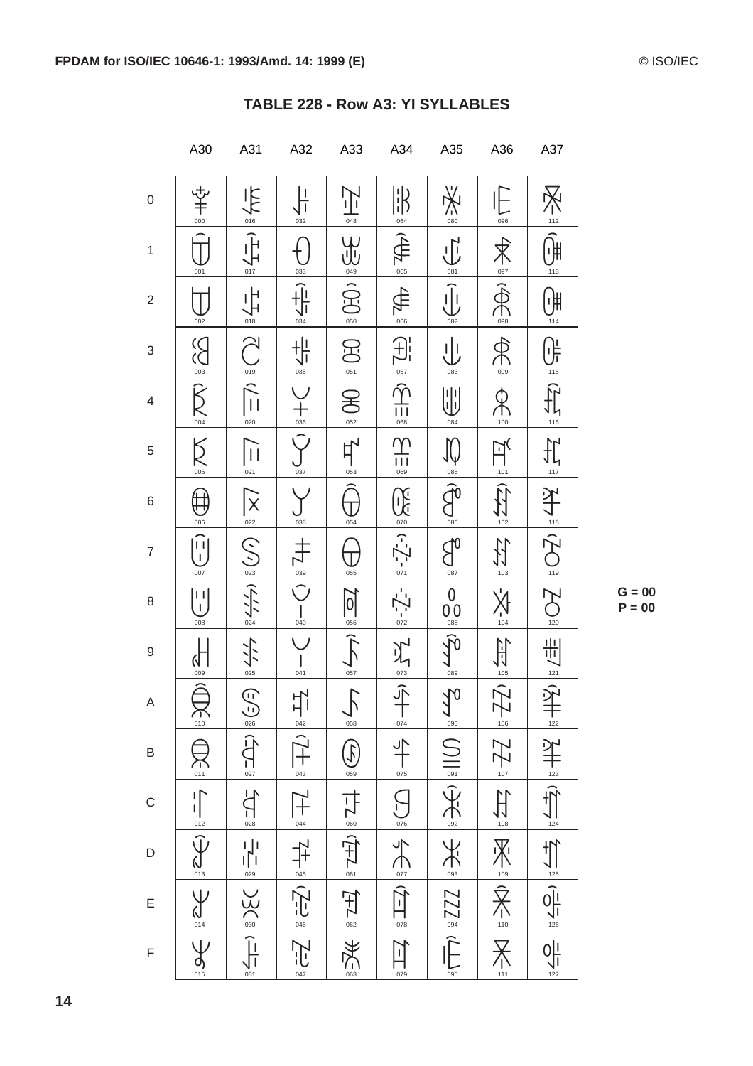# TABLE 228 - Row A3: YI SYLLABLES

The syllable glyphs in this code chart are not reproduced here. Each cell shows the index number printed in that cell.

| | A30 | A31 | A32 | A33 | A34 | A35 | A36 | A37 |
|---|---|---|---|---|---|---|---|---|
| 0 | 000 | 016 | 032 | 048 | 064 | 080 | 096 | 112 |
| 1 | 001 | 017 | 033 | 049 | 065 | 081 | 097 | 113 |
| 2 | 002 | 018 | 034 | 050 | 066 | 082 | 098 | 114 |
| 3 | 003 | 019 | 035 | 051 | 067 | 083 | 099 | 115 |
| 4 | 004 | 020 | 036 | 052 | 068 | 084 | 100 | 116 |
| 5 | 005 | 021 | 037 | 053 | 069 | 085 | 101 | 117 |
| 6 | 006 | 022 | 038 | 054 | 070 | 086 | 102 | 118 |
| 7 | 007 | 023 | 039 | 055 | 071 | 087 | 103 | 119 |
| 8 | 008 | 024 | 040 | 056 | 072 | 088 | 104 | 120 |
| 9 | 009 | 025 | 041 | 057 | 073 | 089 | 105 | 121 |
| A | 010 | 026 | 042 | 058 | 074 | 090 | 106 | 122 |
| B | 011 | 027 | 043 | 059 | 075 | 091 | 107 | 123 |
| C | 012 | 028 | 044 | 060 | 076 | 092 | 108 | 124 |
| D | 013 | 029 | 045 | 061 | 077 | 093 | 109 | 125 |
| E | 014 | 030 | 046 | 062 | 078 | 094 | 110 | 126 |
| F | 015 | 031 | 047 | 063 | 079 | 095 | 111 | 127 |

G = 00
P = 00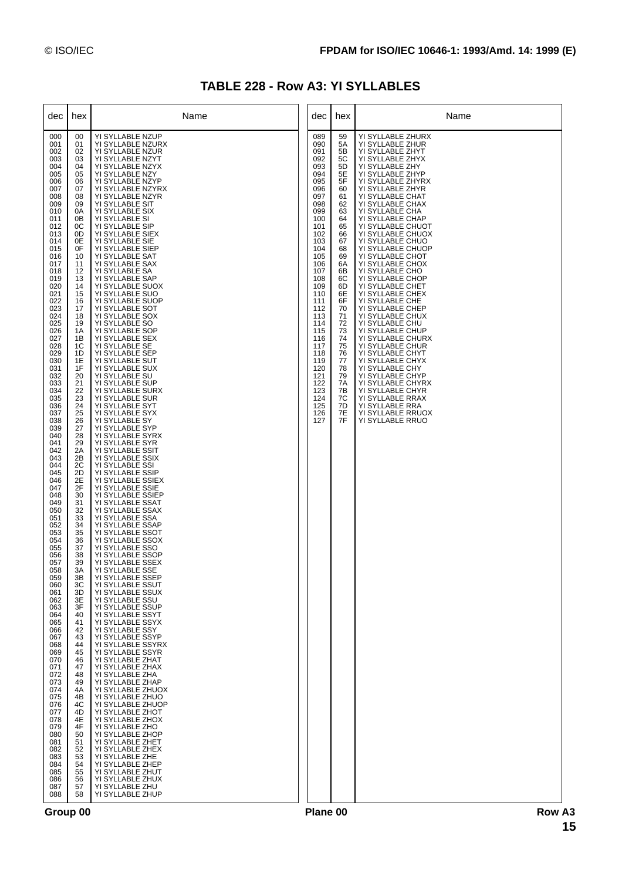# TABLE 228 - Row A3: YI SYLLABLES

| dec | hex | Name |
|---|---|---|
| 000 | 00 | YI SYLLABLE NZUP |
| 001 | 01 | YI SYLLABLE NZURX |
| 002 | 02 | YI SYLLABLE NZUR |
| 003 | 03 | YI SYLLABLE NZYT |
| 004 | 04 | YI SYLLABLE NZYX |
| 005 | 05 | YI SYLLABLE NZY |
| 006 | 06 | YI SYLLABLE NZYP |
| 007 | 07 | YI SYLLABLE NZYRX |
| 008 | 08 | YI SYLLABLE NZYR |
| 009 | 09 | YI SYLLABLE SIT |
| 010 | 0A | YI SYLLABLE SIX |
| 011 | 0B | YI SYLLABLE SI |
| 012 | 0C | YI SYLLABLE SIP |
| 013 | 0D | YI SYLLABLE SIEX |
| 014 | 0E | YI SYLLABLE SIE |
| 015 | 0F | YI SYLLABLE SIEP |
| 016 | 10 | YI SYLLABLE SAT |
| 017 | 11 | YI SYLLABLE SAX |
| 018 | 12 | YI SYLLABLE SA |
| 019 | 13 | YI SYLLABLE SAP |
| 020 | 14 | YI SYLLABLE SUOX |
| 021 | 15 | YI SYLLABLE SUO |
| 022 | 16 | YI SYLLABLE SUOP |
| 023 | 17 | YI SYLLABLE SOT |
| 024 | 18 | YI SYLLABLE SOX |
| 025 | 19 | YI SYLLABLE SO |
| 026 | 1A | YI SYLLABLE SOP |
| 027 | 1B | YI SYLLABLE SEX |
| 028 | 1C | YI SYLLABLE SE |
| 029 | 1D | YI SYLLABLE SEP |
| 030 | 1E | YI SYLLABLE SUT |
| 031 | 1F | YI SYLLABLE SUX |
| 032 | 20 | YI SYLLABLE SU |
| 033 | 21 | YI SYLLABLE SUP |
| 034 | 22 | YI SYLLABLE SURX |
| 035 | 23 | YI SYLLABLE SUR |
| 036 | 24 | YI SYLLABLE SYT |
| 037 | 25 | YI SYLLABLE SYX |
| 038 | 26 | YI SYLLABLE SY |
| 039 | 27 | YI SYLLABLE SYP |
| 040 | 28 | YI SYLLABLE SYRX |
| 041 | 29 | YI SYLLABLE SYR |
| 042 | 2A | YI SYLLABLE SSIT |
| 043 | 2B | YI SYLLABLE SSIX |
| 044 | 2C | YI SYLLABLE SSI |
| 045 | 2D | YI SYLLABLE SSIP |
| 046 | 2E | YI SYLLABLE SSIEX |
| 047 | 2F | YI SYLLABLE SSIE |
| 048 | 30 | YI SYLLABLE SSIEP |
| 049 | 31 | YI SYLLABLE SSAT |
| 050 | 32 | YI SYLLABLE SSAX |
| 051 | 33 | YI SYLLABLE SSA |
| 052 | 34 | YI SYLLABLE SSAP |
| 053 | 35 | YI SYLLABLE SSOT |
| 054 | 36 | YI SYLLABLE SSOX |
| 055 | 37 | YI SYLLABLE SSO |
| 056 | 38 | YI SYLLABLE SSOP |
| 057 | 39 | YI SYLLABLE SSEX |
| 058 | 3A | YI SYLLABLE SSE |
| 059 | 3B | YI SYLLABLE SSEP |
| 060 | 3C | YI SYLLABLE SSUT |
| 061 | 3D | YI SYLLABLE SSUX |
| 062 | 3E | YI SYLLABLE SSU |
| 063 | 3F | YI SYLLABLE SSUP |
| 064 | 40 | YI SYLLABLE SSYT |
| 065 | 41 | YI SYLLABLE SSYX |
| 066 | 42 | YI SYLLABLE SSY |
| 067 | 43 | YI SYLLABLE SSYP |
| 068 | 44 | YI SYLLABLE SSYRX |
| 069 | 45 | YI SYLLABLE SSYR |
| 070 | 46 | YI SYLLABLE ZHAT |
| 071 | 47 | YI SYLLABLE ZHAX |
| 072 | 48 | YI SYLLABLE ZHA |
| 073 | 49 | YI SYLLABLE ZHAP |
| 074 | 4A | YI SYLLABLE ZHUOX |
| 075 | 4B | YI SYLLABLE ZHUO |
| 076 | 4C | YI SYLLABLE ZHUOP |
| 077 | 4D | YI SYLLABLE ZHOT |
| 078 | 4E | YI SYLLABLE ZHOX |
| 079 | 4F | YI SYLLABLE ZHO |
| 080 | 50 | YI SYLLABLE ZHOP |
| 081 | 51 | YI SYLLABLE ZHET |
| 082 | 52 | YI SYLLABLE ZHEX |
| 083 | 53 | YI SYLLABLE ZHE |
| 084 | 54 | YI SYLLABLE ZHEP |
| 085 | 55 | YI SYLLABLE ZHUT |
| 086 | 56 | YI SYLLABLE ZHUX |
| 087 | 57 | YI SYLLABLE ZHU |
| 088 | 58 | YI SYLLABLE ZHUP |
| 089 | 59 | YI SYLLABLE ZHURX |
| 090 | 5A | YI SYLLABLE ZHUR |
| 091 | 5B | YI SYLLABLE ZHYT |
| 092 | 5C | YI SYLLABLE ZHYX |
| 093 | 5D | YI SYLLABLE ZHY |
| 094 | 5E | YI SYLLABLE ZHYP |
| 095 | 5F | YI SYLLABLE ZHYRX |
| 096 | 60 | YI SYLLABLE ZHYR |
| 097 | 61 | YI SYLLABLE CHAT |
| 098 | 62 | YI SYLLABLE CHAX |
| 099 | 63 | YI SYLLABLE CHA |
| 100 | 64 | YI SYLLABLE CHAP |
| 101 | 65 | YI SYLLABLE CHUOT |
| 102 | 66 | YI SYLLABLE CHUOX |
| 103 | 67 | YI SYLLABLE CHUO |
| 104 | 68 | YI SYLLABLE CHUOP |
| 105 | 69 | YI SYLLABLE CHOT |
| 106 | 6A | YI SYLLABLE CHOX |
| 107 | 6B | YI SYLLABLE CHO |
| 108 | 6C | YI SYLLABLE CHOP |
| 109 | 6D | YI SYLLABLE CHET |
| 110 | 6E | YI SYLLABLE CHEX |
| 111 | 6F | YI SYLLABLE CHE |
| 112 | 70 | YI SYLLABLE CHEP |
| 113 | 71 | YI SYLLABLE CHUX |
| 114 | 72 | YI SYLLABLE CHU |
| 115 | 73 | YI SYLLABLE CHUP |
| 116 | 74 | YI SYLLABLE CHURX |
| 117 | 75 | YI SYLLABLE CHUR |
| 118 | 76 | YI SYLLABLE CHYT |
| 119 | 77 | YI SYLLABLE CHYX |
| 120 | 78 | YI SYLLABLE CHY |
| 121 | 79 | YI SYLLABLE CHYP |
| 122 | 7A | YI SYLLABLE CHYRX |
| 123 | 7B | YI SYLLABLE CHYR |
| 124 | 7C | YI SYLLABLE RRAX |
| 125 | 7D | YI SYLLABLE RRA |
| 126 | 7E | YI SYLLABLE RRUOX |
| 127 | 7F | YI SYLLABLE RRUO |

Group 00 Plane 00 Row A3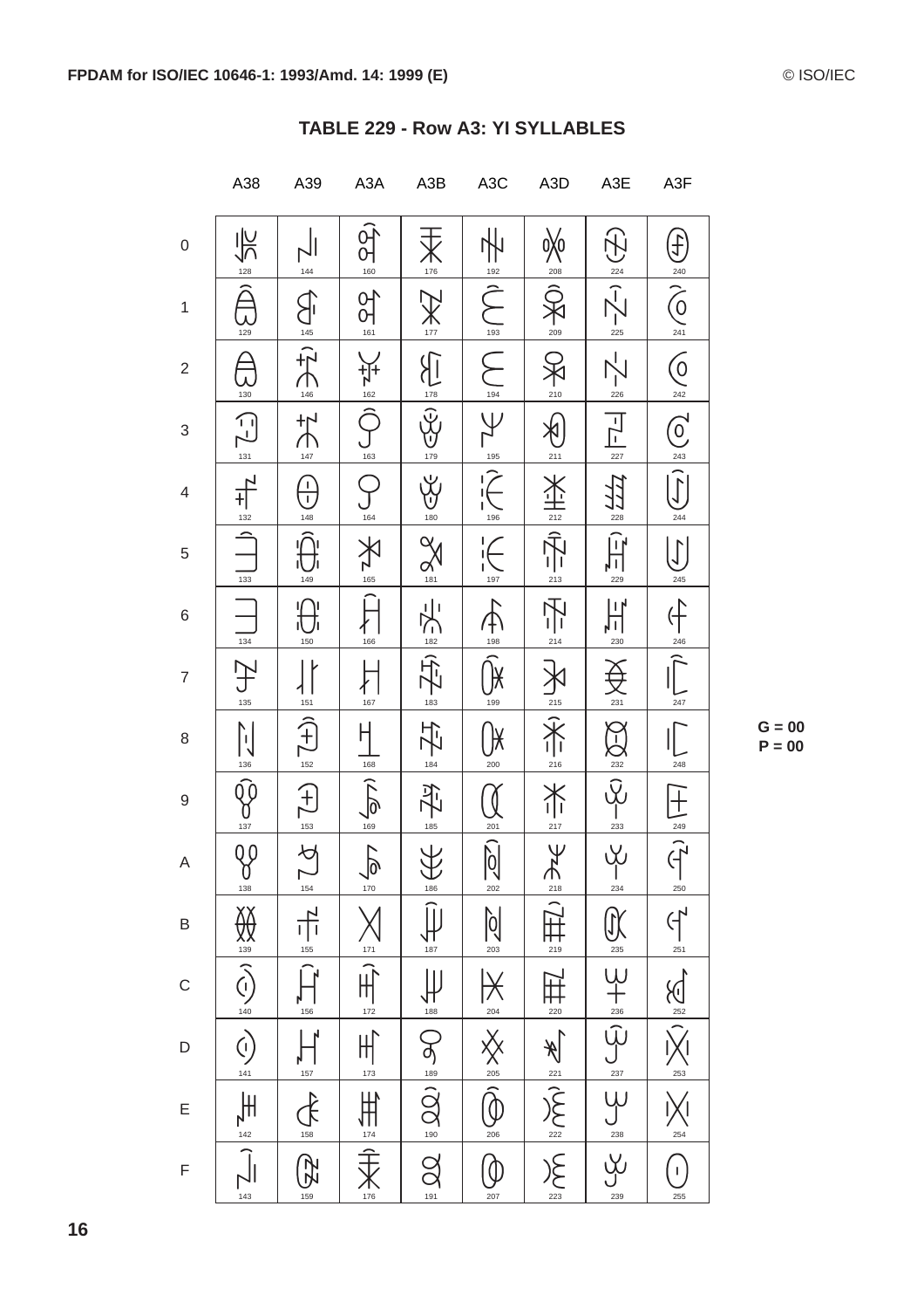## TABLE 229 - Row A3: YI SYLLABLES

| | A38 | A39 | A3A | A3B | A3C | A3D | A3E | A3F |
|---|---|---|---|---|---|---|---|---|
| 0 | ꎀ 128 | ꎐ 144 | ꎠ 160 | ꎰ 176 | ꏀ 192 | ꏐ 208 | ꏠ 224 | ꏰ 240 |
| 1 | ꎁ 129 | ꎑ 145 | ꎡ 161 | ꎱ 177 | ꏁ 193 | ꏑ 209 | ꏡ 225 | ꏱ 241 |
| 2 | ꎂ 130 | ꎒ 146 | ꎢ 162 | ꎲ 178 | ꏂ 194 | ꏒ 210 | ꏢ 226 | ꏲ 242 |
| 3 | ꎃ 131 | ꎓ 147 | ꎣ 163 | ꎳ 179 | ꏃ 195 | ꏓ 211 | ꏣ 227 | ꏳ 243 |
| 4 | ꎄ 132 | ꎔ 148 | ꎤ 164 | ꎴ 180 | ꏄ 196 | ꏔ 212 | ꏤ 228 | ꏴ 244 |
| 5 | ꎅ 133 | ꎕ 149 | ꎥ 165 | ꎵ 181 | ꏅ 197 | ꏕ 213 | ꏥ 229 | ꏵ 245 |
| 6 | ꎆ 134 | ꎖ 150 | ꎦ 166 | ꎶ 182 | ꏆ 198 | ꏖ 214 | ꏦ 230 | ꏶ 246 |
| 7 | ꎇ 135 | ꎗ 151 | ꎧ 167 | ꎷ 183 | ꏇ 199 | ꏗ 215 | ꏧ 231 | ꏷ 247 |
| 8 | ꎈ 136 | ꎘ 152 | ꎨ 168 | ꎸ 184 | ꏈ 200 | ꏘ 216 | ꏨ 232 | ꏸ 248 |
| 9 | ꎉ 137 | ꎙ 153 | ꎩ 169 | ꎹ 185 | ꏉ 201 | ꏙ 217 | ꏩ 233 | ꏹ 249 |
| A | ꎊ 138 | ꎚ 154 | ꎪ 170 | ꎺ 186 | ꏊ 202 | ꏚ 218 | ꏪ 234 | ꏺ 250 |
| B | ꎋ 139 | ꎛ 155 | ꎫ 171 | ꎻ 187 | ꏋ 203 | ꏛ 219 | ꏫ 235 | ꏻ 251 |
| C | ꎌ 140 | ꎜ 156 | ꎬ 172 | ꎼ 188 | ꏌ 204 | ꏜ 220 | ꏬ 236 | ꏼ 252 |
| D | ꎍ 141 | ꎝ 157 | ꎭ 173 | ꎽ 189 | ꏍ 205 | ꏝ 221 | ꏭ 237 | ꏽ 253 |
| E | ꎎ 142 | ꎞ 158 | ꎮ 174 | ꎾ 190 | ꏎ 206 | ꏞ 222 | ꏮ 238 | ꏾ 254 |
| F | ꎏ 143 | ꎟ 159 | ꎯ 176 | ꎿ 191 | ꏏ 207 | ꏟ 223 | ꏯ 239 | ꏿ 255 |

**G = 00**
**P = 00**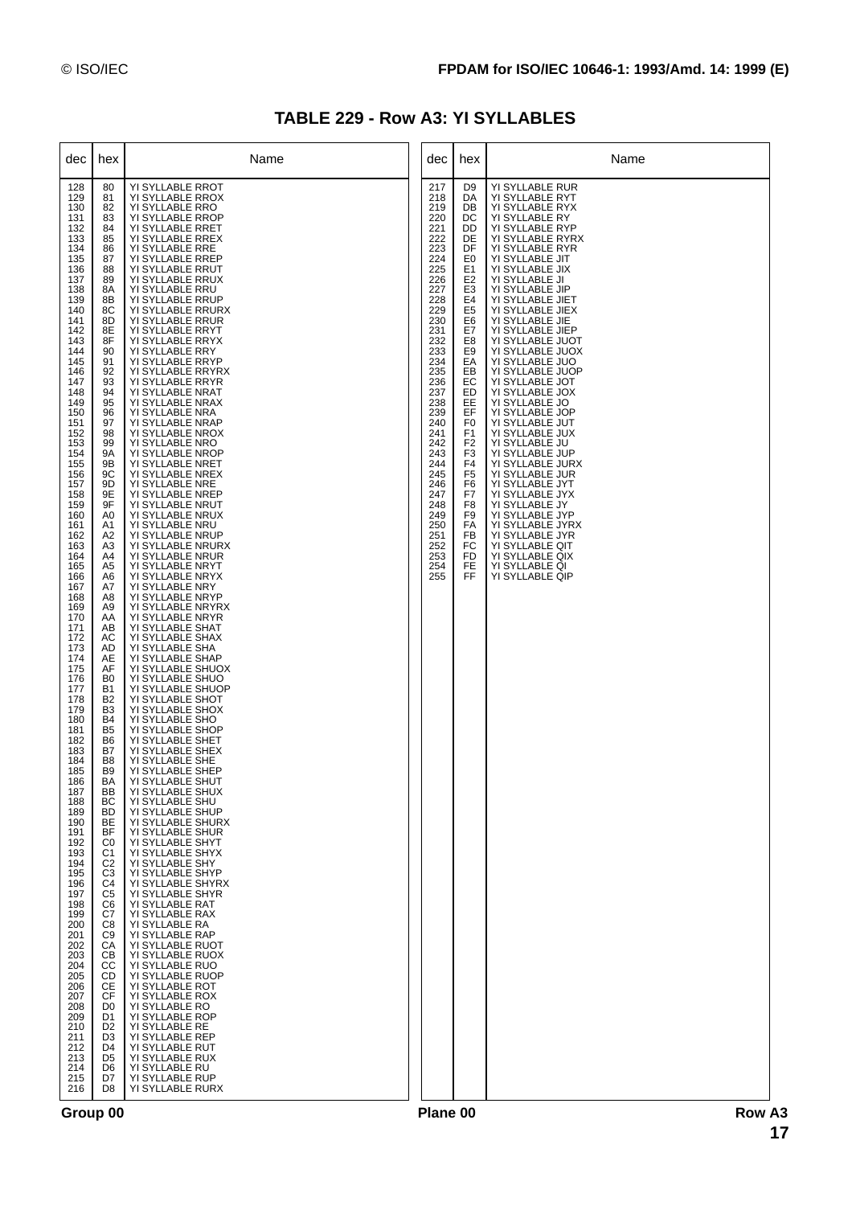# TABLE 229 - Row A3: YI SYLLABLES

| dec | hex | Name |
|---|---|---|
| 128 | 80 | YI SYLLABLE RROT |
| 129 | 81 | YI SYLLABLE RROX |
| 130 | 82 | YI SYLLABLE RRO |
| 131 | 83 | YI SYLLABLE RROP |
| 132 | 84 | YI SYLLABLE RRET |
| 133 | 85 | YI SYLLABLE RREX |
| 134 | 86 | YI SYLLABLE RRE |
| 135 | 87 | YI SYLLABLE RREP |
| 136 | 88 | YI SYLLABLE RRUT |
| 137 | 89 | YI SYLLABLE RRUX |
| 138 | 8A | YI SYLLABLE RRU |
| 139 | 8B | YI SYLLABLE RRUP |
| 140 | 8C | YI SYLLABLE RRURX |
| 141 | 8D | YI SYLLABLE RRUR |
| 142 | 8E | YI SYLLABLE RRYT |
| 143 | 8F | YI SYLLABLE RRYX |
| 144 | 90 | YI SYLLABLE RRY |
| 145 | 91 | YI SYLLABLE RRYP |
| 146 | 92 | YI SYLLABLE RRYRX |
| 147 | 93 | YI SYLLABLE RRYR |
| 148 | 94 | YI SYLLABLE NRAT |
| 149 | 95 | YI SYLLABLE NRAX |
| 150 | 96 | YI SYLLABLE NRA |
| 151 | 97 | YI SYLLABLE NRAP |
| 152 | 98 | YI SYLLABLE NROX |
| 153 | 99 | YI SYLLABLE NRO |
| 154 | 9A | YI SYLLABLE NROP |
| 155 | 9B | YI SYLLABLE NRET |
| 156 | 9C | YI SYLLABLE NREX |
| 157 | 9D | YI SYLLABLE NRE |
| 158 | 9E | YI SYLLABLE NREP |
| 159 | 9F | YI SYLLABLE NRUT |
| 160 | A0 | YI SYLLABLE NRUX |
| 161 | A1 | YI SYLLABLE NRU |
| 162 | A2 | YI SYLLABLE NRUP |
| 163 | A3 | YI SYLLABLE NRURX |
| 164 | A4 | YI SYLLABLE NRUR |
| 165 | A5 | YI SYLLABLE NRYT |
| 166 | A6 | YI SYLLABLE NRYX |
| 167 | A7 | YI SYLLABLE NRY |
| 168 | A8 | YI SYLLABLE NRYP |
| 169 | A9 | YI SYLLABLE NRYRX |
| 170 | AA | YI SYLLABLE NRYR |
| 171 | AB | YI SYLLABLE SHAT |
| 172 | AC | YI SYLLABLE SHAX |
| 173 | AD | YI SYLLABLE SHA |
| 174 | AE | YI SYLLABLE SHAP |
| 175 | AF | YI SYLLABLE SHUOX |
| 176 | B0 | YI SYLLABLE SHUO |
| 177 | B1 | YI SYLLABLE SHUOP |
| 178 | B2 | YI SYLLABLE SHOT |
| 179 | B3 | YI SYLLABLE SHOX |
| 180 | B4 | YI SYLLABLE SHO |
| 181 | B5 | YI SYLLABLE SHOP |
| 182 | B6 | YI SYLLABLE SHET |
| 183 | B7 | YI SYLLABLE SHEX |
| 184 | B8 | YI SYLLABLE SHE |
| 185 | B9 | YI SYLLABLE SHEP |
| 186 | BA | YI SYLLABLE SHUT |
| 187 | BB | YI SYLLABLE SHUX |
| 188 | BC | YI SYLLABLE SHU |
| 189 | BD | YI SYLLABLE SHUP |
| 190 | BE | YI SYLLABLE SHURX |
| 191 | BF | YI SYLLABLE SHUR |
| 192 | C0 | YI SYLLABLE SHYT |
| 193 | C1 | YI SYLLABLE SHYX |
| 194 | C2 | YI SYLLABLE SHY |
| 195 | C3 | YI SYLLABLE SHYP |
| 196 | C4 | YI SYLLABLE SHYRX |
| 197 | C5 | YI SYLLABLE SHYR |
| 198 | C6 | YI SYLLABLE RAT |
| 199 | C7 | YI SYLLABLE RAX |
| 200 | C8 | YI SYLLABLE RA |
| 201 | C9 | YI SYLLABLE RAP |
| 202 | CA | YI SYLLABLE RUOT |
| 203 | CB | YI SYLLABLE RUOX |
| 204 | CC | YI SYLLABLE RUO |
| 205 | CD | YI SYLLABLE RUOP |
| 206 | CE | YI SYLLABLE ROT |
| 207 | CF | YI SYLLABLE ROX |
| 208 | D0 | YI SYLLABLE RO |
| 209 | D1 | YI SYLLABLE ROP |
| 210 | D2 | YI SYLLABLE RE |
| 211 | D3 | YI SYLLABLE REP |
| 212 | D4 | YI SYLLABLE RUT |
| 213 | D5 | YI SYLLABLE RUX |
| 214 | D6 | YI SYLLABLE RU |
| 215 | D7 | YI SYLLABLE RUP |
| 216 | D8 | YI SYLLABLE RURX |
| 217 | D9 | YI SYLLABLE RUR |
| 218 | DA | YI SYLLABLE RYT |
| 219 | DB | YI SYLLABLE RYX |
| 220 | DC | YI SYLLABLE RY |
| 221 | DD | YI SYLLABLE RYP |
| 222 | DE | YI SYLLABLE RYRX |
| 223 | DF | YI SYLLABLE RYR |
| 224 | E0 | YI SYLLABLE JIT |
| 225 | E1 | YI SYLLABLE JIX |
| 226 | E2 | YI SYLLABLE JI |
| 227 | E3 | YI SYLLABLE JIP |
| 228 | E4 | YI SYLLABLE JIET |
| 229 | E5 | YI SYLLABLE JIEX |
| 230 | E6 | YI SYLLABLE JIE |
| 231 | E7 | YI SYLLABLE JIEP |
| 232 | E8 | YI SYLLABLE JUOT |
| 233 | E9 | YI SYLLABLE JUOX |
| 234 | EA | YI SYLLABLE JUO |
| 235 | EB | YI SYLLABLE JUOP |
| 236 | EC | YI SYLLABLE JOT |
| 237 | ED | YI SYLLABLE JOX |
| 238 | EE | YI SYLLABLE JO |
| 239 | EF | YI SYLLABLE JOP |
| 240 | F0 | YI SYLLABLE JUT |
| 241 | F1 | YI SYLLABLE JUX |
| 242 | F2 | YI SYLLABLE JU |
| 243 | F3 | YI SYLLABLE JUP |
| 244 | F4 | YI SYLLABLE JURX |
| 245 | F5 | YI SYLLABLE JUR |
| 246 | F6 | YI SYLLABLE JYT |
| 247 | F7 | YI SYLLABLE JYX |
| 248 | F8 | YI SYLLABLE JY |
| 249 | F9 | YI SYLLABLE JYP |
| 250 | FA | YI SYLLABLE JYRX |
| 251 | FB | YI SYLLABLE JYR |
| 252 | FC | YI SYLLABLE QIT |
| 253 | FD | YI SYLLABLE QIX |
| 254 | FE | YI SYLLABLE QI |
| 255 | FF | YI SYLLABLE QIP |

Group 00 Plane 00 Row A3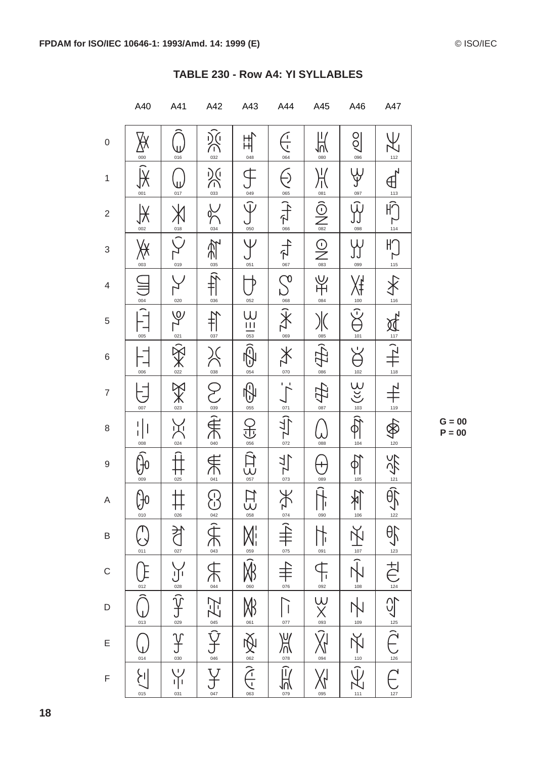## TABLE 230 - Row A4: YI SYLLABLES

| | A40 | A41 | A42 | A43 | A44 | A45 | A46 | A47 |
|---|---|---|---|---|---|---|---|---|
| 0 | 000 | 016 | 032 | 048 | 064 | 080 | 096 | 112 |
| 1 | 001 | 017 | 033 | 049 | 065 | 081 | 097 | 113 |
| 2 | 002 | 018 | 034 | 050 | 066 | 082 | 098 | 114 |
| 3 | 003 | 019 | 035 | 051 | 067 | 083 | 099 | 115 |
| 4 | 004 | 020 | 036 | 052 | 068 | 084 | 100 | 116 |
| 5 | 005 | 021 | 037 | 053 | 069 | 085 | 101 | 117 |
| 6 | 006 | 022 | 038 | 054 | 070 | 086 | 102 | 118 |
| 7 | 007 | 023 | 039 | 055 | 071 | 087 | 103 | 119 |
| 8 | 008 | 024 | 040 | 056 | 072 | 088 | 104 | 120 |
| 9 | 009 | 025 | 041 | 057 | 073 | 089 | 105 | 121 |
| A | 010 | 026 | 042 | 058 | 074 | 090 | 106 | 122 |
| B | 011 | 027 | 043 | 059 | 075 | 091 | 107 | 123 |
| C | 012 | 028 | 044 | 060 | 076 | 092 | 108 | 124 |
| D | 013 | 029 | 045 | 061 | 077 | 093 | 109 | 125 |
| E | 014 | 030 | 046 | 062 | 078 | 094 | 110 | 126 |
| F | 015 | 031 | 047 | 063 | 079 | 095 | 111 | 127 |

G = 00
P = 00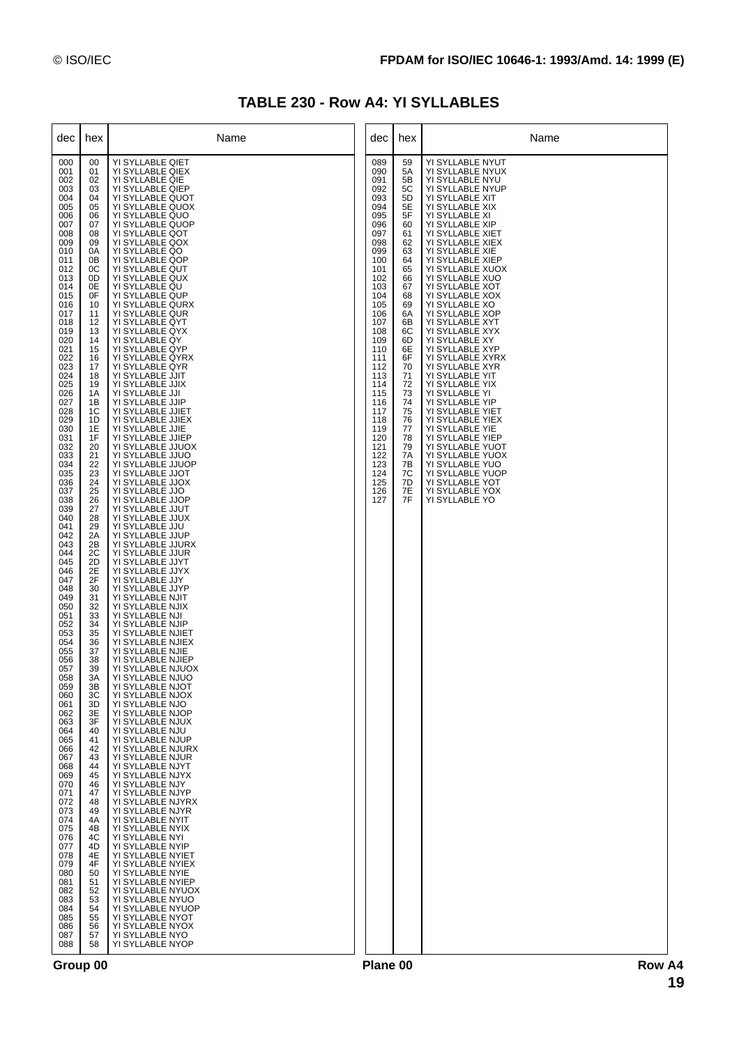## TABLE 230 - Row A4: YI SYLLABLES

| dec | hex | Name |
|---|---|---|
| 000 | 00 | YI SYLLABLE QIET |
| 001 | 01 | YI SYLLABLE QIEX |
| 002 | 02 | YI SYLLABLE QIE |
| 003 | 03 | YI SYLLABLE QIEP |
| 004 | 04 | YI SYLLABLE QUOT |
| 005 | 05 | YI SYLLABLE QUOX |
| 006 | 06 | YI SYLLABLE QUO |
| 007 | 07 | YI SYLLABLE QUOP |
| 008 | 08 | YI SYLLABLE QOT |
| 009 | 09 | YI SYLLABLE QOX |
| 010 | 0A | YI SYLLABLE QO |
| 011 | 0B | YI SYLLABLE QOP |
| 012 | 0C | YI SYLLABLE QUT |
| 013 | 0D | YI SYLLABLE QUX |
| 014 | 0E | YI SYLLABLE QU |
| 015 | 0F | YI SYLLABLE QUP |
| 016 | 10 | YI SYLLABLE QURX |
| 017 | 11 | YI SYLLABLE QUR |
| 018 | 12 | YI SYLLABLE QYT |
| 019 | 13 | YI SYLLABLE QYX |
| 020 | 14 | YI SYLLABLE QY |
| 021 | 15 | YI SYLLABLE QYP |
| 022 | 16 | YI SYLLABLE QYRX |
| 023 | 17 | YI SYLLABLE QYR |
| 024 | 18 | YI SYLLABLE JJIT |
| 025 | 19 | YI SYLLABLE JJIX |
| 026 | 1A | YI SYLLABLE JJI |
| 027 | 1B | YI SYLLABLE JJIP |
| 028 | 1C | YI SYLLABLE JJIET |
| 029 | 1D | YI SYLLABLE JJIEX |
| 030 | 1E | YI SYLLABLE JJIE |
| 031 | 1F | YI SYLLABLE JJIEP |
| 032 | 20 | YI SYLLABLE JJUOX |
| 033 | 21 | YI SYLLABLE JJUO |
| 034 | 22 | YI SYLLABLE JJUOP |
| 035 | 23 | YI SYLLABLE JJOT |
| 036 | 24 | YI SYLLABLE JJOX |
| 037 | 25 | YI SYLLABLE JJO |
| 038 | 26 | YI SYLLABLE JJOP |
| 039 | 27 | YI SYLLABLE JJUT |
| 040 | 28 | YI SYLLABLE JJUX |
| 041 | 29 | YI SYLLABLE JJU |
| 042 | 2A | YI SYLLABLE JJUP |
| 043 | 2B | YI SYLLABLE JJURX |
| 044 | 2C | YI SYLLABLE JJUR |
| 045 | 2D | YI SYLLABLE JJYT |
| 046 | 2E | YI SYLLABLE JJYX |
| 047 | 2F | YI SYLLABLE JJY |
| 048 | 30 | YI SYLLABLE JJYP |
| 049 | 31 | YI SYLLABLE NJIT |
| 050 | 32 | YI SYLLABLE NJIX |
| 051 | 33 | YI SYLLABLE NJI |
| 052 | 34 | YI SYLLABLE NJIP |
| 053 | 35 | YI SYLLABLE NJIET |
| 054 | 36 | YI SYLLABLE NJIEX |
| 055 | 37 | YI SYLLABLE NJIE |
| 056 | 38 | YI SYLLABLE NJIEP |
| 057 | 39 | YI SYLLABLE NJUOX |
| 058 | 3A | YI SYLLABLE NJUO |
| 059 | 3B | YI SYLLABLE NJOT |
| 060 | 3C | YI SYLLABLE NJOX |
| 061 | 3D | YI SYLLABLE NJO |
| 062 | 3E | YI SYLLABLE NJOP |
| 063 | 3F | YI SYLLABLE NJUX |
| 064 | 40 | YI SYLLABLE NJU |
| 065 | 41 | YI SYLLABLE NJUP |
| 066 | 42 | YI SYLLABLE NJURX |
| 067 | 43 | YI SYLLABLE NJUR |
| 068 | 44 | YI SYLLABLE NJYT |
| 069 | 45 | YI SYLLABLE NJYX |
| 070 | 46 | YI SYLLABLE NJY |
| 071 | 47 | YI SYLLABLE NJYP |
| 072 | 48 | YI SYLLABLE NJYRX |
| 073 | 49 | YI SYLLABLE NJYR |
| 074 | 4A | YI SYLLABLE NYIT |
| 075 | 4B | YI SYLLABLE NYIX |
| 076 | 4C | YI SYLLABLE NYI |
| 077 | 4D | YI SYLLABLE NYIP |
| 078 | 4E | YI SYLLABLE NYIET |
| 079 | 4F | YI SYLLABLE NYIEX |
| 080 | 50 | YI SYLLABLE NYIE |
| 081 | 51 | YI SYLLABLE NYIEP |
| 082 | 52 | YI SYLLABLE NYUOX |
| 083 | 53 | YI SYLLABLE NYUO |
| 084 | 54 | YI SYLLABLE NYUOP |
| 085 | 55 | YI SYLLABLE NYOT |
| 086 | 56 | YI SYLLABLE NYOX |
| 087 | 57 | YI SYLLABLE NYO |
| 088 | 58 | YI SYLLABLE NYOP |
| 089 | 59 | YI SYLLABLE NYUT |
| 090 | 5A | YI SYLLABLE NYUX |
| 091 | 5B | YI SYLLABLE NYU |
| 092 | 5C | YI SYLLABLE NYUP |
| 093 | 5D | YI SYLLABLE XIT |
| 094 | 5E | YI SYLLABLE XIX |
| 095 | 5F | YI SYLLABLE XI |
| 096 | 60 | YI SYLLABLE XIP |
| 097 | 61 | YI SYLLABLE XIET |
| 098 | 62 | YI SYLLABLE XIEX |
| 099 | 63 | YI SYLLABLE XIE |
| 100 | 64 | YI SYLLABLE XIEP |
| 101 | 65 | YI SYLLABLE XUOX |
| 102 | 66 | YI SYLLABLE XUO |
| 103 | 67 | YI SYLLABLE XOT |
| 104 | 68 | YI SYLLABLE XOX |
| 105 | 69 | YI SYLLABLE XO |
| 106 | 6A | YI SYLLABLE XOP |
| 107 | 6B | YI SYLLABLE XYT |
| 108 | 6C | YI SYLLABLE XYX |
| 109 | 6D | YI SYLLABLE XY |
| 110 | 6E | YI SYLLABLE XYP |
| 111 | 6F | YI SYLLABLE XYRX |
| 112 | 70 | YI SYLLABLE XYR |
| 113 | 71 | YI SYLLABLE YIT |
| 114 | 72 | YI SYLLABLE YIX |
| 115 | 73 | YI SYLLABLE YI |
| 116 | 74 | YI SYLLABLE YIP |
| 117 | 75 | YI SYLLABLE YIET |
| 118 | 76 | YI SYLLABLE YIEX |
| 119 | 77 | YI SYLLABLE YIE |
| 120 | 78 | YI SYLLABLE YIEP |
| 121 | 79 | YI SYLLABLE YUOT |
| 122 | 7A | YI SYLLABLE YUOX |
| 123 | 7B | YI SYLLABLE YUO |
| 124 | 7C | YI SYLLABLE YUOP |
| 125 | 7D | YI SYLLABLE YOT |
| 126 | 7E | YI SYLLABLE YOX |
| 127 | 7F | YI SYLLABLE YO |

Group 00 Plane 00 Row A4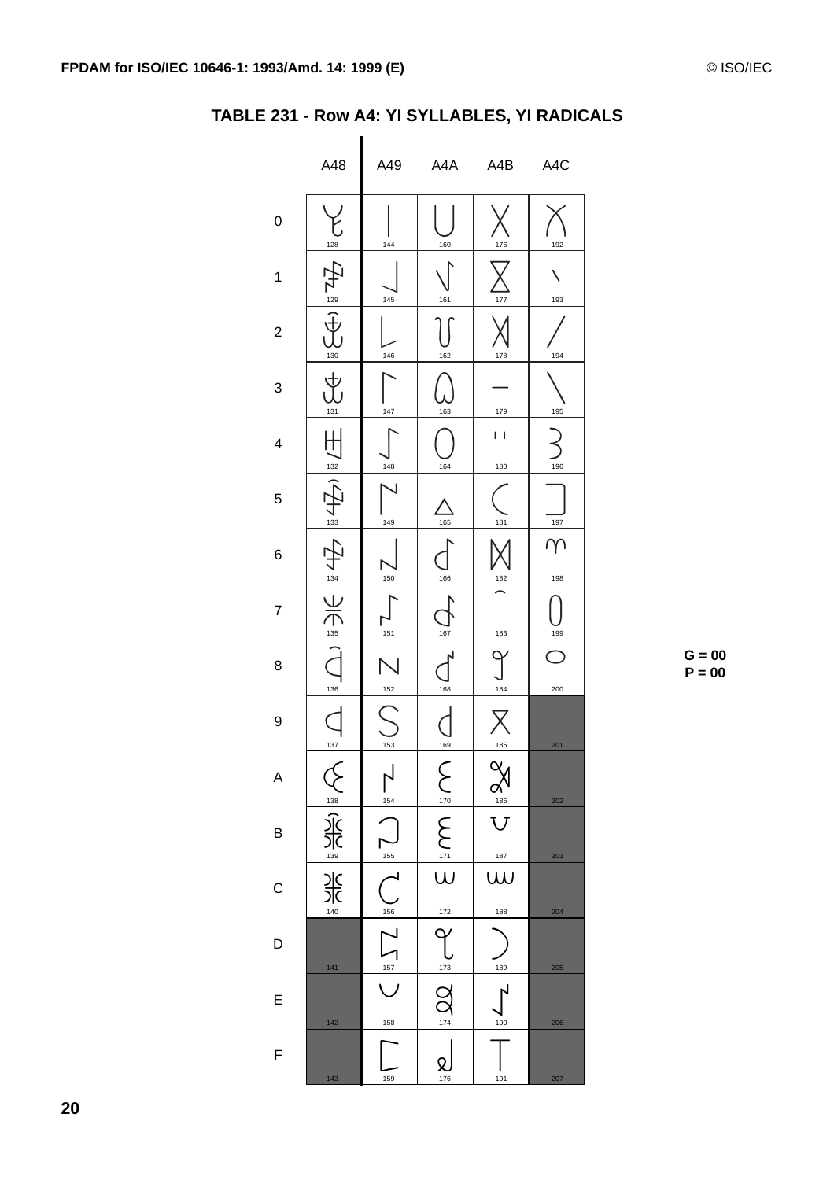## TABLE 231 - Row A4: YI SYLLABLES, YI RADICALS

| | A48 | A49 | A4A | A4B | A4C |
|---|---|---|---|---|---|
| 0 | 128 | 144 | 160 | 176 | 192 |
| 1 | 129 | 145 | 161 | 177 | 193 |
| 2 | 130 | 146 | 162 | 178 | 194 |
| 3 | 131 | 147 | 163 | 179 | 195 |
| 4 | 132 | 148 | 164 | 180 | 196 |
| 5 | 133 | 149 | 165 | 181 | 197 |
| 6 | 134 | 150 | 166 | 182 | 198 |
| 7 | 135 | 151 | 167 | 183 | 199 |
| 8 | 136 | 152 | 168 | 184 | 200 |
| 9 | 137 | 153 | 169 | 185 | 201 |
| A | 138 | 154 | 170 | 186 | 202 |
| B | 139 | 155 | 171 | 187 | 203 |
| C | 140 | 156 | 172 | 188 | 204 |
| D | 141 | 157 | 173 | 189 | 205 |
| E | 142 | 158 | 174 | 190 | 206 |
| F | 143 | 159 | 176 | 191 | 207 |

G = 00
P = 00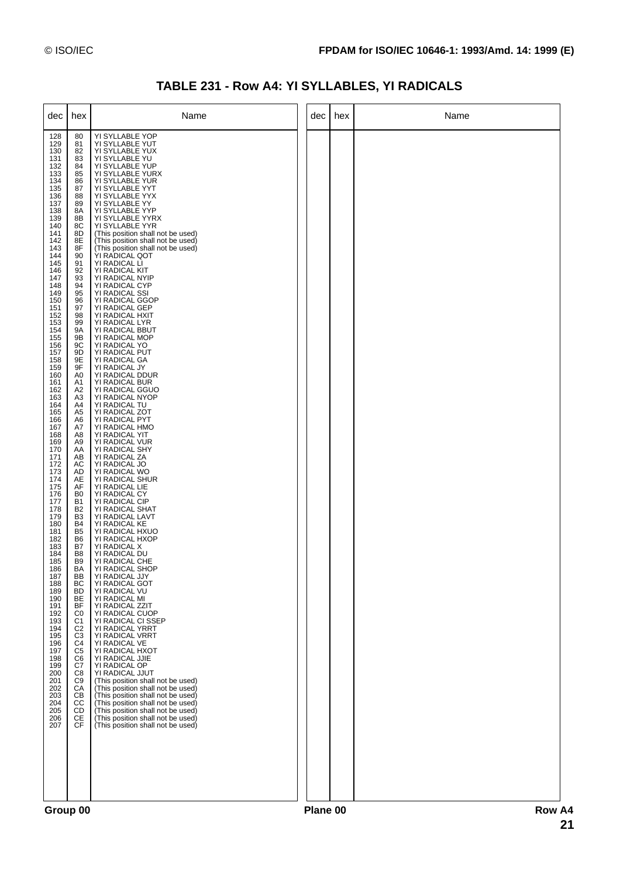# TABLE 231 - Row A4: YI SYLLABLES, YI RADICALS

| dec | hex | Name |
|---|---|---|
| 128 | 80 | YI SYLLABLE YOP |
| 129 | 81 | YI SYLLABLE YUT |
| 130 | 82 | YI SYLLABLE YUX |
| 131 | 83 | YI SYLLABLE YU |
| 132 | 84 | YI SYLLABLE YUP |
| 133 | 85 | YI SYLLABLE YURX |
| 134 | 86 | YI SYLLABLE YUR |
| 135 | 87 | YI SYLLABLE YYT |
| 136 | 88 | YI SYLLABLE YYX |
| 137 | 89 | YI SYLLABLE YY |
| 138 | 8A | YI SYLLABLE YYP |
| 139 | 8B | YI SYLLABLE YYRX |
| 140 | 8C | YI SYLLABLE YYR |
| 141 | 8D | (This position shall not be used) |
| 142 | 8E | (This position shall not be used) |
| 143 | 8F | (This position shall not be used) |
| 144 | 90 | YI RADICAL QOT |
| 145 | 91 | YI RADICAL LI |
| 146 | 92 | YI RADICAL KIT |
| 147 | 93 | YI RADICAL NYIP |
| 148 | 94 | YI RADICAL CYP |
| 149 | 95 | YI RADICAL SSI |
| 150 | 96 | YI RADICAL GGOP |
| 151 | 97 | YI RADICAL GEP |
| 152 | 98 | YI RADICAL HXIT |
| 153 | 99 | YI RADICAL LYR |
| 154 | 9A | YI RADICAL BBUT |
| 155 | 9B | YI RADICAL MOP |
| 156 | 9C | YI RADICAL YO |
| 157 | 9D | YI RADICAL PUT |
| 158 | 9E | YI RADICAL GA |
| 159 | 9F | YI RADICAL JY |
| 160 | A0 | YI RADICAL DDUR |
| 161 | A1 | YI RADICAL BUR |
| 162 | A2 | YI RADICAL GGUO |
| 163 | A3 | YI RADICAL NYOP |
| 164 | A4 | YI RADICAL TU |
| 165 | A5 | YI RADICAL ZOT |
| 166 | A6 | YI RADICAL PYT |
| 167 | A7 | YI RADICAL HMO |
| 168 | A8 | YI RADICAL YIT |
| 169 | A9 | YI RADICAL VUR |
| 170 | AA | YI RADICAL SHY |
| 171 | AB | YI RADICAL ZA |
| 172 | AC | YI RADICAL JO |
| 173 | AD | YI RADICAL WO |
| 174 | AE | YI RADICAL SHUR |
| 175 | AF | YI RADICAL LIE |
| 176 | B0 | YI RADICAL CY |
| 177 | B1 | YI RADICAL CIP |
| 178 | B2 | YI RADICAL SHAT |
| 179 | B3 | YI RADICAL LAVT |
| 180 | B4 | YI RADICAL KE |
| 181 | B5 | YI RADICAL HXUO |
| 182 | B6 | YI RADICAL HXOP |
| 183 | B7 | YI RADICAL X |
| 184 | B8 | YI RADICAL DU |
| 185 | B9 | YI RADICAL CHE |
| 186 | BA | YI RADICAL SHOP |
| 187 | BB | YI RADICAL JJY |
| 188 | BC | YI RADICAL GOT |
| 189 | BD | YI RADICAL VU |
| 190 | BE | YI RADICAL MI |
| 191 | BF | YI RADICAL ZZIT |
| 192 | C0 | YI RADICAL CUOP |
| 193 | C1 | YI RADICAL CI SSEP |
| 194 | C2 | YI RADICAL YRRT |
| 195 | C3 | YI RADICAL VRRT |
| 196 | C4 | YI RADICAL VE |
| 197 | C5 | YI RADICAL HXOT |
| 198 | C6 | YI RADICAL JJIE |
| 199 | C7 | YI RADICAL OP |
| 200 | C8 | YI RADICAL JJUT |
| 201 | C9 | (This position shall not be used) |
| 202 | CA | (This position shall not be used) |
| 203 | CB | (This position shall not be used) |
| 204 | CC | (This position shall not be used) |
| 205 | CD | (This position shall not be used) |
| 206 | CE | (This position shall not be used) |
| 207 | CF | (This position shall not be used) |

Group 00 Plane 00 Row A4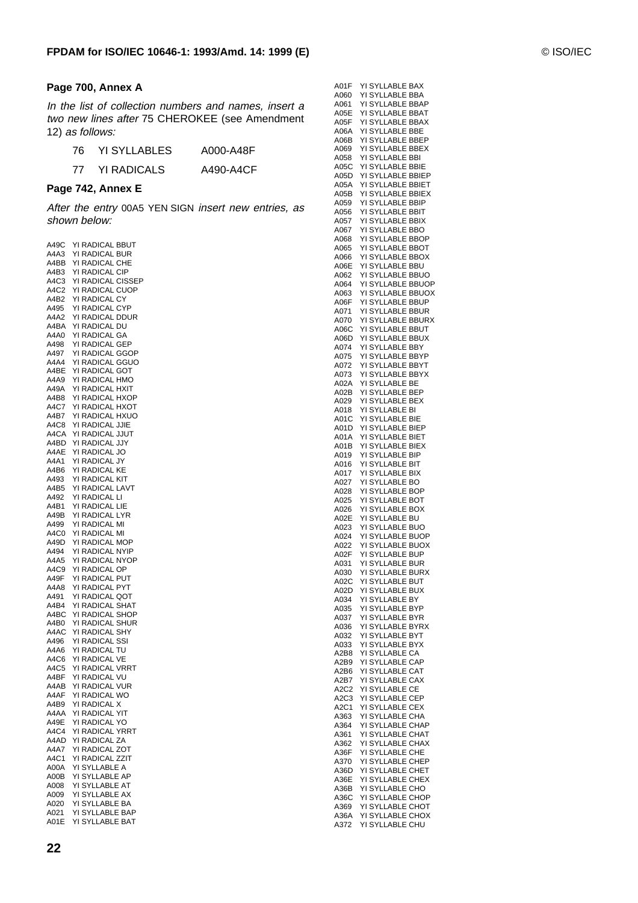**Page 700, Annex A**

*In the list of collection numbers and names, insert a two new lines after* 75 CHEROKEE (see Amendment 12) *as follows:*

| | | |
|---|---|---|
| 76 | YI SYLLABLES | A000-A48F |
| 77 | YI RADICALS | A490-A4CF |

**Page 742, Annex E**

*After the entry* 00A5 YEN SIGN *insert new entries, as shown below:*

A49C YI RADICAL BBUT
A4A3 YI RADICAL BUR
A4BB YI RADICAL CHE
A4B3 YI RADICAL CIP
A4C3 YI RADICAL CISSEP
A4C2 YI RADICAL CUOP
A4B2 YI RADICAL CY
A495 YI RADICAL CYP
A4A2 YI RADICAL DDUR
A4BA YI RADICAL DU
A4A0 YI RADICAL GA
A498 YI RADICAL GEP
A497 YI RADICAL GGOP
A4A4 YI RADICAL GGUO
A4BE YI RADICAL GOT
A4A9 YI RADICAL HMO
A49A YI RADICAL HXIT
A4B8 YI RADICAL HXOP
A4C7 YI RADICAL HXOT
A4B7 YI RADICAL HXUO
A4C8 YI RADICAL JJIE
A4CA YI RADICAL JJUT
A4BD YI RADICAL JJY
A4AE YI RADICAL JO
A4A1 YI RADICAL JY
A4B6 YI RADICAL KE
A493 YI RADICAL KIT
A4B5 YI RADICAL LAVT
A492 YI RADICAL LI
A4B1 YI RADICAL LIE
A49B YI RADICAL LYR
A499 YI RADICAL MI
A4C0 YI RADICAL MI
A49D YI RADICAL MOP
A494 YI RADICAL NYIP
A4A5 YI RADICAL NYOP
A4C9 YI RADICAL OP
A49F YI RADICAL PUT
A4A8 YI RADICAL PYT
A491 YI RADICAL QOT
A4B4 YI RADICAL SHAT
A4BC YI RADICAL SHOP
A4B0 YI RADICAL SHUR
A4AC YI RADICAL SHY
A496 YI RADICAL SSI
A4A6 YI RADICAL TU
A4C6 YI RADICAL VE
A4C5 YI RADICAL VRRT
A4BF YI RADICAL VU
A4AB YI RADICAL VUR
A4AF YI RADICAL WO
A4B9 YI RADICAL X
A4AA YI RADICAL YIT
A49E YI RADICAL YO
A4C4 YI RADICAL YRRT
A4AD YI RADICAL ZA
A4A7 YI RADICAL ZOT
A4C1 YI RADICAL ZZIT
A00A YI SYLLABLE A
A00B YI SYLLABLE AP
A008 YI SYLLABLE AT
A009 YI SYLLABLE AX
A020 YI SYLLABLE BA
A021 YI SYLLABLE BAP
A01E YI SYLLABLE BAT
A01F YI SYLLABLE BAX
A060 YI SYLLABLE BBA
A061 YI SYLLABLE BBAP
A05E YI SYLLABLE BBAT
A05F YI SYLLABLE BBAX
A06A YI SYLLABLE BBE
A06B YI SYLLABLE BBEP
A069 YI SYLLABLE BBEX
A058 YI SYLLABLE BBI
A05C YI SYLLABLE BBIE
A05D YI SYLLABLE BBIEP
A05A YI SYLLABLE BBIET
A05B YI SYLLABLE BBIEX
A059 YI SYLLABLE BBIP
A056 YI SYLLABLE BBIT
A057 YI SYLLABLE BBIX
A067 YI SYLLABLE BBO
A068 YI SYLLABLE BBOP
A065 YI SYLLABLE BBOT
A066 YI SYLLABLE BBOX
A06E YI SYLLABLE BBU
A062 YI SYLLABLE BBUO
A064 YI SYLLABLE BBUOP
A063 YI SYLLABLE BBUOX
A06F YI SYLLABLE BBUP
A071 YI SYLLABLE BBUR
A070 YI SYLLABLE BBURX
A06C YI SYLLABLE BBUT
A06D YI SYLLABLE BBUX
A074 YI SYLLABLE BBY
A075 YI SYLLABLE BBYP
A072 YI SYLLABLE BBYT
A073 YI SYLLABLE BBYX
A02A YI SYLLABLE BE
A02B YI SYLLABLE BEP
A029 YI SYLLABLE BEX
A018 YI SYLLABLE BI
A01C YI SYLLABLE BIE
A01D YI SYLLABLE BIEP
A01A YI SYLLABLE BIET
A01B YI SYLLABLE BIEX
A019 YI SYLLABLE BIP
A016 YI SYLLABLE BIT
A017 YI SYLLABLE BIX
A027 YI SYLLABLE BO
A028 YI SYLLABLE BOP
A025 YI SYLLABLE BOT
A026 YI SYLLABLE BOX
A02E YI SYLLABLE BU
A023 YI SYLLABLE BUO
A024 YI SYLLABLE BUOP
A022 YI SYLLABLE BUOX
A02F YI SYLLABLE BUP
A031 YI SYLLABLE BUR
A030 YI SYLLABLE BURX
A02C YI SYLLABLE BUT
A02D YI SYLLABLE BUX
A034 YI SYLLABLE BY
A035 YI SYLLABLE BYP
A037 YI SYLLABLE BYR
A036 YI SYLLABLE BYRX
A032 YI SYLLABLE BYT
A033 YI SYLLABLE BYX
A2B8 YI SYLLABLE CA
A2B9 YI SYLLABLE CAP
A2B6 YI SYLLABLE CAT
A2B7 YI SYLLABLE CAX
A2C2 YI SYLLABLE CE
A2C3 YI SYLLABLE CEP
A2C1 YI SYLLABLE CEX
A363 YI SYLLABLE CHA
A364 YI SYLLABLE CHAP
A361 YI SYLLABLE CHAT
A362 YI SYLLABLE CHAX
A36F YI SYLLABLE CHE
A370 YI SYLLABLE CHEP
A36D YI SYLLABLE CHET
A36E YI SYLLABLE CHEX
A36B YI SYLLABLE CHO
A36C YI SYLLABLE CHOP
A369 YI SYLLABLE CHOT
A36A YI SYLLABLE CHOX
A372 YI SYLLABLE CHU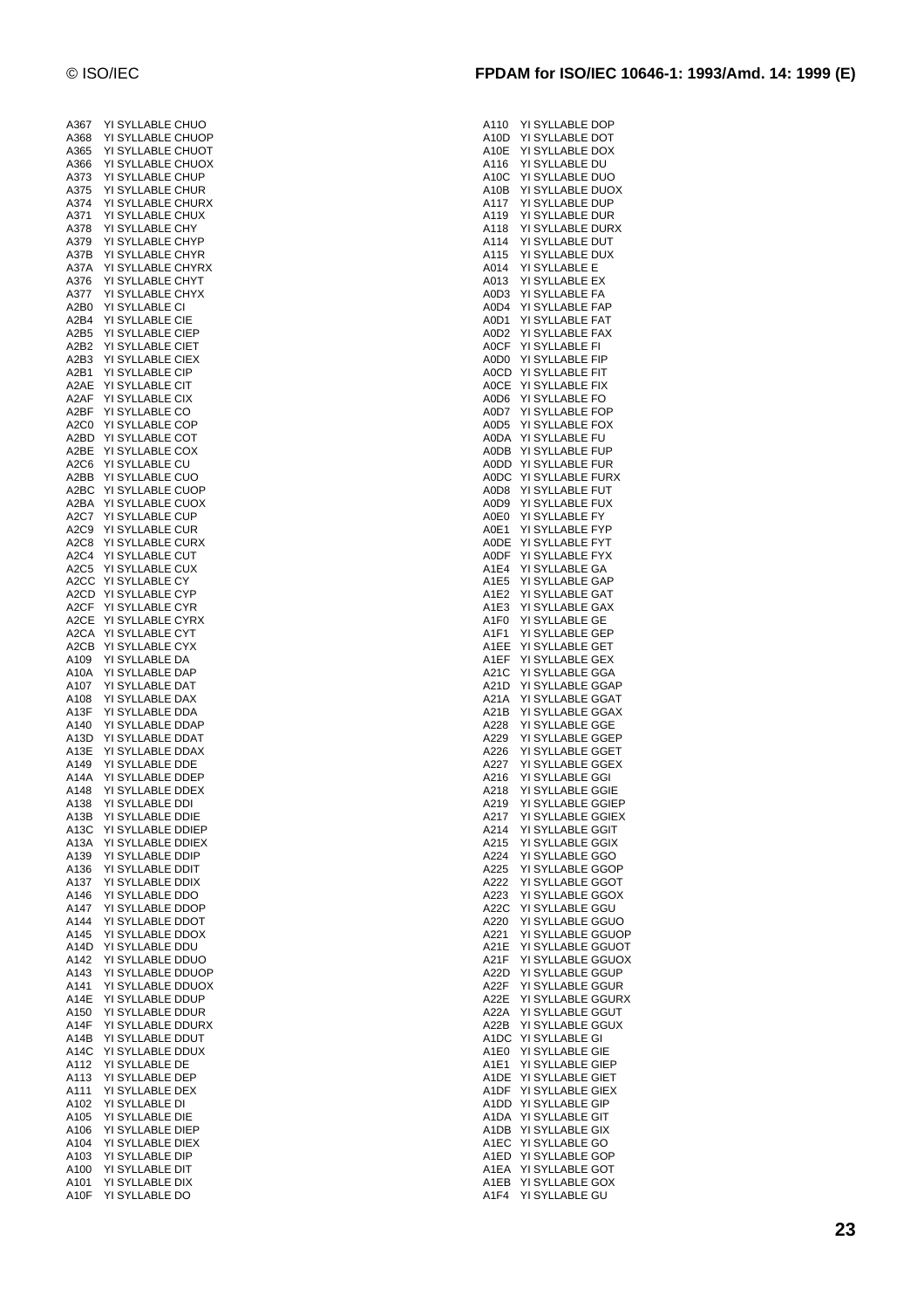A367 YI SYLLABLE CHUO
A368 YI SYLLABLE CHUOP
A365 YI SYLLABLE CHUOT
A366 YI SYLLABLE CHUOX
A373 YI SYLLABLE CHUP
A375 YI SYLLABLE CHUR
A374 YI SYLLABLE CHURX
A371 YI SYLLABLE CHUX
A378 YI SYLLABLE CHY
A379 YI SYLLABLE CHYP
A37B YI SYLLABLE CHYR
A37A YI SYLLABLE CHYRX
A376 YI SYLLABLE CHYT
A377 YI SYLLABLE CHYX
A2B0 YI SYLLABLE CI
A2B4 YI SYLLABLE CIE
A2B5 YI SYLLABLE CIEP
A2B2 YI SYLLABLE CIET
A2B3 YI SYLLABLE CIEX
A2B1 YI SYLLABLE CIP
A2AE YI SYLLABLE CIT
A2AF YI SYLLABLE CIX
A2BF YI SYLLABLE CO
A2C0 YI SYLLABLE COP
A2BD YI SYLLABLE COT
A2BE YI SYLLABLE COX
A2C6 YI SYLLABLE CU
A2BB YI SYLLABLE CUO
A2BC YI SYLLABLE CUOP
A2BA YI SYLLABLE CUOX
A2C7 YI SYLLABLE CUP
A2C9 YI SYLLABLE CUR
A2C8 YI SYLLABLE CURX
A2C4 YI SYLLABLE CUT
A2C5 YI SYLLABLE CUX
A2CC YI SYLLABLE CY
A2CD YI SYLLABLE CYP
A2CF YI SYLLABLE CYR
A2CE YI SYLLABLE CYRX
A2CA YI SYLLABLE CYT
A2CB YI SYLLABLE CYX
A109 YI SYLLABLE DA
A10A YI SYLLABLE DAP
A107 YI SYLLABLE DAT
A108 YI SYLLABLE DAX
A13F YI SYLLABLE DDA
A140 YI SYLLABLE DDAP
A13D YI SYLLABLE DDAT
A13E YI SYLLABLE DDAX
A149 YI SYLLABLE DDE
A14A YI SYLLABLE DDEP
A148 YI SYLLABLE DDEX
A138 YI SYLLABLE DDI
A13B YI SYLLABLE DDIE
A13C YI SYLLABLE DDIEP
A13A YI SYLLABLE DDIEX
A139 YI SYLLABLE DDIP
A136 YI SYLLABLE DDIT
A137 YI SYLLABLE DDIX
A146 YI SYLLABLE DDO
A147 YI SYLLABLE DDOP
A144 YI SYLLABLE DDOT
A145 YI SYLLABLE DDOX
A14D YI SYLLABLE DDU
A142 YI SYLLABLE DDUO
A143 YI SYLLABLE DDUOP
A141 YI SYLLABLE DDUOX
A14E YI SYLLABLE DDUP
A150 YI SYLLABLE DDUR
A14F YI SYLLABLE DDURX
A14B YI SYLLABLE DDUT
A14C YI SYLLABLE DDUX
A112 YI SYLLABLE DE
A113 YI SYLLABLE DEP
A111 YI SYLLABLE DEX
A102 YI SYLLABLE DI
A105 YI SYLLABLE DIE
A106 YI SYLLABLE DIEP
A104 YI SYLLABLE DIEX
A103 YI SYLLABLE DIP
A100 YI SYLLABLE DIT
A101 YI SYLLABLE DIX
A10F YI SYLLABLE DO
A110 YI SYLLABLE DOP
A10D YI SYLLABLE DOT
A10E YI SYLLABLE DOX
A116 YI SYLLABLE DU
A10C YI SYLLABLE DUO
A10B YI SYLLABLE DUOX
A117 YI SYLLABLE DUP
A119 YI SYLLABLE DUR
A118 YI SYLLABLE DURX
A114 YI SYLLABLE DUT
A115 YI SYLLABLE DUX
A014 YI SYLLABLE E
A013 YI SYLLABLE EX
A0D3 YI SYLLABLE FA
A0D4 YI SYLLABLE FAP
A0D1 YI SYLLABLE FAT
A0D2 YI SYLLABLE FAX
A0CF YI SYLLABLE FI
A0D0 YI SYLLABLE FIP
A0CD YI SYLLABLE FIT
A0CE YI SYLLABLE FIX
A0D6 YI SYLLABLE FO
A0D7 YI SYLLABLE FOP
A0D5 YI SYLLABLE FOX
A0DA YI SYLLABLE FU
A0DB YI SYLLABLE FUP
A0DD YI SYLLABLE FUR
A0DC YI SYLLABLE FURX
A0D8 YI SYLLABLE FUT
A0D9 YI SYLLABLE FUX
A0E0 YI SYLLABLE FY
A0E1 YI SYLLABLE FYP
A0DE YI SYLLABLE FYT
A0DF YI SYLLABLE FYX
A1E4 YI SYLLABLE GA
A1E5 YI SYLLABLE GAP
A1E2 YI SYLLABLE GAT
A1E3 YI SYLLABLE GAX
A1F0 YI SYLLABLE GE
A1F1 YI SYLLABLE GEP
A1EE YI SYLLABLE GET
A1EF YI SYLLABLE GEX
A21C YI SYLLABLE GGA
A21D YI SYLLABLE GGAP
A21A YI SYLLABLE GGAT
A21B YI SYLLABLE GGAX
A228 YI SYLLABLE GGE
A229 YI SYLLABLE GGEP
A226 YI SYLLABLE GGET
A227 YI SYLLABLE GGEX
A216 YI SYLLABLE GGI
A218 YI SYLLABLE GGIE
A219 YI SYLLABLE GGIEP
A217 YI SYLLABLE GGIEX
A214 YI SYLLABLE GGIT
A215 YI SYLLABLE GGIX
A224 YI SYLLABLE GGO
A225 YI SYLLABLE GGOP
A222 YI SYLLABLE GGOT
A223 YI SYLLABLE GGOX
A22C YI SYLLABLE GGU
A220 YI SYLLABLE GGUO
A221 YI SYLLABLE GGUOP
A21E YI SYLLABLE GGUOT
A21F YI SYLLABLE GGUOX
A22D YI SYLLABLE GGUP
A22F YI SYLLABLE GGUR
A22E YI SYLLABLE GGURX
A22A YI SYLLABLE GGUT
A22B YI SYLLABLE GGUX
A1DC YI SYLLABLE GI
A1E0 YI SYLLABLE GIE
A1E1 YI SYLLABLE GIEP
A1DE YI SYLLABLE GIET
A1DF YI SYLLABLE GIEX
A1DD YI SYLLABLE GIP
A1DA YI SYLLABLE GIT
A1DB YI SYLLABLE GIX
A1EC YI SYLLABLE GO
A1ED YI SYLLABLE GOP
A1EA YI SYLLABLE GOT
A1EB YI SYLLABLE GOX
A1F4 YI SYLLABLE GU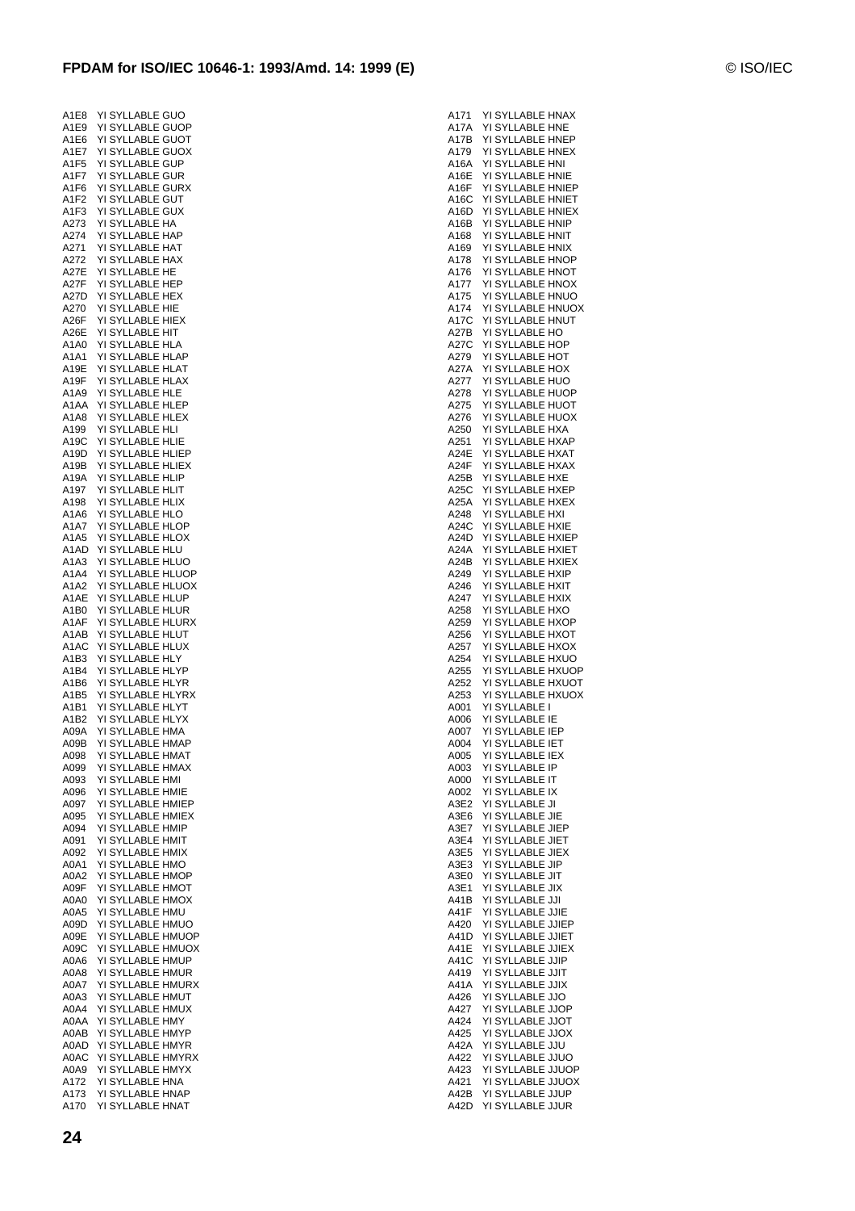A1E8 YI SYLLABLE GUO
A1E9 YI SYLLABLE GUOP
A1E6 YI SYLLABLE GUOT
A1E7 YI SYLLABLE GUOX
A1F5 YI SYLLABLE GUP
A1F7 YI SYLLABLE GUR
A1F6 YI SYLLABLE GURX
A1F2 YI SYLLABLE GUT
A1F3 YI SYLLABLE GUX
A273 YI SYLLABLE HA
A274 YI SYLLABLE HAP
A271 YI SYLLABLE HAT
A272 YI SYLLABLE HAX
A27E YI SYLLABLE HE
A27F YI SYLLABLE HEP
A27D YI SYLLABLE HEX
A270 YI SYLLABLE HIE
A26F YI SYLLABLE HIEX
A26E YI SYLLABLE HIT
A1A0 YI SYLLABLE HLA
A1A1 YI SYLLABLE HLAP
A19E YI SYLLABLE HLAT
A19F YI SYLLABLE HLAX
A1A9 YI SYLLABLE HLE
A1AA YI SYLLABLE HLEP
A1A8 YI SYLLABLE HLEX
A199 YI SYLLABLE HLI
A19C YI SYLLABLE HLIE
A19D YI SYLLABLE HLIEP
A19B YI SYLLABLE HLIEX
A19A YI SYLLABLE HLIP
A197 YI SYLLABLE HLIT
A198 YI SYLLABLE HLIX
A1A6 YI SYLLABLE HLO
A1A7 YI SYLLABLE HLOP
A1A5 YI SYLLABLE HLOX
A1AD YI SYLLABLE HLU
A1A3 YI SYLLABLE HLUO
A1A4 YI SYLLABLE HLUOP
A1A2 YI SYLLABLE HLUOX
A1AE YI SYLLABLE HLUP
A1B0 YI SYLLABLE HLUR
A1AF YI SYLLABLE HLURX
A1AB YI SYLLABLE HLUT
A1AC YI SYLLABLE HLUX
A1B3 YI SYLLABLE HLY
A1B4 YI SYLLABLE HLYP
A1B6 YI SYLLABLE HLYR
A1B5 YI SYLLABLE HLYRX
A1B1 YI SYLLABLE HLYT
A1B2 YI SYLLABLE HLYX
A09A YI SYLLABLE HMA
A09B YI SYLLABLE HMAP
A098 YI SYLLABLE HMAT
A099 YI SYLLABLE HMAX
A093 YI SYLLABLE HMI
A096 YI SYLLABLE HMIE
A097 YI SYLLABLE HMIEP
A095 YI SYLLABLE HMIEX
A094 YI SYLLABLE HMIP
A091 YI SYLLABLE HMIT
A092 YI SYLLABLE HMIX
A0A1 YI SYLLABLE HMO
A0A2 YI SYLLABLE HMOP
A09F YI SYLLABLE HMOT
A0A0 YI SYLLABLE HMOX
A0A5 YI SYLLABLE HMU
A09D YI SYLLABLE HMUO
A09E YI SYLLABLE HMUOP
A09C YI SYLLABLE HMUOX
A0A6 YI SYLLABLE HMUP
A0A8 YI SYLLABLE HMUR
A0A7 YI SYLLABLE HMURX
A0A3 YI SYLLABLE HMUT
A0A4 YI SYLLABLE HMUX
A0AA YI SYLLABLE HMY
A0AB YI SYLLABLE HMYP
A0AD YI SYLLABLE HMYR
A0AC YI SYLLABLE HMYRX
A0A9 YI SYLLABLE HMYX
A172 YI SYLLABLE HNA
A173 YI SYLLABLE HNAP
A170 YI SYLLABLE HNAT
A171 YI SYLLABLE HNAX
A17A YI SYLLABLE HNE
A17B YI SYLLABLE HNEP
A179 YI SYLLABLE HNEX
A16A YI SYLLABLE HNI
A16E YI SYLLABLE HNIE
A16F YI SYLLABLE HNIEP
A16C YI SYLLABLE HNIET
A16D YI SYLLABLE HNIEX
A16B YI SYLLABLE HNIP
A168 YI SYLLABLE HNIT
A169 YI SYLLABLE HNIX
A178 YI SYLLABLE HNOP
A176 YI SYLLABLE HNOT
A177 YI SYLLABLE HNOX
A175 YI SYLLABLE HNUO
A174 YI SYLLABLE HNUOX
A17C YI SYLLABLE HNUT
A27B YI SYLLABLE HO
A27C YI SYLLABLE HOP
A279 YI SYLLABLE HOT
A27A YI SYLLABLE HOX
A277 YI SYLLABLE HUO
A278 YI SYLLABLE HUOP
A275 YI SYLLABLE HUOT
A276 YI SYLLABLE HUOX
A250 YI SYLLABLE HXA
A251 YI SYLLABLE HXAP
A24E YI SYLLABLE HXAT
A24F YI SYLLABLE HXAX
A25B YI SYLLABLE HXE
A25C YI SYLLABLE HXEP
A25A YI SYLLABLE HXEX
A248 YI SYLLABLE HXI
A24C YI SYLLABLE HXIE
A24D YI SYLLABLE HXIEP
A24A YI SYLLABLE HXIET
A24B YI SYLLABLE HXIEX
A249 YI SYLLABLE HXIP
A246 YI SYLLABLE HXIT
A247 YI SYLLABLE HXIX
A258 YI SYLLABLE HXO
A259 YI SYLLABLE HXOP
A256 YI SYLLABLE HXOT
A257 YI SYLLABLE HXOX
A254 YI SYLLABLE HXUO
A255 YI SYLLABLE HXUOP
A252 YI SYLLABLE HXUOT
A253 YI SYLLABLE HXUOX
A001 YI SYLLABLE I
A006 YI SYLLABLE IE
A007 YI SYLLABLE IEP
A004 YI SYLLABLE IET
A005 YI SYLLABLE IEX
A003 YI SYLLABLE IP
A000 YI SYLLABLE IT
A002 YI SYLLABLE IX
A3E2 YI SYLLABLE JI
A3E6 YI SYLLABLE JIE
A3E7 YI SYLLABLE JIEP
A3E4 YI SYLLABLE JIET
A3E5 YI SYLLABLE JIEX
A3E3 YI SYLLABLE JIP
A3E0 YI SYLLABLE JIT
A3E1 YI SYLLABLE JIX
A41B YI SYLLABLE JJI
A41F YI SYLLABLE JJIE
A420 YI SYLLABLE JJIEP
A41D YI SYLLABLE JJIET
A41E YI SYLLABLE JJIEX
A41C YI SYLLABLE JJIP
A419 YI SYLLABLE JJIT
A41A YI SYLLABLE JJIX
A426 YI SYLLABLE JJO
A427 YI SYLLABLE JJOP
A424 YI SYLLABLE JJOT
A425 YI SYLLABLE JJOX
A42A YI SYLLABLE JJU
A422 YI SYLLABLE JJUO
A423 YI SYLLABLE JJUOP
A421 YI SYLLABLE JJUOX
A42B YI SYLLABLE JJUP
A42D YI SYLLABLE JJUR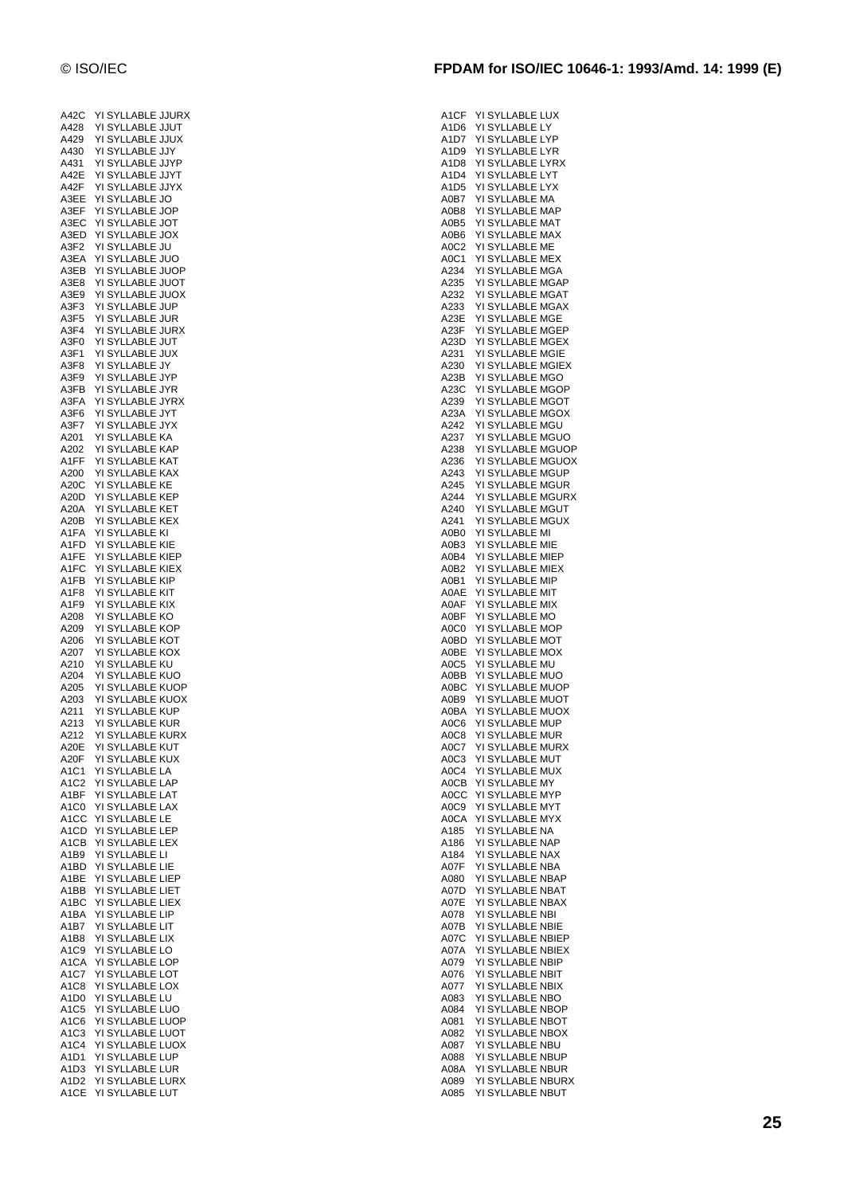A42C YI SYLLABLE JJURX
A428 YI SYLLABLE JJUT
A429 YI SYLLABLE JJUX
A430 YI SYLLABLE JJY
A431 YI SYLLABLE JJYP
A42E YI SYLLABLE JJYT
A42F YI SYLLABLE JJYX
A3EE YI SYLLABLE JO
A3EF YI SYLLABLE JOP
A3EC YI SYLLABLE JOT
A3ED YI SYLLABLE JOX
A3F2 YI SYLLABLE JU
A3EA YI SYLLABLE JUO
A3EB YI SYLLABLE JUOP
A3E8 YI SYLLABLE JUOT
A3E9 YI SYLLABLE JUOX
A3F3 YI SYLLABLE JUP
A3F5 YI SYLLABLE JUR
A3F4 YI SYLLABLE JURX
A3F0 YI SYLLABLE JUT
A3F1 YI SYLLABLE JUX
A3F8 YI SYLLABLE JY
A3F9 YI SYLLABLE JYP
A3FB YI SYLLABLE JYR
A3FA YI SYLLABLE JYRX
A3F6 YI SYLLABLE JYT
A3F7 YI SYLLABLE JYX
A201 YI SYLLABLE KA
A202 YI SYLLABLE KAP
A1FF YI SYLLABLE KAT
A200 YI SYLLABLE KAX
A20C YI SYLLABLE KE
A20D YI SYLLABLE KEP
A20A YI SYLLABLE KET
A20B YI SYLLABLE KEX
A1FA YI SYLLABLE KI
A1FD YI SYLLABLE KIE
A1FE YI SYLLABLE KIEP
A1FC YI SYLLABLE KIEX
A1FB YI SYLLABLE KIP
A1F8 YI SYLLABLE KIT
A1F9 YI SYLLABLE KIX
A208 YI SYLLABLE KO
A209 YI SYLLABLE KOP
A206 YI SYLLABLE KOT
A207 YI SYLLABLE KOX
A210 YI SYLLABLE KU
A204 YI SYLLABLE KUO
A205 YI SYLLABLE KUOP
A203 YI SYLLABLE KUOX
A211 YI SYLLABLE KUP
A213 YI SYLLABLE KUR
A212 YI SYLLABLE KURX
A20E YI SYLLABLE KUT
A20F YI SYLLABLE KUX
A1C1 YI SYLLABLE LA
A1C2 YI SYLLABLE LAP
A1BF YI SYLLABLE LAT
A1C0 YI SYLLABLE LAX
A1CC YI SYLLABLE LE
A1CD YI SYLLABLE LEP
A1CB YI SYLLABLE LEX
A1B9 YI SYLLABLE LI
A1BD YI SYLLABLE LIE
A1BE YI SYLLABLE LIEP
A1BB YI SYLLABLE LIET
A1BC YI SYLLABLE LIEX
A1BA YI SYLLABLE LIP
A1B7 YI SYLLABLE LIT
A1B8 YI SYLLABLE LIX
A1C9 YI SYLLABLE LO
A1CA YI SYLLABLE LOP
A1C7 YI SYLLABLE LOT
A1C8 YI SYLLABLE LOX
A1D0 YI SYLLABLE LU
A1C5 YI SYLLABLE LUO
A1C6 YI SYLLABLE LUOP
A1C3 YI SYLLABLE LUOT
A1C4 YI SYLLABLE LUOX
A1D1 YI SYLLABLE LUP
A1D3 YI SYLLABLE LUR
A1D2 YI SYLLABLE LURX
A1CE YI SYLLABLE LUT
A1CF YI SYLLABLE LUX
A1D6 YI SYLLABLE LY
A1D7 YI SYLLABLE LYP
A1D9 YI SYLLABLE LYR
A1D8 YI SYLLABLE LYRX
A1D4 YI SYLLABLE LYT
A1D5 YI SYLLABLE LYX
A0B7 YI SYLLABLE MA
A0B8 YI SYLLABLE MAP
A0B5 YI SYLLABLE MAT
A0B6 YI SYLLABLE MAX
A0C2 YI SYLLABLE ME
A0C1 YI SYLLABLE MEX
A234 YI SYLLABLE MGA
A235 YI SYLLABLE MGAP
A232 YI SYLLABLE MGAT
A233 YI SYLLABLE MGAX
A23E YI SYLLABLE MGE
A23F YI SYLLABLE MGEP
A23D YI SYLLABLE MGEX
A231 YI SYLLABLE MGIE
A230 YI SYLLABLE MGIEX
A23B YI SYLLABLE MGO
A23C YI SYLLABLE MGOP
A239 YI SYLLABLE MGOT
A23A YI SYLLABLE MGOX
A242 YI SYLLABLE MGU
A237 YI SYLLABLE MGUO
A238 YI SYLLABLE MGUOP
A236 YI SYLLABLE MGUOX
A243 YI SYLLABLE MGUP
A245 YI SYLLABLE MGUR
A244 YI SYLLABLE MGURX
A240 YI SYLLABLE MGUT
A241 YI SYLLABLE MGUX
A0B0 YI SYLLABLE MI
A0B3 YI SYLLABLE MIE
A0B4 YI SYLLABLE MIEP
A0B2 YI SYLLABLE MIEX
A0B1 YI SYLLABLE MIP
A0AE YI SYLLABLE MIT
A0AF YI SYLLABLE MIX
A0BF YI SYLLABLE MO
A0C0 YI SYLLABLE MOP
A0BD YI SYLLABLE MOT
A0BE YI SYLLABLE MOX
A0C5 YI SYLLABLE MU
A0BB YI SYLLABLE MUO
A0BC YI SYLLABLE MUOP
A0B9 YI SYLLABLE MUOT
A0BA YI SYLLABLE MUOX
A0C6 YI SYLLABLE MUP
A0C8 YI SYLLABLE MUR
A0C7 YI SYLLABLE MURX
A0C3 YI SYLLABLE MUT
A0C4 YI SYLLABLE MUX
A0CB YI SYLLABLE MY
A0CC YI SYLLABLE MYP
A0C9 YI SYLLABLE MYT
A0CA YI SYLLABLE MYX
A185 YI SYLLABLE NA
A186 YI SYLLABLE NAP
A184 YI SYLLABLE NAX
A07F YI SYLLABLE NBA
A080 YI SYLLABLE NBAP
A07D YI SYLLABLE NBAT
A07E YI SYLLABLE NBAX
A078 YI SYLLABLE NBI
A07B YI SYLLABLE NBIE
A07C YI SYLLABLE NBIEP
A07A YI SYLLABLE NBIEX
A079 YI SYLLABLE NBIP
A076 YI SYLLABLE NBIT
A077 YI SYLLABLE NBIX
A083 YI SYLLABLE NBO
A084 YI SYLLABLE NBOP
A081 YI SYLLABLE NBOT
A082 YI SYLLABLE NBOX
A087 YI SYLLABLE NBU
A088 YI SYLLABLE NBUP
A08A YI SYLLABLE NBUR
A089 YI SYLLABLE NBURX
A085 YI SYLLABLE NBUT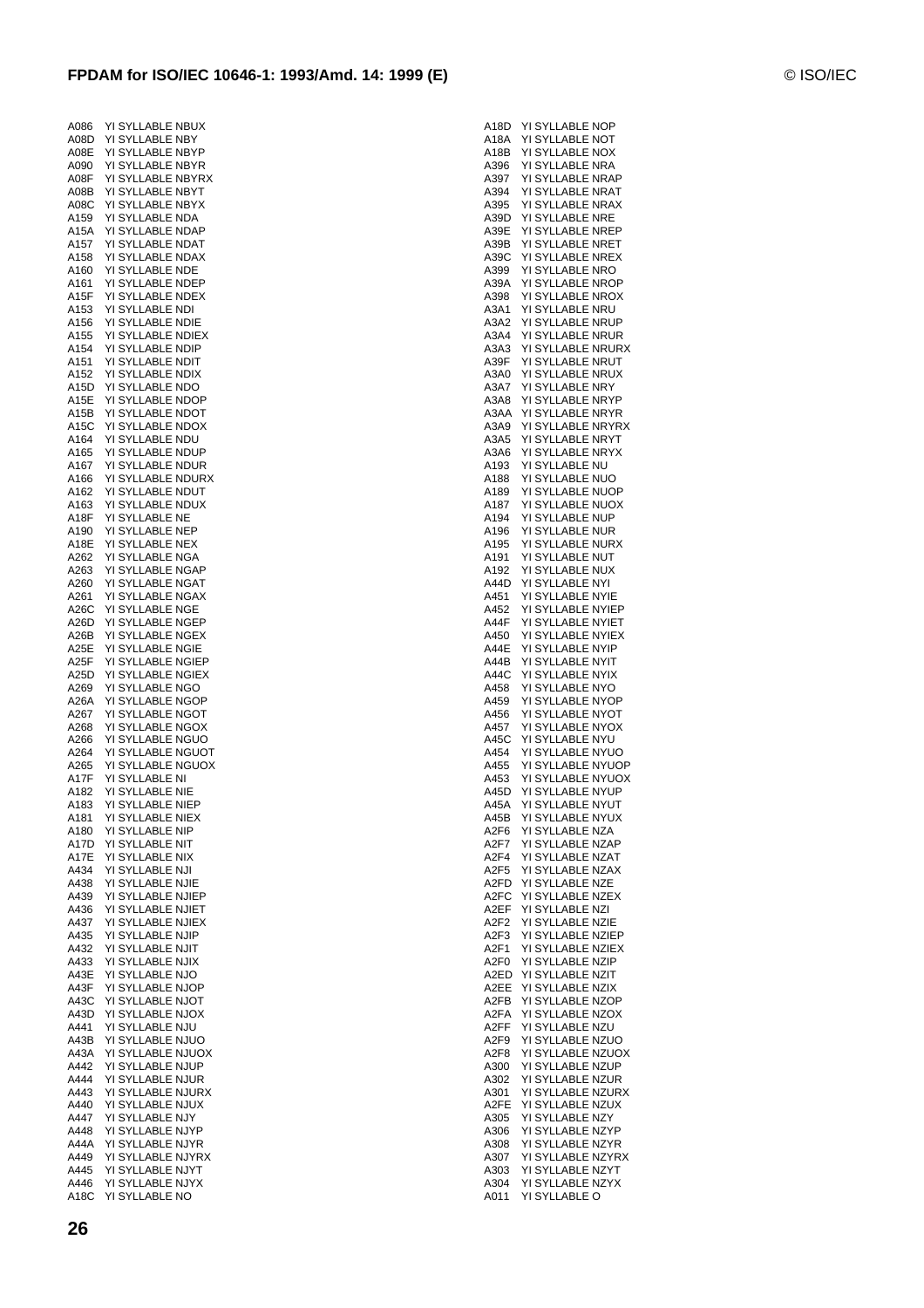A086 YI SYLLABLE NBUX
A08D YI SYLLABLE NBY
A08E YI SYLLABLE NBYP
A090 YI SYLLABLE NBYR
A08F YI SYLLABLE NBYRX
A08B YI SYLLABLE NBYT
A08C YI SYLLABLE NBYX
A159 YI SYLLABLE NDA
A15A YI SYLLABLE NDAP
A157 YI SYLLABLE NDAT
A158 YI SYLLABLE NDAX
A160 YI SYLLABLE NDE
A161 YI SYLLABLE NDEP
A15F YI SYLLABLE NDEX
A153 YI SYLLABLE NDI
A156 YI SYLLABLE NDIE
A155 YI SYLLABLE NDIEX
A154 YI SYLLABLE NDIP
A151 YI SYLLABLE NDIT
A152 YI SYLLABLE NDIX
A15D YI SYLLABLE NDO
A15E YI SYLLABLE NDOP
A15B YI SYLLABLE NDOT
A15C YI SYLLABLE NDOX
A164 YI SYLLABLE NDU
A165 YI SYLLABLE NDUP
A167 YI SYLLABLE NDUR
A166 YI SYLLABLE NDURX
A162 YI SYLLABLE NDUT
A163 YI SYLLABLE NDUX
A18F YI SYLLABLE NE
A190 YI SYLLABLE NEP
A18E YI SYLLABLE NEX
A262 YI SYLLABLE NGA
A263 YI SYLLABLE NGAP
A260 YI SYLLABLE NGAT
A261 YI SYLLABLE NGAX
A26C YI SYLLABLE NGE
A26D YI SYLLABLE NGEP
A26B YI SYLLABLE NGEX
A25E YI SYLLABLE NGIE
A25F YI SYLLABLE NGIEP
A25D YI SYLLABLE NGIEX
A269 YI SYLLABLE NGO
A26A YI SYLLABLE NGOP
A267 YI SYLLABLE NGOT
A268 YI SYLLABLE NGOX
A266 YI SYLLABLE NGUO
A264 YI SYLLABLE NGUOT
A265 YI SYLLABLE NGUOX
A17F YI SYLLABLE NI
A182 YI SYLLABLE NIE
A183 YI SYLLABLE NIEP
A181 YI SYLLABLE NIEX
A180 YI SYLLABLE NIP
A17D YI SYLLABLE NIT
A17E YI SYLLABLE NIX
A434 YI SYLLABLE NJI
A438 YI SYLLABLE NJIE
A439 YI SYLLABLE NJIEP
A436 YI SYLLABLE NJIET
A437 YI SYLLABLE NJIEX
A435 YI SYLLABLE NJIP
A432 YI SYLLABLE NJIT
A433 YI SYLLABLE NJIX
A43E YI SYLLABLE NJO
A43F YI SYLLABLE NJOP
A43C YI SYLLABLE NJOT
A43D YI SYLLABLE NJOX
A441 YI SYLLABLE NJU
A43B YI SYLLABLE NJUO
A43A YI SYLLABLE NJUOX
A442 YI SYLLABLE NJUP
A444 YI SYLLABLE NJUR
A443 YI SYLLABLE NJURX
A440 YI SYLLABLE NJUX
A447 YI SYLLABLE NJY
A448 YI SYLLABLE NJYP
A44A YI SYLLABLE NJYR
A449 YI SYLLABLE NJYRX
A445 YI SYLLABLE NJYT
A446 YI SYLLABLE NJYX
A18C YI SYLLABLE NO
A18D YI SYLLABLE NOP
A18A YI SYLLABLE NOT
A18B YI SYLLABLE NOX
A396 YI SYLLABLE NRA
A397 YI SYLLABLE NRAP
A394 YI SYLLABLE NRAT
A395 YI SYLLABLE NRAX
A39D YI SYLLABLE NRE
A39E YI SYLLABLE NREP
A39B YI SYLLABLE NRET
A39C YI SYLLABLE NREX
A399 YI SYLLABLE NRO
A39A YI SYLLABLE NROP
A398 YI SYLLABLE NROX
A3A1 YI SYLLABLE NRU
A3A2 YI SYLLABLE NRUP
A3A4 YI SYLLABLE NRUR
A3A3 YI SYLLABLE NRURX
A39F YI SYLLABLE NRUT
A3A0 YI SYLLABLE NRUX
A3A7 YI SYLLABLE NRY
A3A8 YI SYLLABLE NRYP
A3AA YI SYLLABLE NRYR
A3A9 YI SYLLABLE NRYRX
A3A5 YI SYLLABLE NRYT
A3A6 YI SYLLABLE NRYX
A193 YI SYLLABLE NU
A188 YI SYLLABLE NUO
A189 YI SYLLABLE NUOP
A187 YI SYLLABLE NUOX
A194 YI SYLLABLE NUP
A196 YI SYLLABLE NUR
A195 YI SYLLABLE NURX
A191 YI SYLLABLE NUT
A192 YI SYLLABLE NUX
A44D YI SYLLABLE NYI
A451 YI SYLLABLE NYIE
A452 YI SYLLABLE NYIEP
A44F YI SYLLABLE NYIET
A450 YI SYLLABLE NYIEX
A44E YI SYLLABLE NYIP
A44B YI SYLLABLE NYIT
A44C YI SYLLABLE NYIX
A458 YI SYLLABLE NYO
A459 YI SYLLABLE NYOP
A456 YI SYLLABLE NYOT
A457 YI SYLLABLE NYOX
A45C YI SYLLABLE NYU
A454 YI SYLLABLE NYUO
A455 YI SYLLABLE NYUOP
A453 YI SYLLABLE NYUOX
A45D YI SYLLABLE NYUP
A45A YI SYLLABLE NYUT
A45B YI SYLLABLE NYUX
A2F6 YI SYLLABLE NZA
A2F7 YI SYLLABLE NZAP
A2F4 YI SYLLABLE NZAT
A2F5 YI SYLLABLE NZAX
A2FD YI SYLLABLE NZE
A2FC YI SYLLABLE NZEX
A2EF YI SYLLABLE NZI
A2F2 YI SYLLABLE NZIE
A2F3 YI SYLLABLE NZIEP
A2F1 YI SYLLABLE NZIEX
A2F0 YI SYLLABLE NZIP
A2ED YI SYLLABLE NZIT
A2EE YI SYLLABLE NZIX
A2FB YI SYLLABLE NZOP
A2FA YI SYLLABLE NZOX
A2FF YI SYLLABLE NZU
A2F9 YI SYLLABLE NZUO
A2F8 YI SYLLABLE NZUOX
A300 YI SYLLABLE NZUP
A302 YI SYLLABLE NZUR
A301 YI SYLLABLE NZURX
A2FE YI SYLLABLE NZUX
A305 YI SYLLABLE NZY
A306 YI SYLLABLE NZYP
A308 YI SYLLABLE NZYR
A307 YI SYLLABLE NZYRX
A303 YI SYLLABLE NZYT
A304 YI SYLLABLE NZYX
A011 YI SYLLABLE O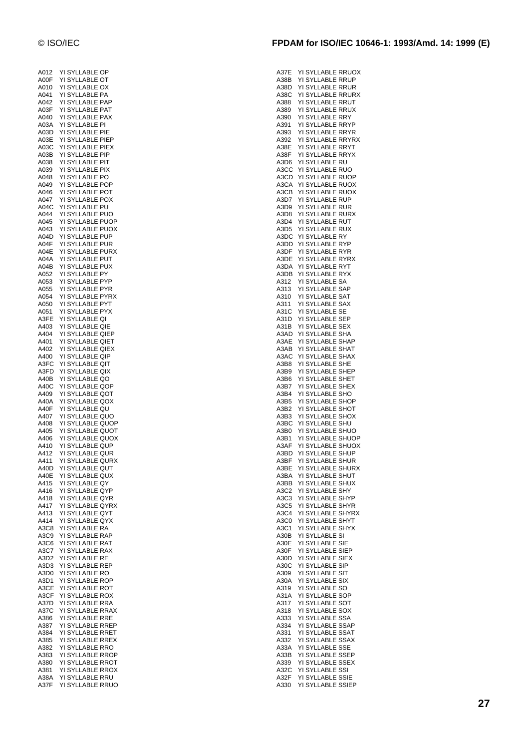A012 YI SYLLABLE OP
A00F YI SYLLABLE OT
A010 YI SYLLABLE OX
A041 YI SYLLABLE PA
A042 YI SYLLABLE PAP
A03F YI SYLLABLE PAT
A040 YI SYLLABLE PAX
A03A YI SYLLABLE PI
A03D YI SYLLABLE PIE
A03E YI SYLLABLE PIEP
A03C YI SYLLABLE PIEX
A03B YI SYLLABLE PIP
A038 YI SYLLABLE PIT
A039 YI SYLLABLE PIX
A048 YI SYLLABLE PO
A049 YI SYLLABLE POP
A046 YI SYLLABLE POT
A047 YI SYLLABLE POX
A04C YI SYLLABLE PU
A044 YI SYLLABLE PUO
A045 YI SYLLABLE PUOP
A043 YI SYLLABLE PUOX
A04D YI SYLLABLE PUP
A04F YI SYLLABLE PUR
A04E YI SYLLABLE PURX
A04A YI SYLLABLE PUT
A04B YI SYLLABLE PUX
A052 YI SYLLABLE PY
A053 YI SYLLABLE PYP
A055 YI SYLLABLE PYR
A054 YI SYLLABLE PYRX
A050 YI SYLLABLE PYT
A051 YI SYLLABLE PYX
A3FE YI SYLLABLE QI
A403 YI SYLLABLE QIE
A404 YI SYLLABLE QIEP
A401 YI SYLLABLE QIET
A402 YI SYLLABLE QIEX
A400 YI SYLLABLE QIP
A3FC YI SYLLABLE QIT
A3FD YI SYLLABLE QIX
A40B YI SYLLABLE QO
A40C YI SYLLABLE QOP
A409 YI SYLLABLE QOT
A40A YI SYLLABLE QOX
A40F YI SYLLABLE QU
A407 YI SYLLABLE QUO
A408 YI SYLLABLE QUOP
A405 YI SYLLABLE QUOT
A406 YI SYLLABLE QUOX
A410 YI SYLLABLE QUP
A412 YI SYLLABLE QUR
A411 YI SYLLABLE QURX
A40D YI SYLLABLE QUT
A40E YI SYLLABLE QUX
A415 YI SYLLABLE QY
A416 YI SYLLABLE QYP
A418 YI SYLLABLE QYR
A417 YI SYLLABLE QYRX
A413 YI SYLLABLE QYT
A414 YI SYLLABLE QYX
A3C8 YI SYLLABLE RA
A3C9 YI SYLLABLE RAP
A3C6 YI SYLLABLE RAT
A3C7 YI SYLLABLE RAX
A3D2 YI SYLLABLE RE
A3D3 YI SYLLABLE REP
A3D0 YI SYLLABLE RO
A3D1 YI SYLLABLE ROP
A3CE YI SYLLABLE ROT
A3CF YI SYLLABLE ROX
A37D YI SYLLABLE RRA
A37C YI SYLLABLE RRAX
A386 YI SYLLABLE RRE
A387 YI SYLLABLE RREP
A384 YI SYLLABLE RRET
A385 YI SYLLABLE RREX
A382 YI SYLLABLE RRO
A383 YI SYLLABLE RROP
A380 YI SYLLABLE RROT
A381 YI SYLLABLE RROX
A38A YI SYLLABLE RRU
A37F YI SYLLABLE RRUO
A37E YI SYLLABLE RRUOX
A38B YI SYLLABLE RRUP
A38D YI SYLLABLE RRUR
A38C YI SYLLABLE RRURX
A388 YI SYLLABLE RRUT
A389 YI SYLLABLE RRUX
A390 YI SYLLABLE RRY
A391 YI SYLLABLE RRYP
A393 YI SYLLABLE RRYR
A392 YI SYLLABLE RRYRX
A38E YI SYLLABLE RRYT
A38F YI SYLLABLE RRYX
A3D6 YI SYLLABLE RU
A3CC YI SYLLABLE RUO
A3CD YI SYLLABLE RUOP
A3CA YI SYLLABLE RUOX
A3CB YI SYLLABLE RUOX
A3D7 YI SYLLABLE RUP
A3D9 YI SYLLABLE RUR
A3D8 YI SYLLABLE RURX
A3D4 YI SYLLABLE RUT
A3D5 YI SYLLABLE RUX
A3DC YI SYLLABLE RY
A3DD YI SYLLABLE RYP
A3DF YI SYLLABLE RYR
A3DE YI SYLLABLE RYRX
A3DA YI SYLLABLE RYT
A3DB YI SYLLABLE RYX
A312 YI SYLLABLE SA
A313 YI SYLLABLE SAP
A310 YI SYLLABLE SAT
A311 YI SYLLABLE SAX
A31C YI SYLLABLE SE
A31D YI SYLLABLE SEP
A31B YI SYLLABLE SEX
A3AD YI SYLLABLE SHA
A3AE YI SYLLABLE SHAP
A3AB YI SYLLABLE SHAT
A3AC YI SYLLABLE SHAX
A3B8 YI SYLLABLE SHE
A3B9 YI SYLLABLE SHEP
A3B6 YI SYLLABLE SHET
A3B7 YI SYLLABLE SHEX
A3B4 YI SYLLABLE SHO
A3B5 YI SYLLABLE SHOP
A3B2 YI SYLLABLE SHOT
A3B3 YI SYLLABLE SHOX
A3BC YI SYLLABLE SHU
A3B0 YI SYLLABLE SHUO
A3B1 YI SYLLABLE SHUOP
A3AF YI SYLLABLE SHUOX
A3BD YI SYLLABLE SHUP
A3BF YI SYLLABLE SHUR
A3BE YI SYLLABLE SHURX
A3BA YI SYLLABLE SHUT
A3BB YI SYLLABLE SHUX
A3C2 YI SYLLABLE SHY
A3C3 YI SYLLABLE SHYP
A3C5 YI SYLLABLE SHYR
A3C4 YI SYLLABLE SHYRX
A3C0 YI SYLLABLE SHYT
A3C1 YI SYLLABLE SHYX
A30B YI SYLLABLE SI
A30E YI SYLLABLE SIE
A30F YI SYLLABLE SIEP
A30D YI SYLLABLE SIEX
A30C YI SYLLABLE SIP
A309 YI SYLLABLE SIT
A30A YI SYLLABLE SIX
A319 YI SYLLABLE SO
A31A YI SYLLABLE SOP
A317 YI SYLLABLE SOT
A318 YI SYLLABLE SOX
A333 YI SYLLABLE SSA
A334 YI SYLLABLE SSAP
A331 YI SYLLABLE SSAT
A332 YI SYLLABLE SSAX
A33A YI SYLLABLE SSE
A33B YI SYLLABLE SSEP
A339 YI SYLLABLE SSEX
A32C YI SYLLABLE SSI
A32F YI SYLLABLE SSIE
A330 YI SYLLABLE SSIEP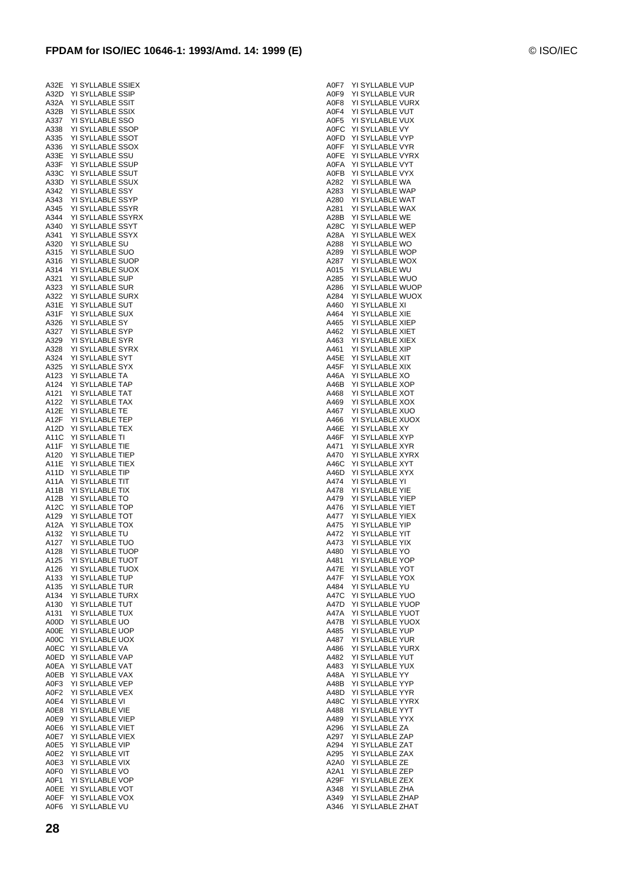A32E YI SYLLABLE SSIEX
A32D YI SYLLABLE SSIP
A32A YI SYLLABLE SSIT
A32B YI SYLLABLE SSIX
A337 YI SYLLABLE SSO
A338 YI SYLLABLE SSOP
A335 YI SYLLABLE SSOT
A336 YI SYLLABLE SSOX
A33E YI SYLLABLE SSU
A33F YI SYLLABLE SSUP
A33C YI SYLLABLE SSUT
A33D YI SYLLABLE SSUX
A342 YI SYLLABLE SSY
A343 YI SYLLABLE SSYP
A345 YI SYLLABLE SSYR
A344 YI SYLLABLE SSYRX
A340 YI SYLLABLE SSYT
A341 YI SYLLABLE SSYX
A320 YI SYLLABLE SU
A315 YI SYLLABLE SUO
A316 YI SYLLABLE SUOP
A314 YI SYLLABLE SUOX
A321 YI SYLLABLE SUP
A323 YI SYLLABLE SUR
A322 YI SYLLABLE SURX
A31E YI SYLLABLE SUT
A31F YI SYLLABLE SUX
A326 YI SYLLABLE SY
A327 YI SYLLABLE SYP
A329 YI SYLLABLE SYR
A328 YI SYLLABLE SYRX
A324 YI SYLLABLE SYT
A325 YI SYLLABLE SYX
A123 YI SYLLABLE TA
A124 YI SYLLABLE TAP
A121 YI SYLLABLE TAT
A122 YI SYLLABLE TAX
A12E YI SYLLABLE TE
A12F YI SYLLABLE TEP
A12D YI SYLLABLE TEX
A11C YI SYLLABLE TI
A11F YI SYLLABLE TIE
A120 YI SYLLABLE TIEP
A11E YI SYLLABLE TIEX
A11D YI SYLLABLE TIP
A11A YI SYLLABLE TIT
A11B YI SYLLABLE TIX
A12B YI SYLLABLE TO
A12C YI SYLLABLE TOP
A129 YI SYLLABLE TOT
A12A YI SYLLABLE TOX
A132 YI SYLLABLE TU
A127 YI SYLLABLE TUO
A128 YI SYLLABLE TUOP
A125 YI SYLLABLE TUOT
A126 YI SYLLABLE TUOX
A133 YI SYLLABLE TUP
A135 YI SYLLABLE TUR
A134 YI SYLLABLE TURX
A130 YI SYLLABLE TUT
A131 YI SYLLABLE TUX
A00D YI SYLLABLE UO
A00E YI SYLLABLE UOP
A00C YI SYLLABLE UOX
A0EC YI SYLLABLE VA
A0ED YI SYLLABLE VAP
A0EA YI SYLLABLE VAT
A0EB YI SYLLABLE VAX
A0F3 YI SYLLABLE VEP
A0F2 YI SYLLABLE VEX
A0E4 YI SYLLABLE VI
A0E8 YI SYLLABLE VIE
A0E9 YI SYLLABLE VIEP
A0E6 YI SYLLABLE VIET
A0E7 YI SYLLABLE VIEX
A0E5 YI SYLLABLE VIP
A0E2 YI SYLLABLE VIT
A0E3 YI SYLLABLE VIX
A0F0 YI SYLLABLE VO
A0F1 YI SYLLABLE VOP
A0EE YI SYLLABLE VOT
A0EF YI SYLLABLE VOX
A0F6 YI SYLLABLE VU
A0F7 YI SYLLABLE VUP
A0F9 YI SYLLABLE VUR
A0F8 YI SYLLABLE VURX
A0F4 YI SYLLABLE VUT
A0F5 YI SYLLABLE VUX
A0FC YI SYLLABLE VY
A0FD YI SYLLABLE VYP
A0FF YI SYLLABLE VYR
A0FE YI SYLLABLE VYRX
A0FA YI SYLLABLE VYT
A0FB YI SYLLABLE VYX
A282 YI SYLLABLE WA
A283 YI SYLLABLE WAP
A280 YI SYLLABLE WAT
A281 YI SYLLABLE WAX
A28B YI SYLLABLE WE
A28C YI SYLLABLE WEP
A28A YI SYLLABLE WEX
A288 YI SYLLABLE WO
A289 YI SYLLABLE WOP
A287 YI SYLLABLE WOX
A015 YI SYLLABLE WU
A285 YI SYLLABLE WUO
A286 YI SYLLABLE WUOP
A284 YI SYLLABLE WUOX
A460 YI SYLLABLE XI
A464 YI SYLLABLE XIE
A465 YI SYLLABLE XIEP
A462 YI SYLLABLE XIET
A463 YI SYLLABLE XIEX
A461 YI SYLLABLE XIP
A45E YI SYLLABLE XIT
A45F YI SYLLABLE XIX
A46A YI SYLLABLE XO
A46B YI SYLLABLE XOP
A468 YI SYLLABLE XOT
A469 YI SYLLABLE XOX
A467 YI SYLLABLE XUO
A466 YI SYLLABLE XUOX
A46E YI SYLLABLE XY
A46F YI SYLLABLE XYP
A471 YI SYLLABLE XYR
A470 YI SYLLABLE XYRX
A46C YI SYLLABLE XYT
A46D YI SYLLABLE XYX
A474 YI SYLLABLE YI
A478 YI SYLLABLE YIE
A479 YI SYLLABLE YIEP
A476 YI SYLLABLE YIET
A477 YI SYLLABLE YIEX
A475 YI SYLLABLE YIP
A472 YI SYLLABLE YIT
A473 YI SYLLABLE YIX
A480 YI SYLLABLE YO
A481 YI SYLLABLE YOP
A47E YI SYLLABLE YOT
A47F YI SYLLABLE YOX
A484 YI SYLLABLE YU
A47C YI SYLLABLE YUO
A47D YI SYLLABLE YUOP
A47A YI SYLLABLE YUOT
A47B YI SYLLABLE YUOX
A485 YI SYLLABLE YUP
A487 YI SYLLABLE YUR
A486 YI SYLLABLE YURX
A482 YI SYLLABLE YUT
A483 YI SYLLABLE YUX
A48A YI SYLLABLE YY
A48B YI SYLLABLE YYP
A48D YI SYLLABLE YYR
A48C YI SYLLABLE YYRX
A488 YI SYLLABLE YYT
A489 YI SYLLABLE YYX
A296 YI SYLLABLE ZA
A297 YI SYLLABLE ZAP
A294 YI SYLLABLE ZAT
A295 YI SYLLABLE ZAX
A2A0 YI SYLLABLE ZE
A2A1 YI SYLLABLE ZEP
A29F YI SYLLABLE ZEX
A348 YI SYLLABLE ZHA
A349 YI SYLLABLE ZHAP
A346 YI SYLLABLE ZHAT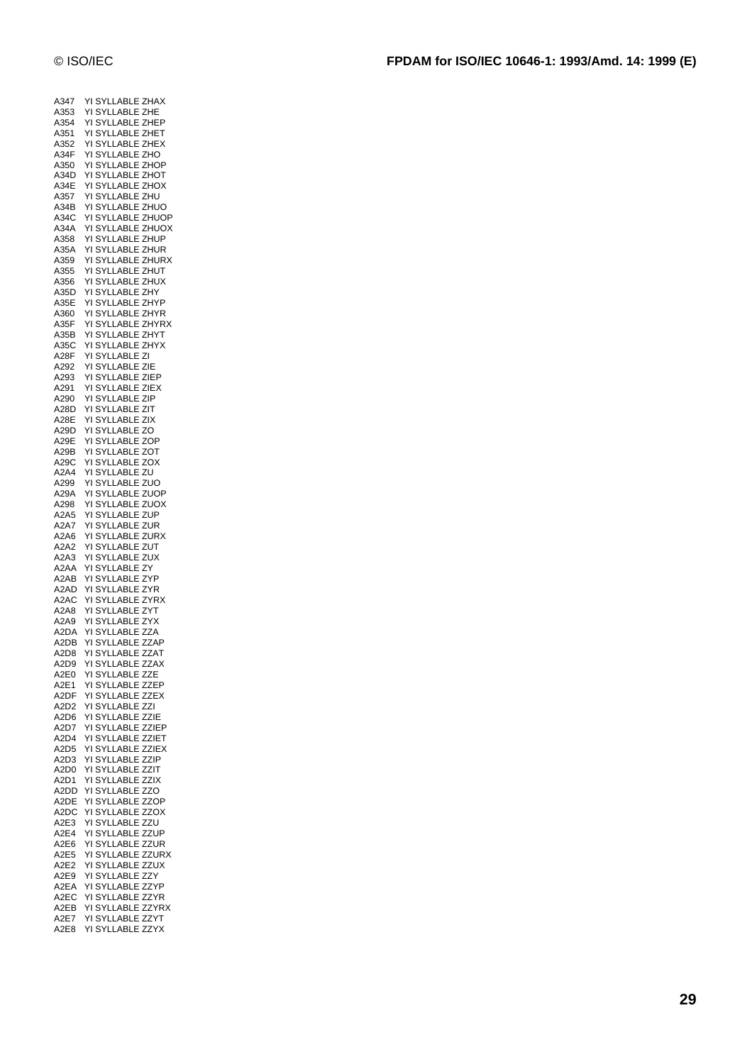| | |
|---|---|
| A347 | YI SYLLABLE ZHAX |
| A353 | YI SYLLABLE ZHE |
| A354 | YI SYLLABLE ZHEP |
| A351 | YI SYLLABLE ZHET |
| A352 | YI SYLLABLE ZHEX |
| A34F | YI SYLLABLE ZHO |
| A350 | YI SYLLABLE ZHOP |
| A34D | YI SYLLABLE ZHOT |
| A34E | YI SYLLABLE ZHOX |
| A357 | YI SYLLABLE ZHU |
| A34B | YI SYLLABLE ZHUO |
| A34C | YI SYLLABLE ZHUOP |
| A34A | YI SYLLABLE ZHUOX |
| A358 | YI SYLLABLE ZHUP |
| A35A | YI SYLLABLE ZHUR |
| A359 | YI SYLLABLE ZHURX |
| A355 | YI SYLLABLE ZHUT |
| A356 | YI SYLLABLE ZHUX |
| A35D | YI SYLLABLE ZHY |
| A35E | YI SYLLABLE ZHYP |
| A360 | YI SYLLABLE ZHYR |
| A35F | YI SYLLABLE ZHYRX |
| A35B | YI SYLLABLE ZHYT |
| A35C | YI SYLLABLE ZHYX |
| A28F | YI SYLLABLE ZI |
| A292 | YI SYLLABLE ZIE |
| A293 | YI SYLLABLE ZIEP |
| A291 | YI SYLLABLE ZIEX |
| A290 | YI SYLLABLE ZIP |
| A28D | YI SYLLABLE ZIT |
| A28E | YI SYLLABLE ZIX |
| A29D | YI SYLLABLE ZO |
| A29E | YI SYLLABLE ZOP |
| A29B | YI SYLLABLE ZOT |
| A29C | YI SYLLABLE ZOX |
| A2A4 | YI SYLLABLE ZU |
| A299 | YI SYLLABLE ZUO |
| A29A | YI SYLLABLE ZUOP |
| A298 | YI SYLLABLE ZUOX |
| A2A5 | YI SYLLABLE ZUP |
| A2A7 | YI SYLLABLE ZUR |
| A2A6 | YI SYLLABLE ZURX |
| A2A2 | YI SYLLABLE ZUT |
| A2A3 | YI SYLLABLE ZUX |
| A2AA | YI SYLLABLE ZY |
| A2AB | YI SYLLABLE ZYP |
| A2AD | YI SYLLABLE ZYR |
| A2AC | YI SYLLABLE ZYRX |
| A2A8 | YI SYLLABLE ZYT |
| A2A9 | YI SYLLABLE ZYX |
| A2DA | YI SYLLABLE ZZA |
| A2DB | YI SYLLABLE ZZAP |
| A2D8 | YI SYLLABLE ZZAT |
| A2D9 | YI SYLLABLE ZZAX |
| A2E0 | YI SYLLABLE ZZE |
| A2E1 | YI SYLLABLE ZZEP |
| A2DF | YI SYLLABLE ZZEX |
| A2D2 | YI SYLLABLE ZZI |
| A2D6 | YI SYLLABLE ZZIE |
| A2D7 | YI SYLLABLE ZZIEP |
| A2D4 | YI SYLLABLE ZZIET |
| A2D5 | YI SYLLABLE ZZIEX |
| A2D3 | YI SYLLABLE ZZIP |
| A2D0 | YI SYLLABLE ZZIT |
| A2D1 | YI SYLLABLE ZZIX |
| A2DD | YI SYLLABLE ZZO |
| A2DE | YI SYLLABLE ZZOP |
| A2DC | YI SYLLABLE ZZOX |
| A2E3 | YI SYLLABLE ZZU |
| A2E4 | YI SYLLABLE ZZUP |
| A2E6 | YI SYLLABLE ZZUR |
| A2E5 | YI SYLLABLE ZZURX |
| A2E2 | YI SYLLABLE ZZUX |
| A2E9 | YI SYLLABLE ZZY |
| A2EA | YI SYLLABLE ZZYP |
| A2EC | YI SYLLABLE ZZYR |
| A2EB | YI SYLLABLE ZZYRX |
| A2E7 | YI SYLLABLE ZZYT |
| A2E8 | YI SYLLABLE ZZYX |